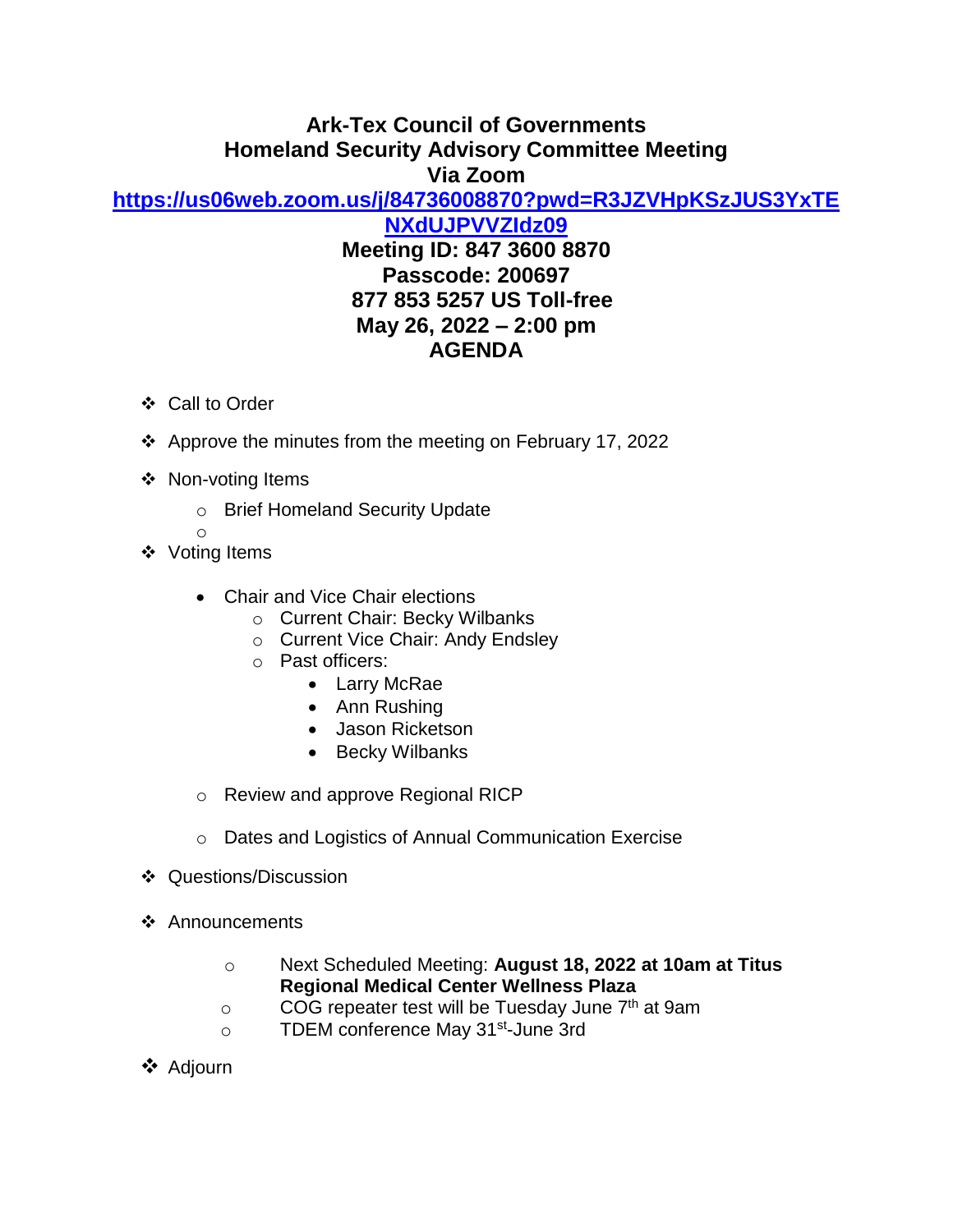# Ark-Tex Council of Governments
# Homeland Security Advisory Committee Meeting
# Via Zoom

**[https://us06web.zoom.us/j/84736008870?pwd=R3JZVHpKSzJUS3YxTENXdUJPVVZIdz09](https://us06web.zoom.us/j/84736008870?pwd=R3JZVHpKSzJUS3YxTENXdUJPVVZIdz09)**

**Meeting ID: 847 3600 8870**
**Passcode: 200697**
**877 853 5257 US Toll-free**
**May 26, 2022 – 2:00 pm**

## AGENDA

- Call to Order
- Approve the minutes from the meeting on February 17, 2022
- Non-voting Items
  - Brief Homeland Security Update
  -
- Voting Items
  - Chair and Vice Chair elections
    - Current Chair: Becky Wilbanks
    - Current Vice Chair: Andy Endsley
    - Past officers:
      - Larry McRae
      - Ann Rushing
      - Jason Ricketson
      - Becky Wilbanks
  - Review and approve Regional RICP
  - Dates and Logistics of Annual Communication Exercise
- Questions/Discussion
- Announcements
  - Next Scheduled Meeting: **August 18, 2022 at 10am at Titus Regional Medical Center Wellness Plaza**
  - COG repeater test will be Tuesday June 7th at 9am
  - TDEM conference May 31st-June 3rd
- Adjourn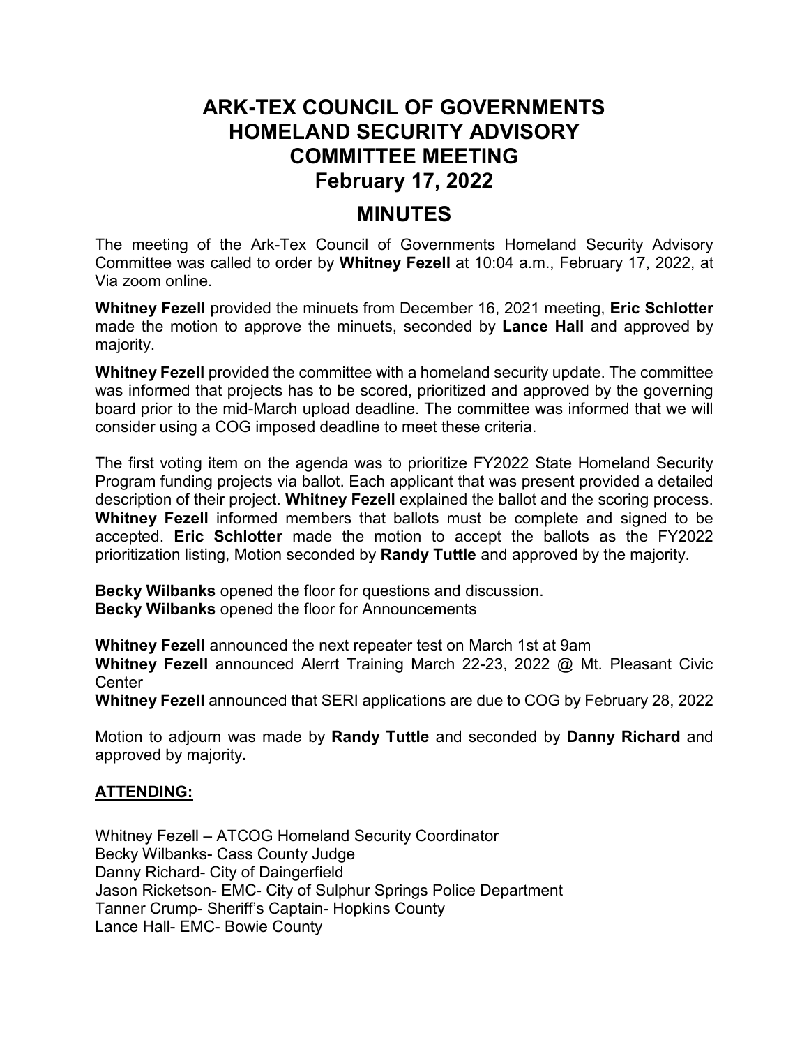# ARK-TEX COUNCIL OF GOVERNMENTS HOMELAND SECURITY ADVISORY COMMITTEE MEETING February 17, 2022

## MINUTES

The meeting of the Ark-Tex Council of Governments Homeland Security Advisory Committee was called to order by **Whitney Fezell** at 10:04 a.m., February 17, 2022, at Via zoom online.

**Whitney Fezell** provided the minuets from December 16, 2021 meeting, **Eric Schlotter** made the motion to approve the minuets, seconded by **Lance Hall** and approved by majority.

**Whitney Fezell** provided the committee with a homeland security update. The committee was informed that projects has to be scored, prioritized and approved by the governing board prior to the mid-March upload deadline. The committee was informed that we will consider using a COG imposed deadline to meet these criteria.

The first voting item on the agenda was to prioritize FY2022 State Homeland Security Program funding projects via ballot. Each applicant that was present provided a detailed description of their project. **Whitney Fezell** explained the ballot and the scoring process. **Whitney Fezell** informed members that ballots must be complete and signed to be accepted. **Eric Schlotter** made the motion to accept the ballots as the FY2022 prioritization listing, Motion seconded by **Randy Tuttle** and approved by the majority.

**Becky Wilbanks** opened the floor for questions and discussion.
**Becky Wilbanks** opened the floor for Announcements

**Whitney Fezell** announced the next repeater test on March 1st at 9am
**Whitney Fezell** announced Alerrt Training March 22-23, 2022 @ Mt. Pleasant Civic Center
**Whitney Fezell** announced that SERI applications are due to COG by February 28, 2022

Motion to adjourn was made by **Randy Tuttle** and seconded by **Danny Richard** and approved by majority**.**

**ATTENDING:**

Whitney Fezell – ATCOG Homeland Security Coordinator
Becky Wilbanks- Cass County Judge
Danny Richard- City of Daingerfield
Jason Ricketson- EMC- City of Sulphur Springs Police Department
Tanner Crump- Sheriff's Captain- Hopkins County
Lance Hall- EMC- Bowie County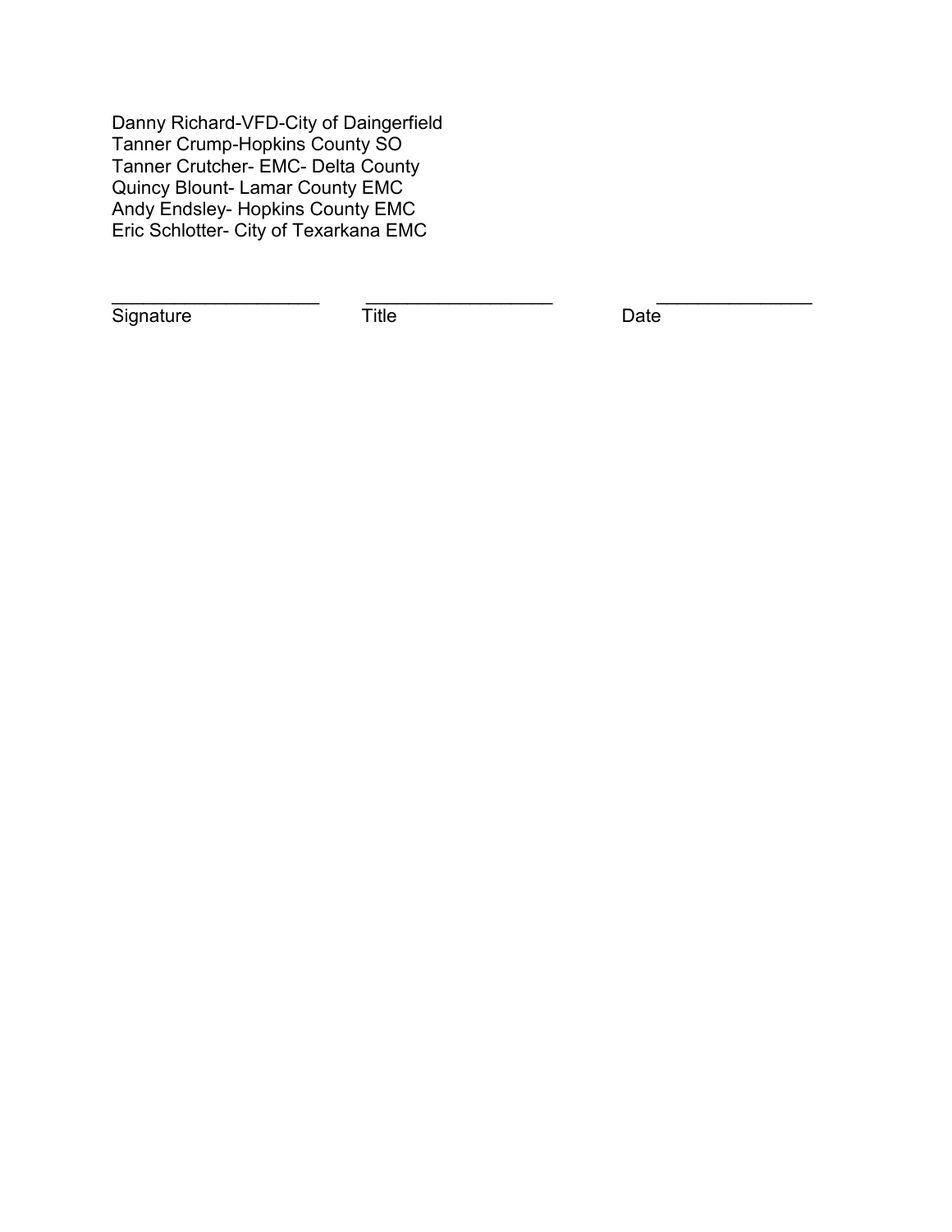Danny Richard-VFD-City of Daingerfield
Tanner Crump-Hopkins County SO
Tanner Crutcher- EMC- Delta County
Quincy Blount- Lamar County EMC
Andy Endsley- Hopkins County EMC
Eric Schlotter- City of Texarkana EMC

| ____________________ | __________________ | _______________ |
|---|---|---|
| Signature | Title | Date |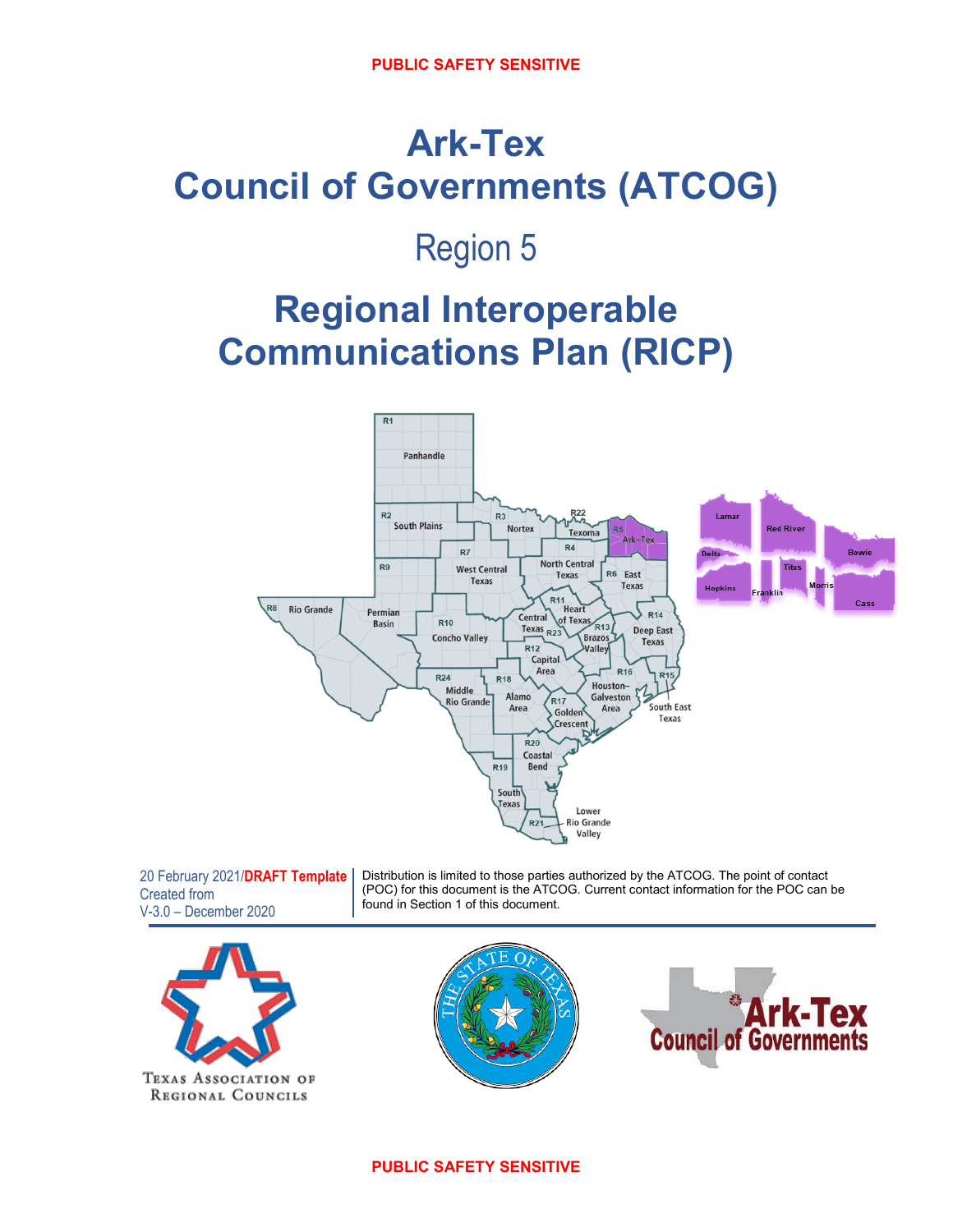PUBLIC SAFETY SENSITIVE

# Ark-Tex
# Council of Governments (ATCOG)

## Region 5

# Regional Interoperable Communications Plan (RICP)

20 February 2021/**DRAFT Template**
Created from
V-3.0 – December 2020

Distribution is limited to those parties authorized by the ATCOG. The point of contact (POC) for this document is the ATCOG. Current contact information for the POC can be found in Section 1 of this document.

PUBLIC SAFETY SENSITIVE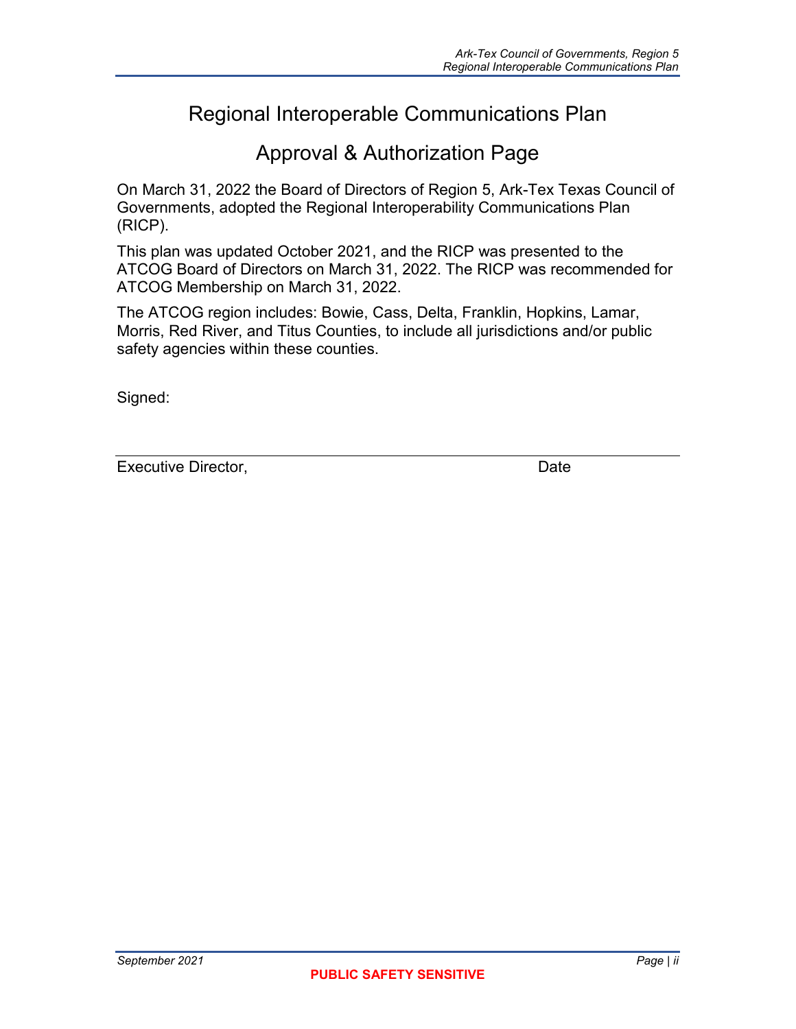# Regional Interoperable Communications Plan

## Approval & Authorization Page

On March 31, 2022 the Board of Directors of Region 5, Ark-Tex Texas Council of Governments, adopted the Regional Interoperability Communications Plan (RICP).

This plan was updated October 2021, and the RICP was presented to the ATCOG Board of Directors on March 31, 2022. The RICP was recommended for ATCOG Membership on March 31, 2022.

The ATCOG region includes: Bowie, Cass, Delta, Franklin, Hopkins, Lamar, Morris, Red River, and Titus Counties, to include all jurisdictions and/or public safety agencies within these counties.

Signed:

_______________________________________________

Executive Director, Date

**PUBLIC SAFETY SENSITIVE**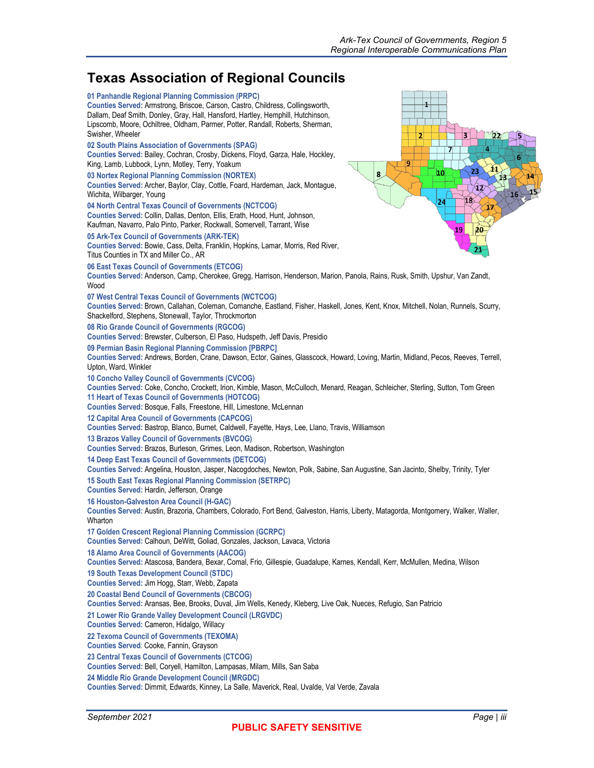## Texas Association of Regional Councils

**01 Panhandle Regional Planning Commission (PRPC)**
**Counties Served:** Armstrong, Briscoe, Carson, Castro, Childress, Collingsworth, Dallam, Deaf Smith, Donley, Gray, Hall, Hansford, Hartley, Hemphill, Hutchinson, Lipscomb, Moore, Ochiltree, Oldham, Parmer, Potter, Randall, Roberts, Sherman, Swisher, Wheeler

**02 South Plains Association of Governments (SPAG)**
**Counties Served:** Bailey, Cochran, Crosby, Dickens, Floyd, Garza, Hale, Hockley, King, Lamb, Lubbock, Lynn, Motley, Terry, Yoakum

**03 Nortex Regional Planning Commission (NORTEX)**
**Counties Served:** Archer, Baylor, Clay, Cottle, Foard, Hardeman, Jack, Montague, Wichita, Wilbarger, Young

**04 North Central Texas Council of Governments (NCTCOG)**
**Counties Served:** Collin, Dallas, Denton, Ellis, Erath, Hood, Hunt, Johnson, Kaufman, Navarro, Palo Pinto, Parker, Rockwall, Somervell, Tarrant, Wise

**05 Ark-Tex Council of Governments (ARK-TEK)**
**Counties Served:** Bowie, Cass, Delta, Franklin, Hopkins, Lamar, Morris, Red River, Titus Counties in TX and Miller Co., AR

**06 East Texas Council of Governments (ETCOG)**
**Counties Served:** Anderson, Camp, Cherokee, Gregg, Harrison, Henderson, Marion, Panola, Rains, Rusk, Smith, Upshur, Van Zandt, Wood

**07 West Central Texas Council of Governments (WCTCOG)**
**Counties Served:** Brown, Callahan, Coleman, Comanche, Eastland, Fisher, Haskell, Jones, Kent, Knox, Mitchell, Nolan, Runnels, Scurry, Shackelford, Stephens, Stonewall, Taylor, Throckmorton

**08 Rio Grande Council of Governments (RGCOG)**
**Counties Served:** Brewster, Culberson, El Paso, Hudspeth, Jeff Davis, Presidio

**09 Permian Basin Regional Planning Commission [PBRPC]**
**Counties Served:** Andrews, Borden, Crane, Dawson, Ector, Gaines, Glasscock, Howard, Loving, Martin, Midland, Pecos, Reeves, Terrell, Upton, Ward, Winkler

**10 Concho Valley Council of Governments (CVCOG)**
**Counties Served:** Coke, Concho, Crockett, Irion, Kimble, Mason, McCulloch, Menard, Reagan, Schleicher, Sterling, Sutton, Tom Green

**11 Heart of Texas Council of Governments (HOTCOG)**
**Counties Served:** Bosque, Falls, Freestone, Hill, Limestone, McLennan

**12 Capital Area Council of Governments (CAPCOG)**
**Counties Served:** Bastrop, Blanco, Burnet, Caldwell, Fayette, Hays, Lee, Llano, Travis, Williamson

**13 Brazos Valley Council of Governments (BVCOG)**
**Counties Served:** Brazos, Burleson, Grimes, Leon, Madison, Robertson, Washington

**14 Deep East Texas Council of Governments (DETCOG)**
**Counties Served:** Angelina, Houston, Jasper, Nacogdoches, Newton, Polk, Sabine, San Augustine, San Jacinto, Shelby, Trinity, Tyler

**15 South East Texas Regional Planning Commission (SETRPC)**
**Counties Served:** Hardin, Jefferson, Orange

**16 Houston-Galveston Area Council (H-GAC)**
**Counties Served:** Austin, Brazoria, Chambers, Colorado, Fort Bend, Galveston, Harris, Liberty, Matagorda, Montgomery, Walker, Waller, Wharton

**17 Golden Crescent Regional Planning Commission (GCRPC)**
**Counties Served:** Calhoun, DeWitt, Goliad, Gonzales, Jackson, Lavaca, Victoria

**18 Alamo Area Council of Governments (AACOG)**
**Counties Served:** Atascosa, Bandera, Bexar, Comal, Frio, Gillespie, Guadalupe, Karnes, Kendall, Kerr, McMullen, Medina, Wilson

**19 South Texas Development Council (STDC)**
**Counties Served:** Jim Hogg, Starr, Webb, Zapata

**20 Coastal Bend Council of Governments (CBCOG)**
**Counties Served:** Aransas, Bee, Brooks, Duval, Jim Wells, Kenedy, Kleberg, Live Oak, Nueces, Refugio, San Patricio

**21 Lower Rio Grande Valley Development Council (LRGVDC)**
**Counties Served:** Cameron, Hidalgo, Willacy

**22 Texoma Council of Governments (TEXOMA)**
**Counties Served**: Cooke, Fannin, Grayson

**23 Central Texas Council of Governments (CTCOG)**
**Counties Served:** Bell, Coryell, Hamilton, Lampasas, Milam, Mills, San Saba

**24 Middle Rio Grande Development Council (MRGDC)**
**Counties Served:** Dimmit, Edwards, Kinney, La Salle, Maverick, Real, Uvalde, Val Verde, Zavala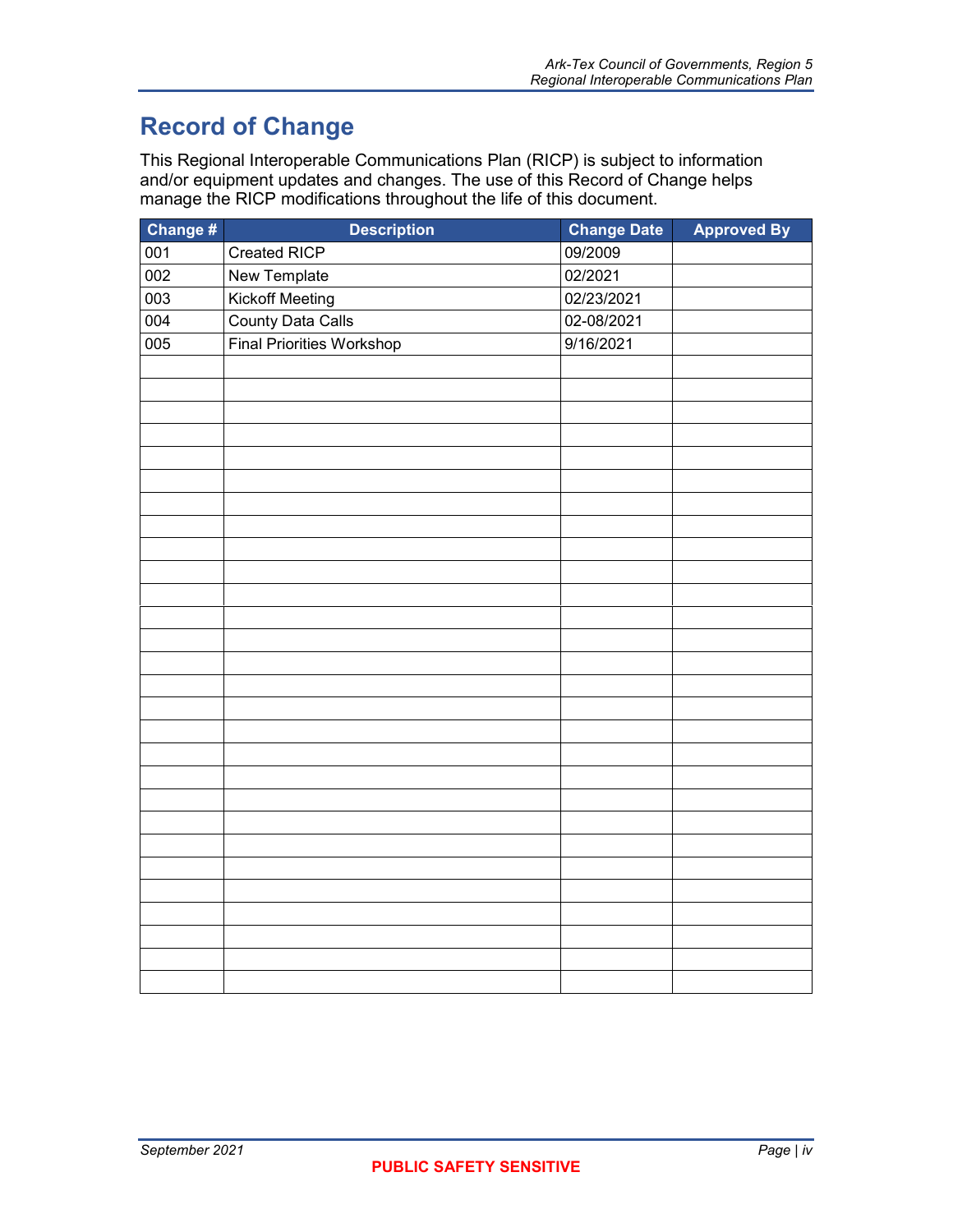# Record of Change

This Regional Interoperable Communications Plan (RICP) is subject to information and/or equipment updates and changes. The use of this Record of Change helps manage the RICP modifications throughout the life of this document.

| Change # | Description | Change Date | Approved By |
|---|---|---|---|
| 001 | Created RICP | 09/2009 | |
| 002 | New Template | 02/2021 | |
| 003 | Kickoff Meeting | 02/23/2021 | |
| 004 | County Data Calls | 02-08/2021 | |
| 005 | Final Priorities Workshop | 9/16/2021 | |
| | | | |
| | | | |
| | | | |
| | | | |
| | | | |
| | | | |
| | | | |
| | | | |
| | | | |
| | | | |
| | | | |
| | | | |
| | | | |
| | | | |
| | | | |
| | | | |
| | | | |
| | | | |
| | | | |
| | | | |
| | | | |
| | | | |
| | | | |
| | | | |
| | | | |
| | | | |
| | | | |

**PUBLIC SAFETY SENSITIVE**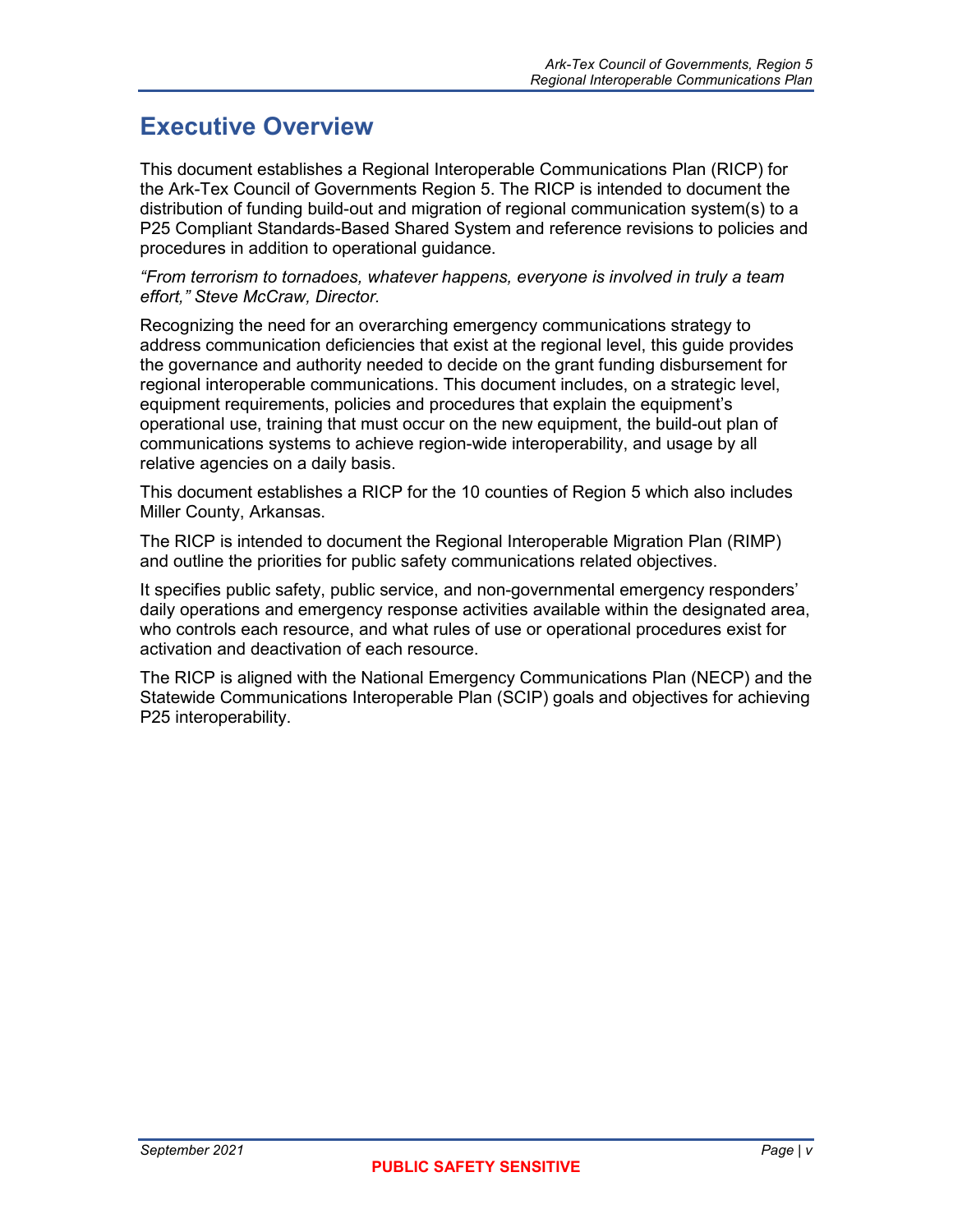# Executive Overview

This document establishes a Regional Interoperable Communications Plan (RICP) for the Ark-Tex Council of Governments Region 5. The RICP is intended to document the distribution of funding build-out and migration of regional communication system(s) to a P25 Compliant Standards-Based Shared System and reference revisions to policies and procedures in addition to operational guidance.

*"From terrorism to tornadoes, whatever happens, everyone is involved in truly a team effort," Steve McCraw, Director.*

Recognizing the need for an overarching emergency communications strategy to address communication deficiencies that exist at the regional level, this guide provides the governance and authority needed to decide on the grant funding disbursement for regional interoperable communications. This document includes, on a strategic level, equipment requirements, policies and procedures that explain the equipment's operational use, training that must occur on the new equipment, the build-out plan of communications systems to achieve region-wide interoperability, and usage by all relative agencies on a daily basis.

This document establishes a RICP for the 10 counties of Region 5 which also includes Miller County, Arkansas.

The RICP is intended to document the Regional Interoperable Migration Plan (RIMP) and outline the priorities for public safety communications related objectives.

It specifies public safety, public service, and non-governmental emergency responders' daily operations and emergency response activities available within the designated area, who controls each resource, and what rules of use or operational procedures exist for activation and deactivation of each resource.

The RICP is aligned with the National Emergency Communications Plan (NECP) and the Statewide Communications Interoperable Plan (SCIP) goals and objectives for achieving P25 interoperability.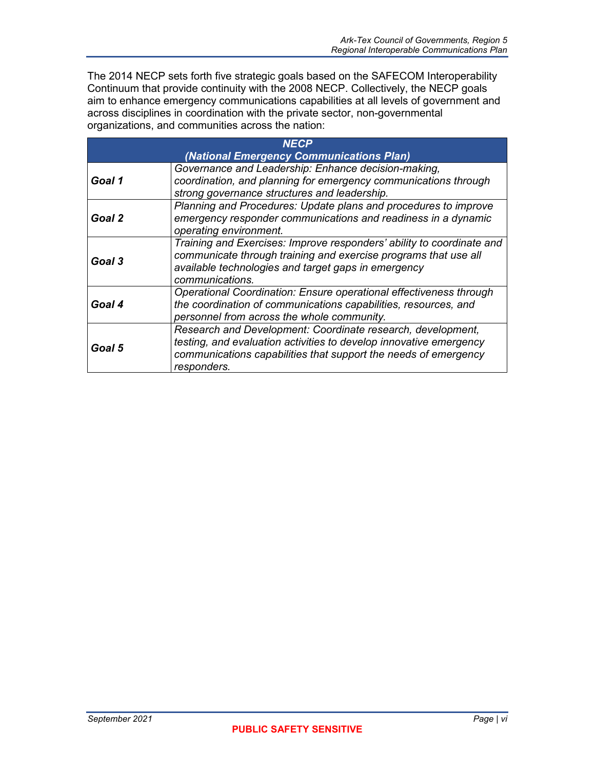The 2014 NECP sets forth five strategic goals based on the SAFECOM Interoperability Continuum that provide continuity with the 2008 NECP. Collectively, the NECP goals aim to enhance emergency communications capabilities at all levels of government and across disciplines in coordination with the private sector, non-governmental organizations, and communities across the nation:

| ***NECP (National Emergency Communications Plan)*** | |
|---|---|
| ***Goal 1*** | *Governance and Leadership: Enhance decision-making, coordination, and planning for emergency communications through strong governance structures and leadership.* |
| ***Goal 2*** | *Planning and Procedures: Update plans and procedures to improve emergency responder communications and readiness in a dynamic operating environment.* |
| ***Goal 3*** | *Training and Exercises: Improve responders' ability to coordinate and communicate through training and exercise programs that use all available technologies and target gaps in emergency communications.* |
| ***Goal 4*** | *Operational Coordination: Ensure operational effectiveness through the coordination of communications capabilities, resources, and personnel from across the whole community.* |
| ***Goal 5*** | *Research and Development: Coordinate research, development, testing, and evaluation activities to develop innovative emergency communications capabilities that support the needs of emergency responders.* |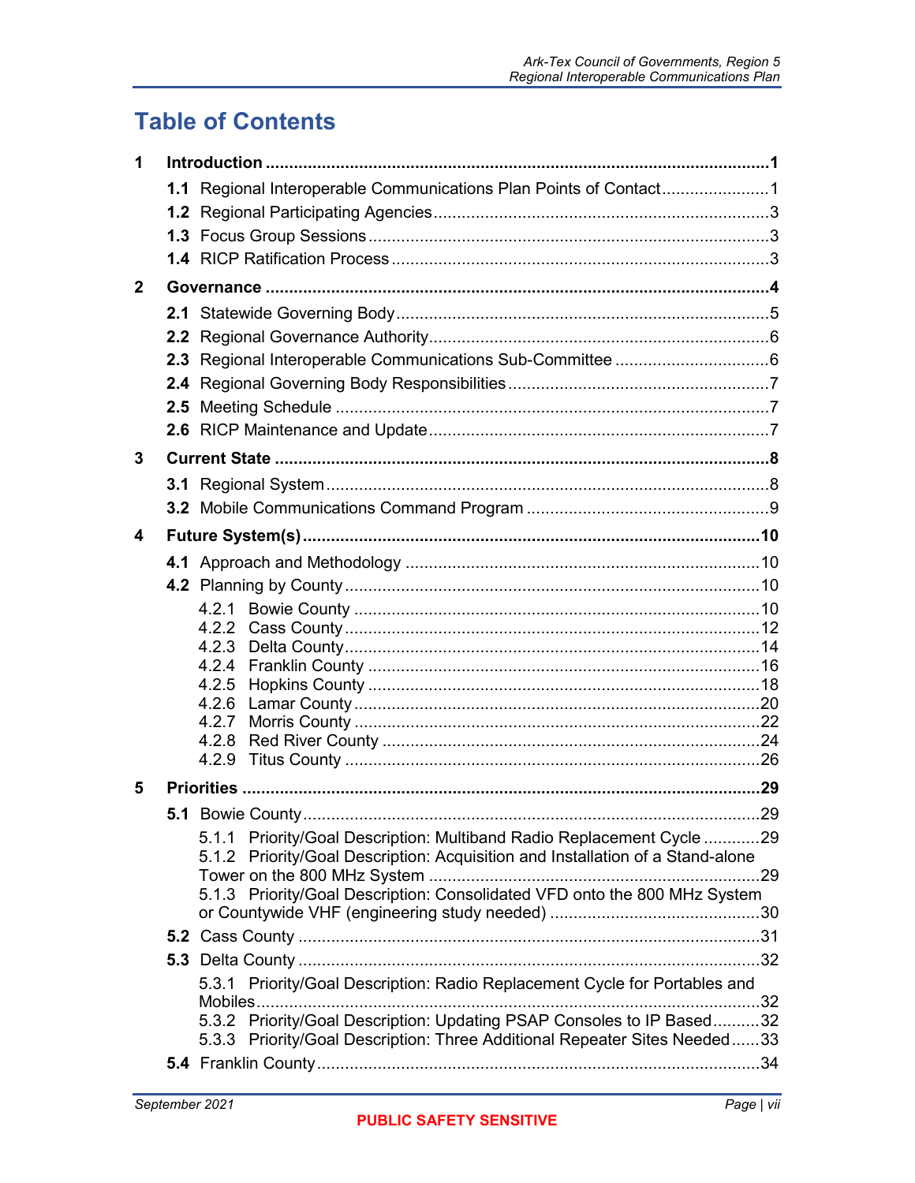# Table of Contents

**1 Introduction ........................................................................................................ 1**

- **1.1** Regional Interoperable Communications Plan Points of Contact ....................... 1
- **1.2** Regional Participating Agencies ........................................................................ 3
- **1.3** Focus Group Sessions ...................................................................................... 3
- **1.4** RICP Ratification Process ................................................................................. 3

**2 Governance ........................................................................................................ 4**

- **2.1** Statewide Governing Body ................................................................................ 5
- **2.2** Regional Governance Authority ......................................................................... 6
- **2.3** Regional Interoperable Communications Sub-Committee ................................. 6
- **2.4** Regional Governing Body Responsibilities ........................................................ 7
- **2.5** Meeting Schedule .............................................................................................. 7
- **2.6** RICP Maintenance and Update ......................................................................... 7

**3 Current State ........................................................................................................ 8**

- **3.1** Regional System ................................................................................................ 8
- **3.2** Mobile Communications Command Program .................................................... 9

**4 Future System(s) ................................................................................................ 10**

- **4.1** Approach and Methodology ............................................................................. 10
- **4.2** Planning by County .......................................................................................... 10
  - 4.2.1 Bowie County ............................................................................................. 10
  - 4.2.2 Cass County ............................................................................................... 12
  - 4.2.3 Delta County ............................................................................................... 14
  - 4.2.4 Franklin County ........................................................................................... 16
  - 4.2.5 Hopkins County ........................................................................................... 18
  - 4.2.6 Lamar County ............................................................................................. 20
  - 4.2.7 Morris County ............................................................................................. 22
  - 4.2.8 Red River County ........................................................................................ 24
  - 4.2.9 Titus County ............................................................................................... 26

**5 Priorities ............................................................................................................. 29**

- **5.1** Bowie County ................................................................................................... 29
  - 5.1.1 Priority/Goal Description: Multiband Radio Replacement Cycle ............ 29
  - 5.1.2 Priority/Goal Description: Acquisition and Installation of a Stand-alone Tower on the 800 MHz System ...................................................................... 29
  - 5.1.3 Priority/Goal Description: Consolidated VFD onto the 800 MHz System or Countywide VHF (engineering study needed) ............................................ 30
- **5.2** Cass County ..................................................................................................... 31
- **5.3** Delta County .................................................................................................... 32
  - 5.3.1 Priority/Goal Description: Radio Replacement Cycle for Portables and Mobiles ........................................................................................................... 32
  - 5.3.2 Priority/Goal Description: Updating PSAP Consoles to IP Based .......... 32
  - 5.3.3 Priority/Goal Description: Three Additional Repeater Sites Needed ...... 33
- **5.4** Franklin County ................................................................................................ 34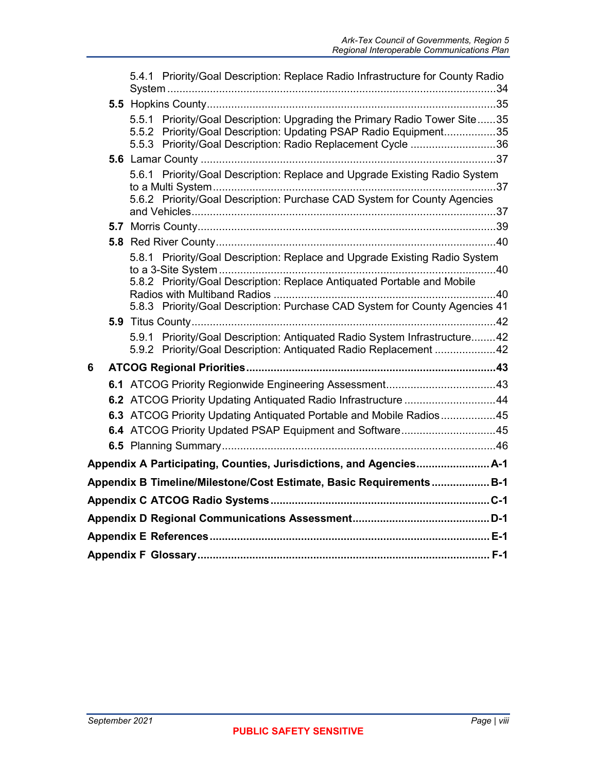5.4.1 Priority/Goal Description: Replace Radio Infrastructure for County Radio System ........................................................................................................34

**5.5** Hopkins County.............................................................................................35

5.5.1 Priority/Goal Description: Upgrading the Primary Radio Tower Site......35
5.5.2 Priority/Goal Description: Updating PSAP Radio Equipment.................35
5.5.3 Priority/Goal Description: Radio Replacement Cycle ............................36

**5.6** Lamar County ...............................................................................................37

5.6.1 Priority/Goal Description: Replace and Upgrade Existing Radio System to a Multi System..........................................................................................37
5.6.2 Priority/Goal Description: Purchase CAD System for County Agencies and Vehicles..................................................................................................37

**5.7** Morris County................................................................................................39

**5.8** Red River County...........................................................................................40

5.8.1 Priority/Goal Description: Replace and Upgrade Existing Radio System to a 3-Site System .........................................................................................40
5.8.2 Priority/Goal Description: Replace Antiquated Portable and Mobile Radios with Multiband Radios .......................................................................40
5.8.3 Priority/Goal Description: Purchase CAD System for County Agencies 41

**5.9** Titus County..................................................................................................42

5.9.1 Priority/Goal Description: Antiquated Radio System Infrastructure........42
5.9.2 Priority/Goal Description: Antiquated Radio Replacement ....................42

**6 ATCOG Regional Priorities...............................................................................43**

**6.1** ATCOG Priority Regionwide Engineering Assessment...................................43

**6.2** ATCOG Priority Updating Antiquated Radio Infrastructure .............................44

**6.3** ATCOG Priority Updating Antiquated Portable and Mobile Radios.................45

**6.4** ATCOG Priority Updated PSAP Equipment and Software..............................45

**6.5** Planning Summary........................................................................................46

**Appendix A Participating, Counties, Jurisdictions, and Agencies.......................A-1**

**Appendix B Timeline/Milestone/Cost Estimate, Basic Requirements..................B-1**

**Appendix C ATCOG Radio Systems......................................................................C-1**

**Appendix D Regional Communications Assessment............................................D-1**

**Appendix E References..........................................................................................E-1**

**Appendix F Glossary.............................................................................................F-1**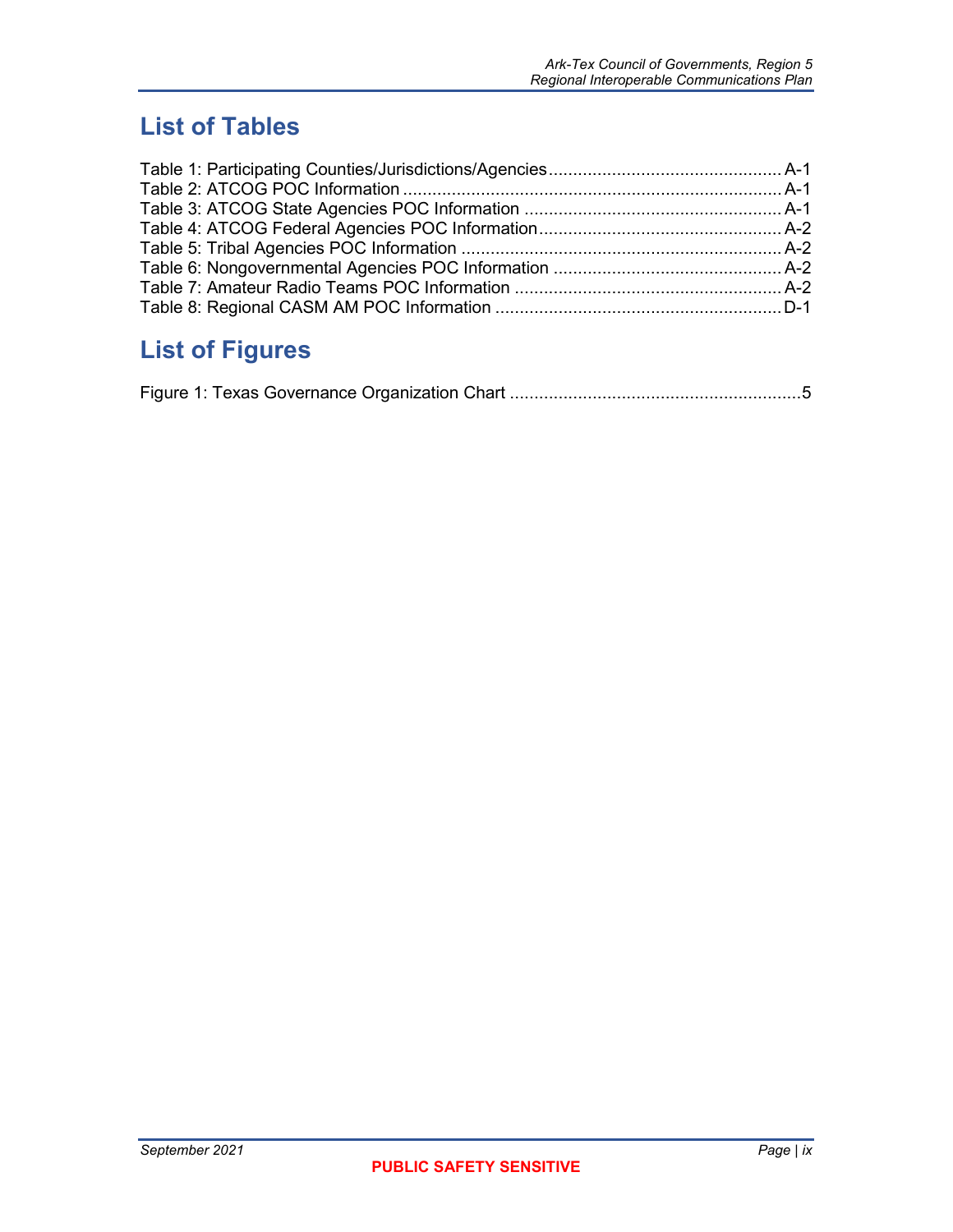## List of Tables

Table 1: Participating Counties/Jurisdictions/Agencies ........................................... A-1
Table 2: ATCOG POC Information ........................................................................ A-1
Table 3: ATCOG State Agencies POC Information ................................................. A-1
Table 4: ATCOG Federal Agencies POC Information .............................................. A-2
Table 5: Tribal Agencies POC Information ............................................................. A-2
Table 6: Nongovernmental Agencies POC Information ........................................... A-2
Table 7: Amateur Radio Teams POC Information .................................................. A-2
Table 8: Regional CASM AM POC Information ...................................................... D-1

## List of Figures

Figure 1: Texas Governance Organization Chart ........................................................5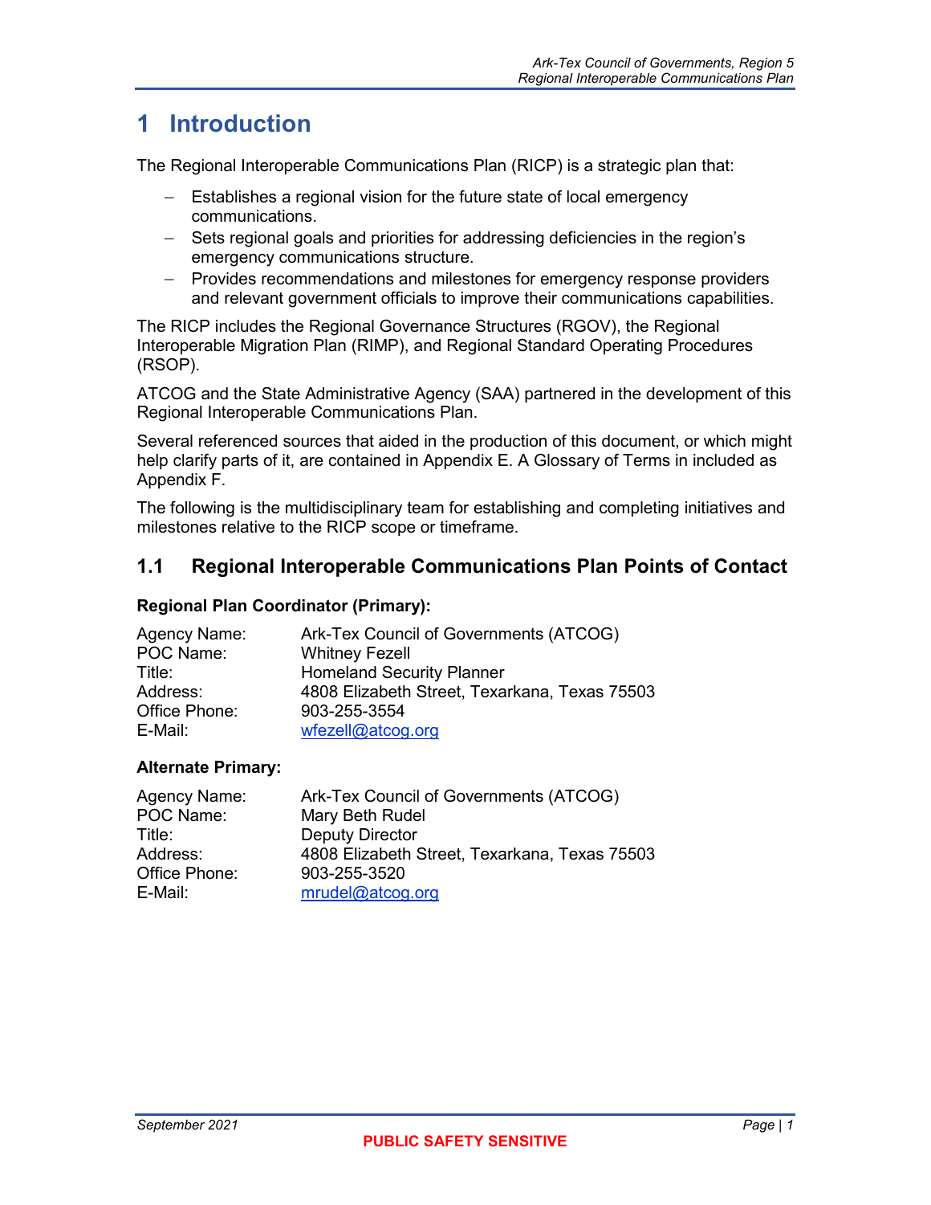# 1 Introduction

The Regional Interoperable Communications Plan (RICP) is a strategic plan that:

- Establishes a regional vision for the future state of local emergency communications.
- Sets regional goals and priorities for addressing deficiencies in the region's emergency communications structure.
- Provides recommendations and milestones for emergency response providers and relevant government officials to improve their communications capabilities.

The RICP includes the Regional Governance Structures (RGOV), the Regional Interoperable Migration Plan (RIMP), and Regional Standard Operating Procedures (RSOP).

ATCOG and the State Administrative Agency (SAA) partnered in the development of this Regional Interoperable Communications Plan.

Several referenced sources that aided in the production of this document, or which might help clarify parts of it, are contained in Appendix E. A Glossary of Terms in included as Appendix F.

The following is the multidisciplinary team for establishing and completing initiatives and milestones relative to the RICP scope or timeframe.

## 1.1 Regional Interoperable Communications Plan Points of Contact

**Regional Plan Coordinator (Primary):**

Agency Name: Ark-Tex Council of Governments (ATCOG)
POC Name: Whitney Fezell
Title: Homeland Security Planner
Address: 4808 Elizabeth Street, Texarkana, Texas 75503
Office Phone: 903-255-3554
E-Mail: wfezell@atcog.org

**Alternate Primary:**

Agency Name: Ark-Tex Council of Governments (ATCOG)
POC Name: Mary Beth Rudel
Title: Deputy Director
Address: 4808 Elizabeth Street, Texarkana, Texas 75503
Office Phone: 903-255-3520
E-Mail: mrudel@atcog.org

PUBLIC SAFETY SENSITIVE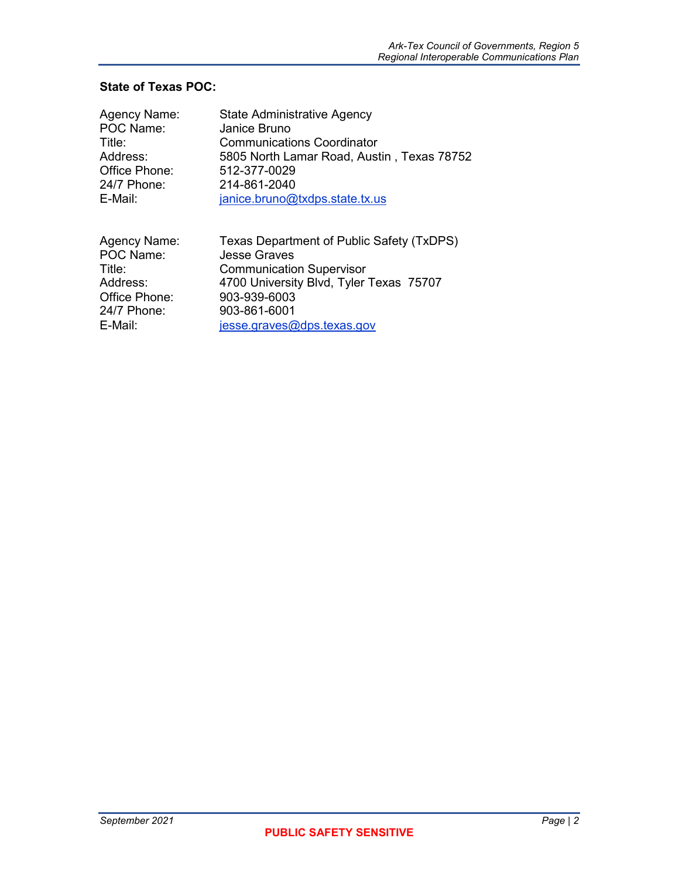**State of Texas POC:**

| | |
|---|---|
| Agency Name: | State Administrative Agency |
| POC Name: | Janice Bruno |
| Title: | Communications Coordinator |
| Address: | 5805 North Lamar Road, Austin , Texas 78752 |
| Office Phone: | 512-377-0029 |
| 24/7 Phone: | 214-861-2040 |
| E-Mail: | janice.bruno@txdps.state.tx.us |

| | |
|---|---|
| Agency Name: | Texas Department of Public Safety (TxDPS) |
| POC Name: | Jesse Graves |
| Title: | Communication Supervisor |
| Address: | 4700 University Blvd, Tyler Texas 75707 |
| Office Phone: | 903-939-6003 |
| 24/7 Phone: | 903-861-6001 |
| E-Mail: | jesse.graves@dps.texas.gov |

**PUBLIC SAFETY SENSITIVE**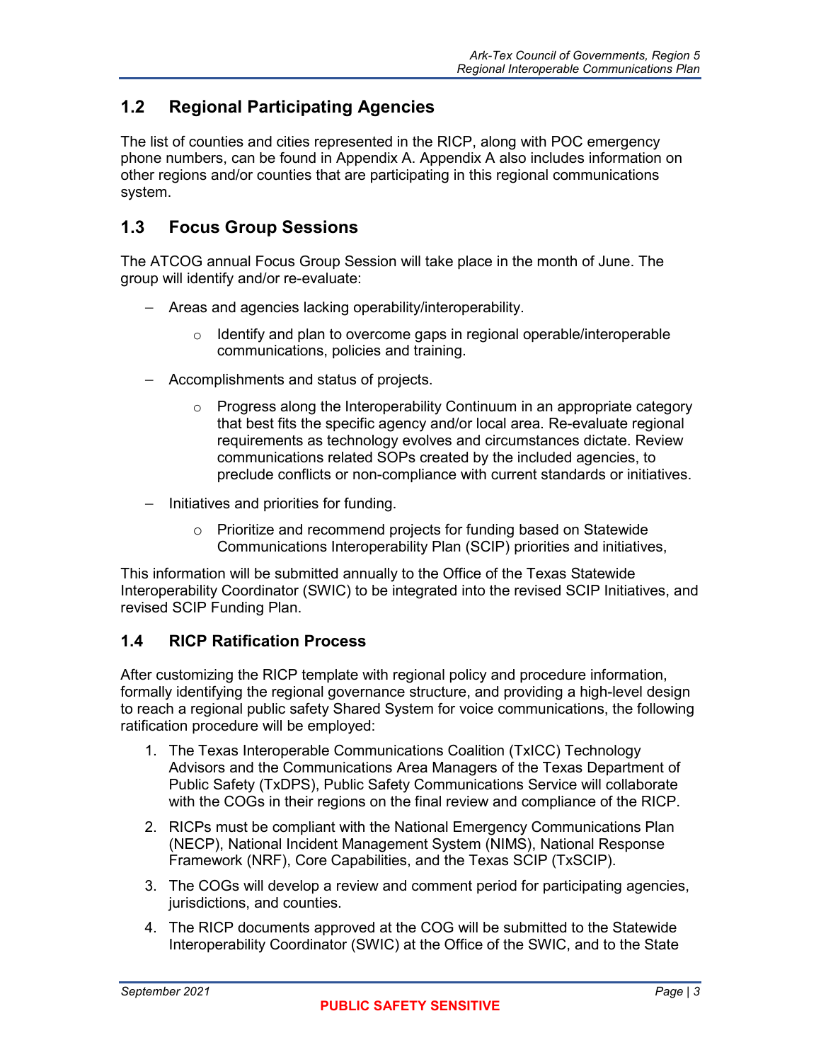## 1.2 Regional Participating Agencies

The list of counties and cities represented in the RICP, along with POC emergency phone numbers, can be found in Appendix A. Appendix A also includes information on other regions and/or counties that are participating in this regional communications system.

## 1.3 Focus Group Sessions

The ATCOG annual Focus Group Session will take place in the month of June. The group will identify and/or re-evaluate:

- Areas and agencies lacking operability/interoperability.
  - Identify and plan to overcome gaps in regional operable/interoperable communications, policies and training.
- Accomplishments and status of projects.
  - Progress along the Interoperability Continuum in an appropriate category that best fits the specific agency and/or local area. Re-evaluate regional requirements as technology evolves and circumstances dictate. Review communications related SOPs created by the included agencies, to preclude conflicts or non-compliance with current standards or initiatives.
- Initiatives and priorities for funding.
  - Prioritize and recommend projects for funding based on Statewide Communications Interoperability Plan (SCIP) priorities and initiatives,

This information will be submitted annually to the Office of the Texas Statewide Interoperability Coordinator (SWIC) to be integrated into the revised SCIP Initiatives, and revised SCIP Funding Plan.

### 1.4 RICP Ratification Process

After customizing the RICP template with regional policy and procedure information, formally identifying the regional governance structure, and providing a high-level design to reach a regional public safety Shared System for voice communications, the following ratification procedure will be employed:

1. The Texas Interoperable Communications Coalition (TxICC) Technology Advisors and the Communications Area Managers of the Texas Department of Public Safety (TxDPS), Public Safety Communications Service will collaborate with the COGs in their regions on the final review and compliance of the RICP.
2. RICPs must be compliant with the National Emergency Communications Plan (NECP), National Incident Management System (NIMS), National Response Framework (NRF), Core Capabilities, and the Texas SCIP (TxSCIP).
3. The COGs will develop a review and comment period for participating agencies, jurisdictions, and counties.
4. The RICP documents approved at the COG will be submitted to the Statewide Interoperability Coordinator (SWIC) at the Office of the SWIC, and to the State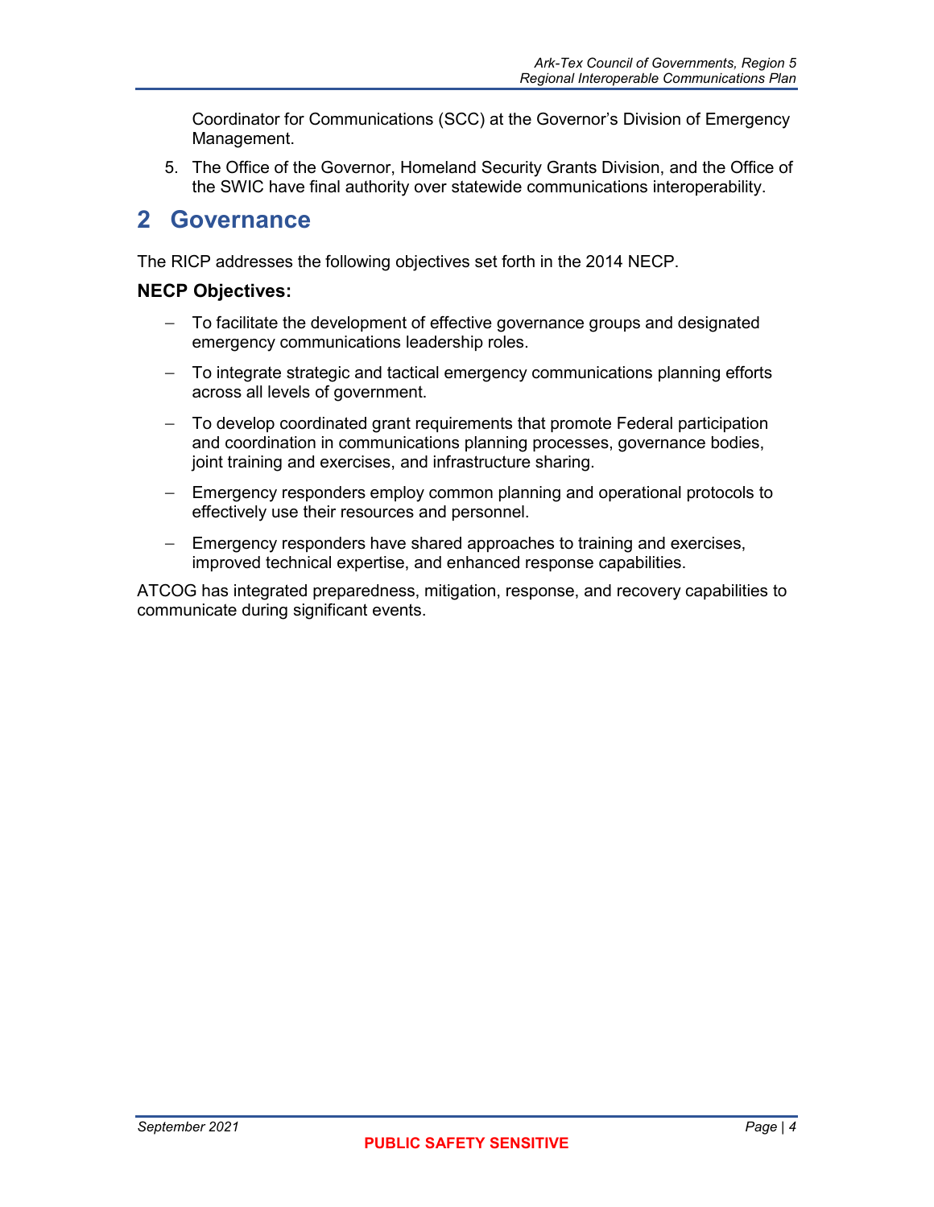Coordinator for Communications (SCC) at the Governor's Division of Emergency Management.

5. The Office of the Governor, Homeland Security Grants Division, and the Office of the SWIC have final authority over statewide communications interoperability.

# 2 Governance

The RICP addresses the following objectives set forth in the 2014 NECP.

### NECP Objectives:

- To facilitate the development of effective governance groups and designated emergency communications leadership roles.
- To integrate strategic and tactical emergency communications planning efforts across all levels of government.
- To develop coordinated grant requirements that promote Federal participation and coordination in communications planning processes, governance bodies, joint training and exercises, and infrastructure sharing.
- Emergency responders employ common planning and operational protocols to effectively use their resources and personnel.
- Emergency responders have shared approaches to training and exercises, improved technical expertise, and enhanced response capabilities.

ATCOG has integrated preparedness, mitigation, response, and recovery capabilities to communicate during significant events.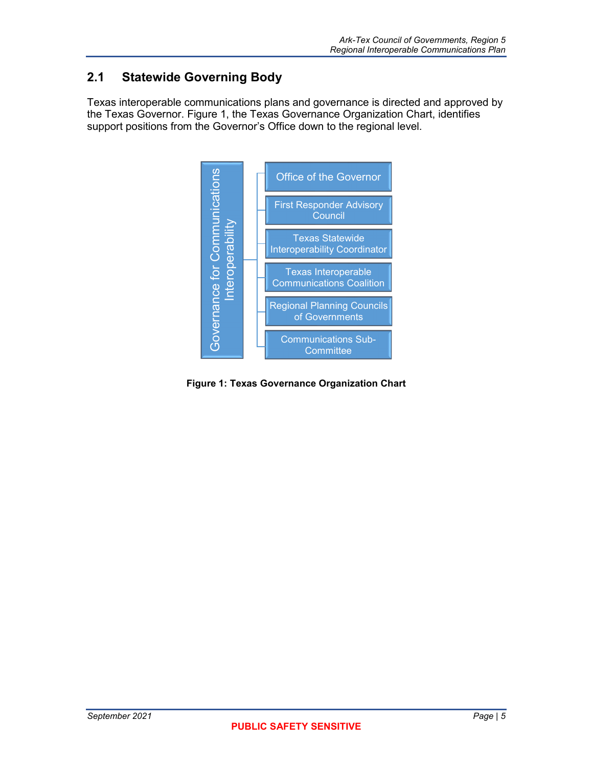## 2.1 Statewide Governing Body

Texas interoperable communications plans and governance is directed and approved by the Texas Governor. Figure 1, the Texas Governance Organization Chart, identifies support positions from the Governor's Office down to the regional level.

Governance for Communications Interoperability

- Office of the Governor
- First Responder Advisory Council
- Texas Statewide Interoperability Coordinator
- Texas Interoperable Communications Coalition
- Regional Planning Councils of Governments
- Communications Sub-Committee

**Figure 1: Texas Governance Organization Chart**

**PUBLIC SAFETY SENSITIVE**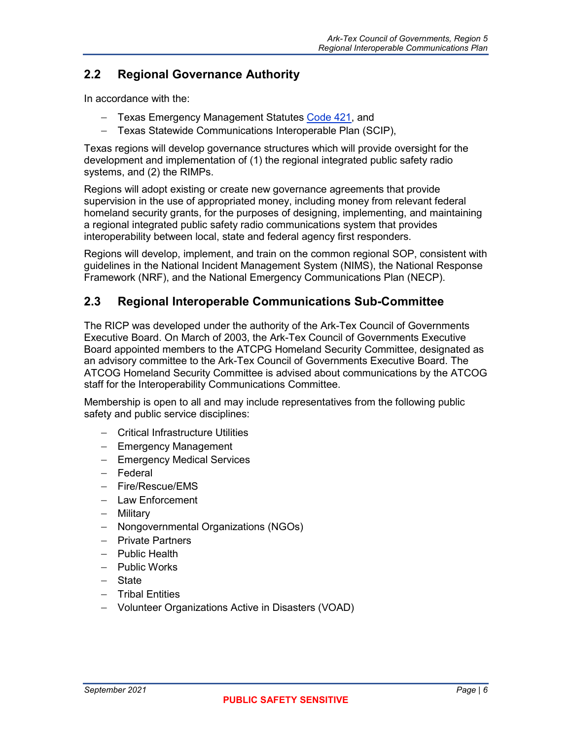## 2.2 Regional Governance Authority

In accordance with the:

- Texas Emergency Management Statutes [Code 421](), and
- Texas Statewide Communications Interoperable Plan (SCIP),

Texas regions will develop governance structures which will provide oversight for the development and implementation of (1) the regional integrated public safety radio systems, and (2) the RIMPs.

Regions will adopt existing or create new governance agreements that provide supervision in the use of appropriated money, including money from relevant federal homeland security grants, for the purposes of designing, implementing, and maintaining a regional integrated public safety radio communications system that provides interoperability between local, state and federal agency first responders.

Regions will develop, implement, and train on the common regional SOP, consistent with guidelines in the National Incident Management System (NIMS), the National Response Framework (NRF), and the National Emergency Communications Plan (NECP).

## 2.3 Regional Interoperable Communications Sub-Committee

The RICP was developed under the authority of the Ark-Tex Council of Governments Executive Board. On March of 2003, the Ark-Tex Council of Governments Executive Board appointed members to the ATCPG Homeland Security Committee, designated as an advisory committee to the Ark-Tex Council of Governments Executive Board. The ATCOG Homeland Security Committee is advised about communications by the ATCOG staff for the Interoperability Communications Committee.

Membership is open to all and may include representatives from the following public safety and public service disciplines:

- Critical Infrastructure Utilities
- Emergency Management
- Emergency Medical Services
- Federal
- Fire/Rescue/EMS
- Law Enforcement
- Military
- Nongovernmental Organizations (NGOs)
- Private Partners
- Public Health
- Public Works
- State
- Tribal Entities
- Volunteer Organizations Active in Disasters (VOAD)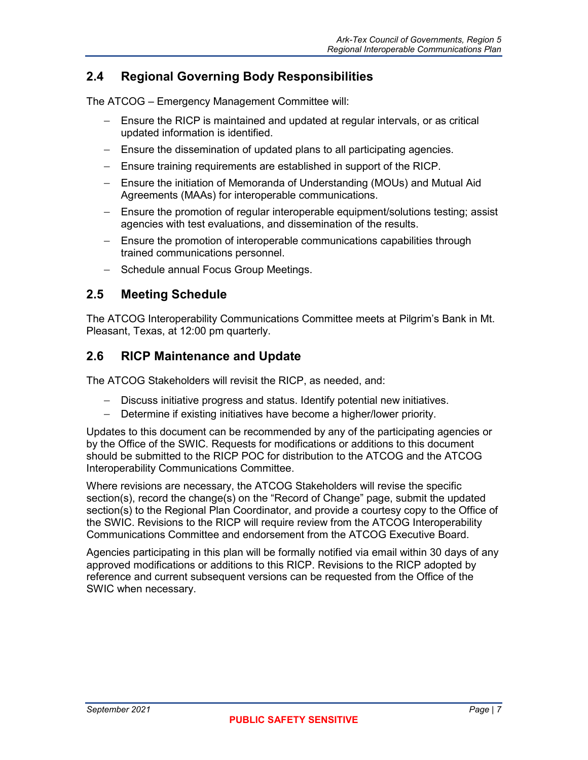## 2.4 Regional Governing Body Responsibilities

The ATCOG – Emergency Management Committee will:

- Ensure the RICP is maintained and updated at regular intervals, or as critical updated information is identified.
- Ensure the dissemination of updated plans to all participating agencies.
- Ensure training requirements are established in support of the RICP.
- Ensure the initiation of Memoranda of Understanding (MOUs) and Mutual Aid Agreements (MAAs) for interoperable communications.
- Ensure the promotion of regular interoperable equipment/solutions testing; assist agencies with test evaluations, and dissemination of the results.
- Ensure the promotion of interoperable communications capabilities through trained communications personnel.
- Schedule annual Focus Group Meetings.

## 2.5 Meeting Schedule

The ATCOG Interoperability Communications Committee meets at Pilgrim's Bank in Mt. Pleasant, Texas, at 12:00 pm quarterly.

## 2.6 RICP Maintenance and Update

The ATCOG Stakeholders will revisit the RICP, as needed, and:

- Discuss initiative progress and status. Identify potential new initiatives.
- Determine if existing initiatives have become a higher/lower priority.

Updates to this document can be recommended by any of the participating agencies or by the Office of the SWIC. Requests for modifications or additions to this document should be submitted to the RICP POC for distribution to the ATCOG and the ATCOG Interoperability Communications Committee.

Where revisions are necessary, the ATCOG Stakeholders will revise the specific section(s), record the change(s) on the "Record of Change" page, submit the updated section(s) to the Regional Plan Coordinator, and provide a courtesy copy to the Office of the SWIC. Revisions to the RICP will require review from the ATCOG Interoperability Communications Committee and endorsement from the ATCOG Executive Board.

Agencies participating in this plan will be formally notified via email within 30 days of any approved modifications or additions to this RICP. Revisions to the RICP adopted by reference and current subsequent versions can be requested from the Office of the SWIC when necessary.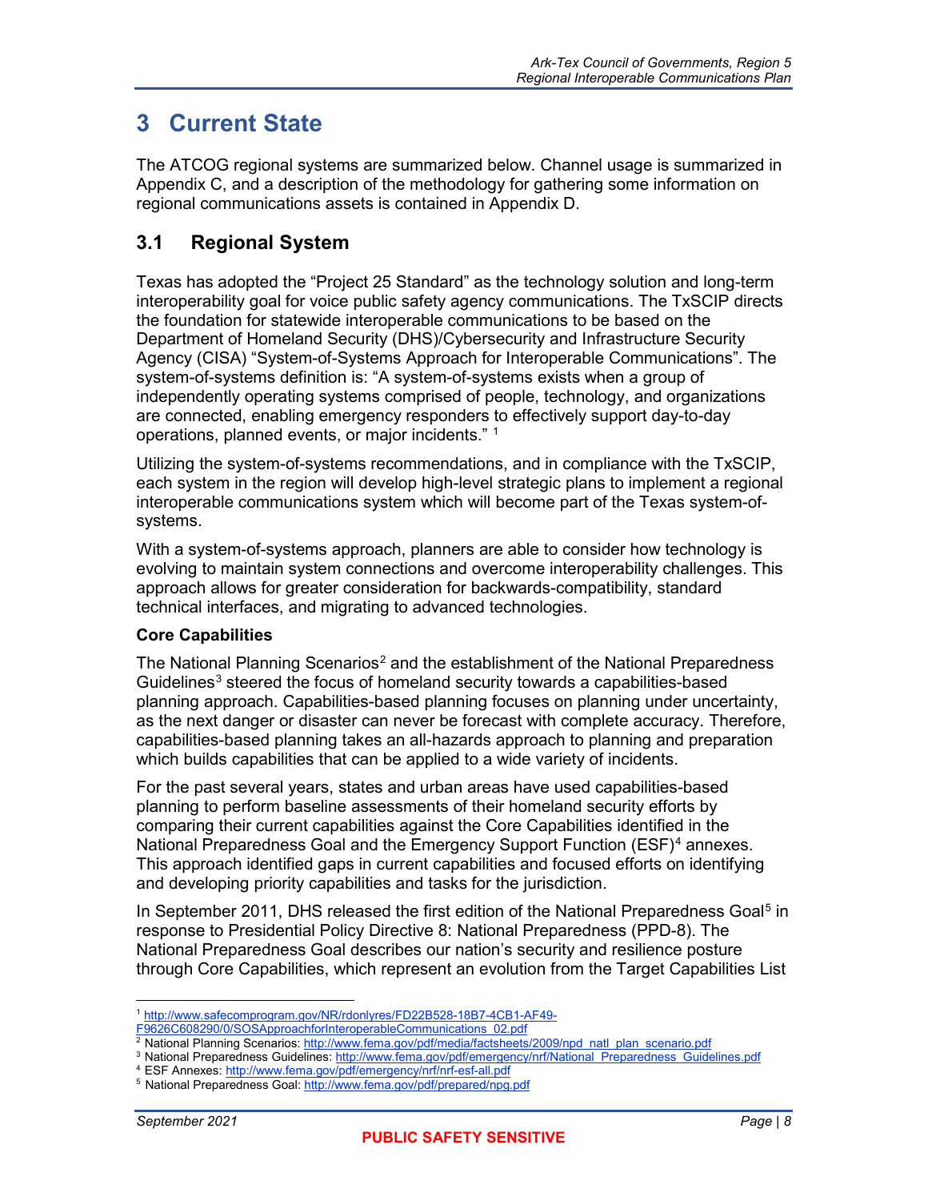# 3 Current State

The ATCOG regional systems are summarized below. Channel usage is summarized in Appendix C, and a description of the methodology for gathering some information on regional communications assets is contained in Appendix D.

## 3.1 Regional System

Texas has adopted the "Project 25 Standard" as the technology solution and long-term interoperability goal for voice public safety agency communications. The TxSCIP directs the foundation for statewide interoperable communications to be based on the Department of Homeland Security (DHS)/Cybersecurity and Infrastructure Security Agency (CISA) "System-of-Systems Approach for Interoperable Communications". The system-of-systems definition is: "A system-of-systems exists when a group of independently operating systems comprised of people, technology, and organizations are connected, enabling emergency responders to effectively support day-to-day operations, planned events, or major incidents." [1]

Utilizing the system-of-systems recommendations, and in compliance with the TxSCIP, each system in the region will develop high-level strategic plans to implement a regional interoperable communications system which will become part of the Texas system-of-systems.

With a system-of-systems approach, planners are able to consider how technology is evolving to maintain system connections and overcome interoperability challenges. This approach allows for greater consideration for backwards-compatibility, standard technical interfaces, and migrating to advanced technologies.

**Core Capabilities**

The National Planning Scenarios[2] and the establishment of the National Preparedness Guidelines[3] steered the focus of homeland security towards a capabilities-based planning approach. Capabilities-based planning focuses on planning under uncertainty, as the next danger or disaster can never be forecast with complete accuracy. Therefore, capabilities-based planning takes an all-hazards approach to planning and preparation which builds capabilities that can be applied to a wide variety of incidents.

For the past several years, states and urban areas have used capabilities-based planning to perform baseline assessments of their homeland security efforts by comparing their current capabilities against the Core Capabilities identified in the National Preparedness Goal and the Emergency Support Function (ESF)[4] annexes. This approach identified gaps in current capabilities and focused efforts on identifying and developing priority capabilities and tasks for the jurisdiction.

In September 2011, DHS released the first edition of the National Preparedness Goal[5] in response to Presidential Policy Directive 8: National Preparedness (PPD-8). The National Preparedness Goal describes our nation's security and resilience posture through Core Capabilities, which represent an evolution from the Target Capabilities List

---

[1] http://www.safecomprogram.gov/NR/rdonlyres/FD22B528-18B7-4CB1-AF49-F9626C608290/0/SOSApproachforInteroperableCommunications_02.pdf

[2] National Planning Scenarios: http://www.fema.gov/pdf/media/factsheets/2009/npd_natl_plan_scenario.pdf

[3] National Preparedness Guidelines: http://www.fema.gov/pdf/emergency/nrf/National_Preparedness_Guidelines.pdf

[4] ESF Annexes: http://www.fema.gov/pdf/emergency/nrf/nrf-esf-all.pdf

[5] National Preparedness Goal: http://www.fema.gov/pdf/prepared/npg.pdf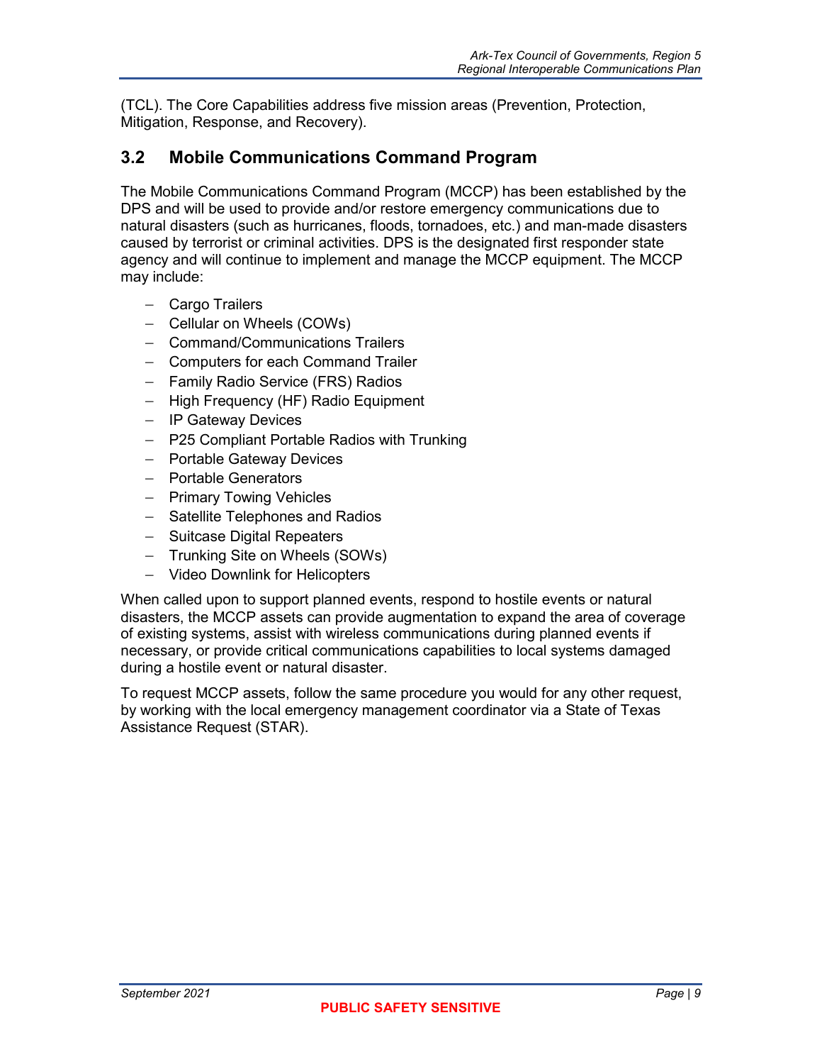(TCL). The Core Capabilities address five mission areas (Prevention, Protection, Mitigation, Response, and Recovery).

## 3.2 Mobile Communications Command Program

The Mobile Communications Command Program (MCCP) has been established by the DPS and will be used to provide and/or restore emergency communications due to natural disasters (such as hurricanes, floods, tornadoes, etc.) and man-made disasters caused by terrorist or criminal activities. DPS is the designated first responder state agency and will continue to implement and manage the MCCP equipment. The MCCP may include:

- Cargo Trailers
- Cellular on Wheels (COWs)
- Command/Communications Trailers
- Computers for each Command Trailer
- Family Radio Service (FRS) Radios
- High Frequency (HF) Radio Equipment
- IP Gateway Devices
- P25 Compliant Portable Radios with Trunking
- Portable Gateway Devices
- Portable Generators
- Primary Towing Vehicles
- Satellite Telephones and Radios
- Suitcase Digital Repeaters
- Trunking Site on Wheels (SOWs)
- Video Downlink for Helicopters

When called upon to support planned events, respond to hostile events or natural disasters, the MCCP assets can provide augmentation to expand the area of coverage of existing systems, assist with wireless communications during planned events if necessary, or provide critical communications capabilities to local systems damaged during a hostile event or natural disaster.

To request MCCP assets, follow the same procedure you would for any other request, by working with the local emergency management coordinator via a State of Texas Assistance Request (STAR).

PUBLIC SAFETY SENSITIVE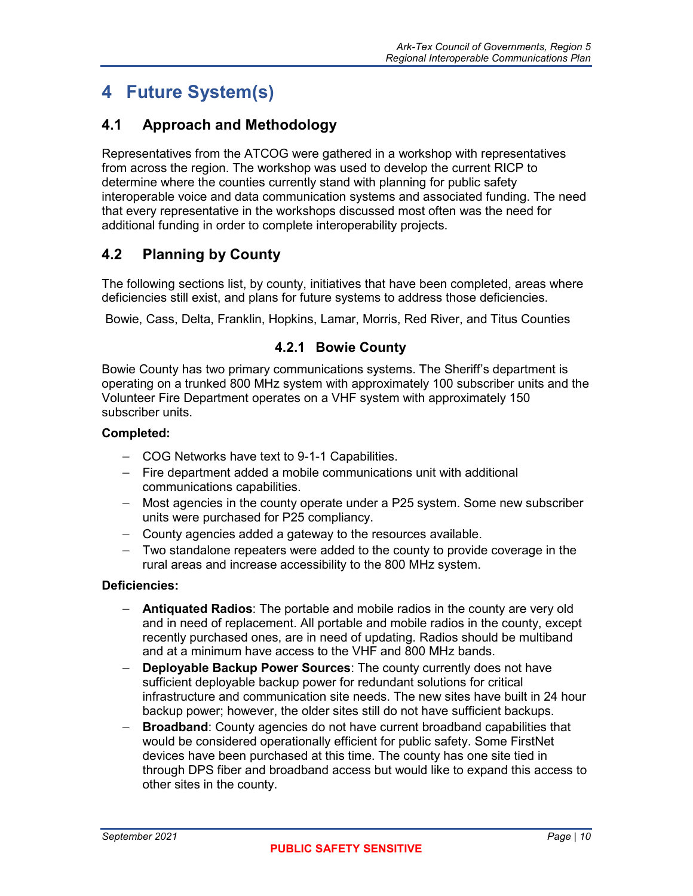# 4 Future System(s)

## 4.1 Approach and Methodology

Representatives from the ATCOG were gathered in a workshop with representatives from across the region. The workshop was used to develop the current RICP to determine where the counties currently stand with planning for public safety interoperable voice and data communication systems and associated funding. The need that every representative in the workshops discussed most often was the need for additional funding in order to complete interoperability projects.

## 4.2 Planning by County

The following sections list, by county, initiatives that have been completed, areas where deficiencies still exist, and plans for future systems to address those deficiencies.

Bowie, Cass, Delta, Franklin, Hopkins, Lamar, Morris, Red River, and Titus Counties

### 4.2.1 Bowie County

Bowie County has two primary communications systems. The Sheriff's department is operating on a trunked 800 MHz system with approximately 100 subscriber units and the Volunteer Fire Department operates on a VHF system with approximately 150 subscriber units.

**Completed:**

- COG Networks have text to 9-1-1 Capabilities.
- Fire department added a mobile communications unit with additional communications capabilities.
- Most agencies in the county operate under a P25 system. Some new subscriber units were purchased for P25 compliancy.
- County agencies added a gateway to the resources available.
- Two standalone repeaters were added to the county to provide coverage in the rural areas and increase accessibility to the 800 MHz system.

**Deficiencies:**

- **Antiquated Radios**: The portable and mobile radios in the county are very old and in need of replacement. All portable and mobile radios in the county, except recently purchased ones, are in need of updating. Radios should be multiband and at a minimum have access to the VHF and 800 MHz bands.
- **Deployable Backup Power Sources**: The county currently does not have sufficient deployable backup power for redundant solutions for critical infrastructure and communication site needs. The new sites have built in 24 hour backup power; however, the older sites still do not have sufficient backups.
- **Broadband**: County agencies do not have current broadband capabilities that would be considered operationally efficient for public safety. Some FirstNet devices have been purchased at this time. The county has one site tied in through DPS fiber and broadband access but would like to expand this access to other sites in the county.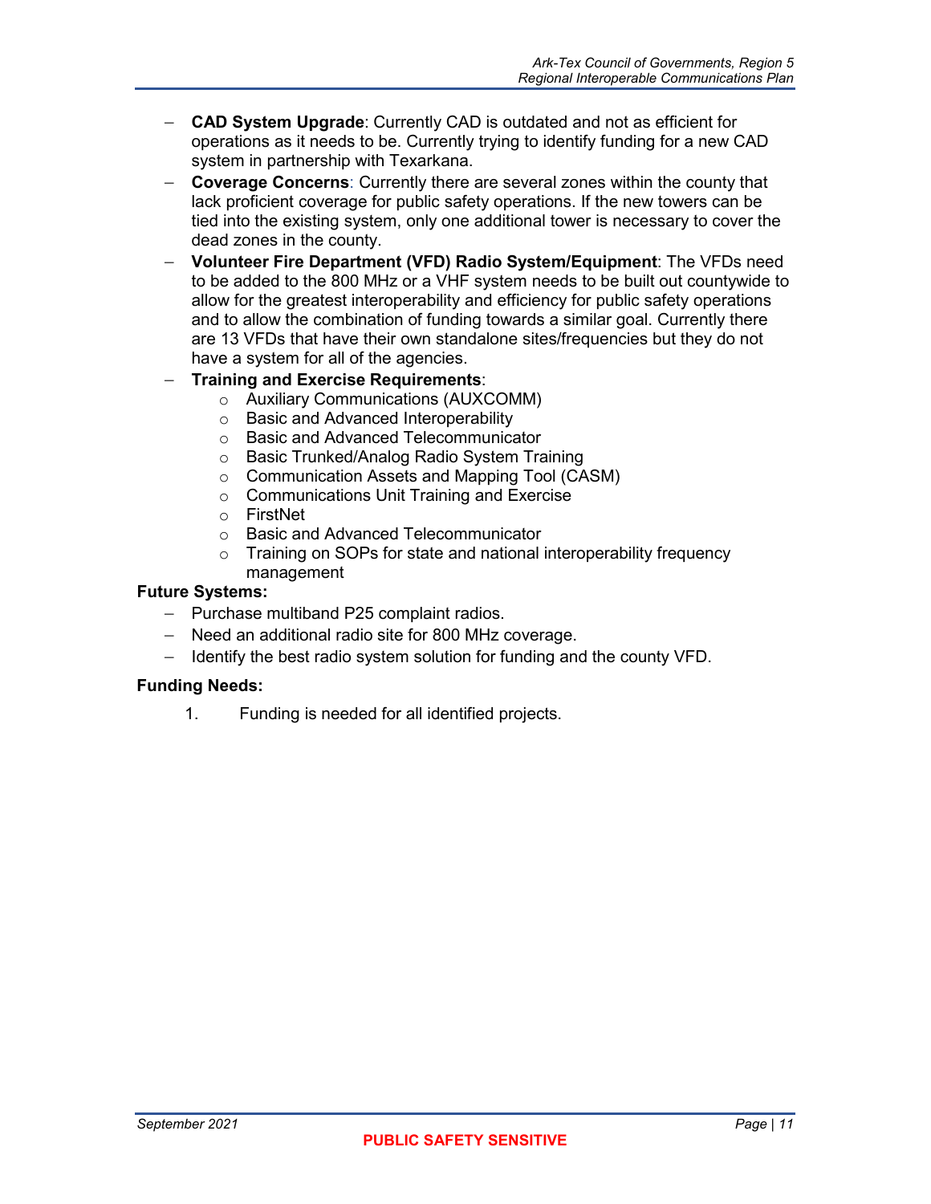- **CAD System Upgrade**: Currently CAD is outdated and not as efficient for operations as it needs to be. Currently trying to identify funding for a new CAD system in partnership with Texarkana.
- **Coverage Concerns**: Currently there are several zones within the county that lack proficient coverage for public safety operations. If the new towers can be tied into the existing system, only one additional tower is necessary to cover the dead zones in the county.
- **Volunteer Fire Department (VFD) Radio System/Equipment**: The VFDs need to be added to the 800 MHz or a VHF system needs to be built out countywide to allow for the greatest interoperability and efficiency for public safety operations and to allow the combination of funding towards a similar goal. Currently there are 13 VFDs that have their own standalone sites/frequencies but they do not have a system for all of the agencies.
- **Training and Exercise Requirements**:
  - Auxiliary Communications (AUXCOMM)
  - Basic and Advanced Interoperability
  - Basic and Advanced Telecommunicator
  - Basic Trunked/Analog Radio System Training
  - Communication Assets and Mapping Tool (CASM)
  - Communications Unit Training and Exercise
  - FirstNet
  - Basic and Advanced Telecommunicator
  - Training on SOPs for state and national interoperability frequency management

**Future Systems:**

- Purchase multiband P25 complaint radios.
- Need an additional radio site for 800 MHz coverage.
- Identify the best radio system solution for funding and the county VFD.

**Funding Needs:**

1. Funding is needed for all identified projects.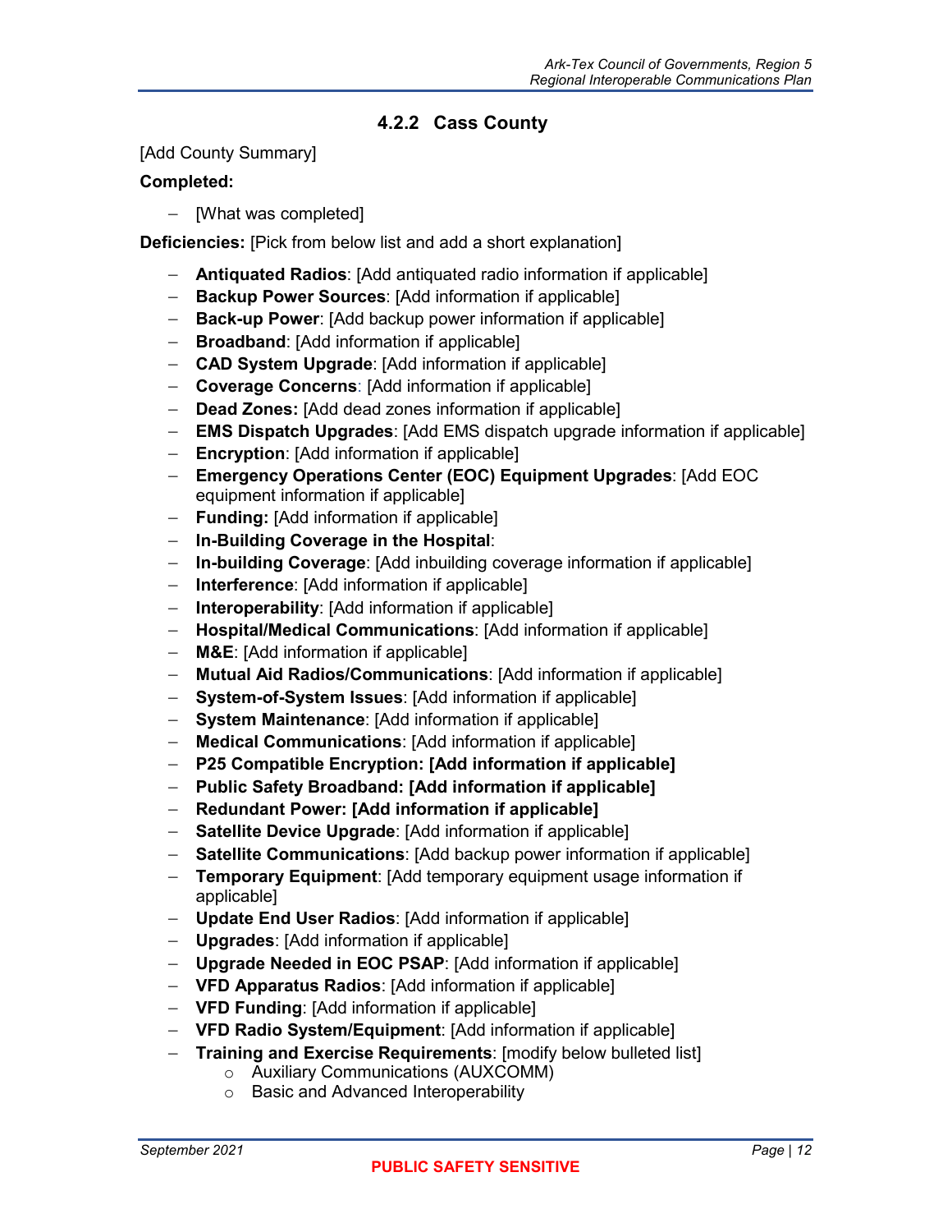### 4.2.2 Cass County

[Add County Summary]

**Completed:**

- [What was completed]

**Deficiencies:** [Pick from below list and add a short explanation]

- **Antiquated Radios**: [Add antiquated radio information if applicable]
- **Backup Power Sources**: [Add information if applicable]
- **Back-up Power**: [Add backup power information if applicable]
- **Broadband**: [Add information if applicable]
- **CAD System Upgrade**: [Add information if applicable]
- **Coverage Concerns**: [Add information if applicable]
- **Dead Zones:** [Add dead zones information if applicable]
- **EMS Dispatch Upgrades**: [Add EMS dispatch upgrade information if applicable]
- **Encryption**: [Add information if applicable]
- **Emergency Operations Center (EOC) Equipment Upgrades**: [Add EOC equipment information if applicable]
- **Funding:** [Add information if applicable]
- **In-Building Coverage in the Hospital**:
- **In-building Coverage**: [Add inbuilding coverage information if applicable]
- **Interference**: [Add information if applicable]
- **Interoperability**: [Add information if applicable]
- **Hospital/Medical Communications**: [Add information if applicable]
- **M&E**: [Add information if applicable]
- **Mutual Aid Radios/Communications**: [Add information if applicable]
- **System-of-System Issues**: [Add information if applicable]
- **System Maintenance**: [Add information if applicable]
- **Medical Communications**: [Add information if applicable]
- **P25 Compatible Encryption: [Add information if applicable]**
- **Public Safety Broadband: [Add information if applicable]**
- **Redundant Power: [Add information if applicable]**
- **Satellite Device Upgrade**: [Add information if applicable]
- **Satellite Communications**: [Add backup power information if applicable]
- **Temporary Equipment**: [Add temporary equipment usage information if applicable]
- **Update End User Radios**: [Add information if applicable]
- **Upgrades**: [Add information if applicable]
- **Upgrade Needed in EOC PSAP**: [Add information if applicable]
- **VFD Apparatus Radios**: [Add information if applicable]
- **VFD Funding**: [Add information if applicable]
- **VFD Radio System/Equipment**: [Add information if applicable]
- **Training and Exercise Requirements**: [modify below bulleted list]
  - Auxiliary Communications (AUXCOMM)
  - Basic and Advanced Interoperability

**PUBLIC SAFETY SENSITIVE**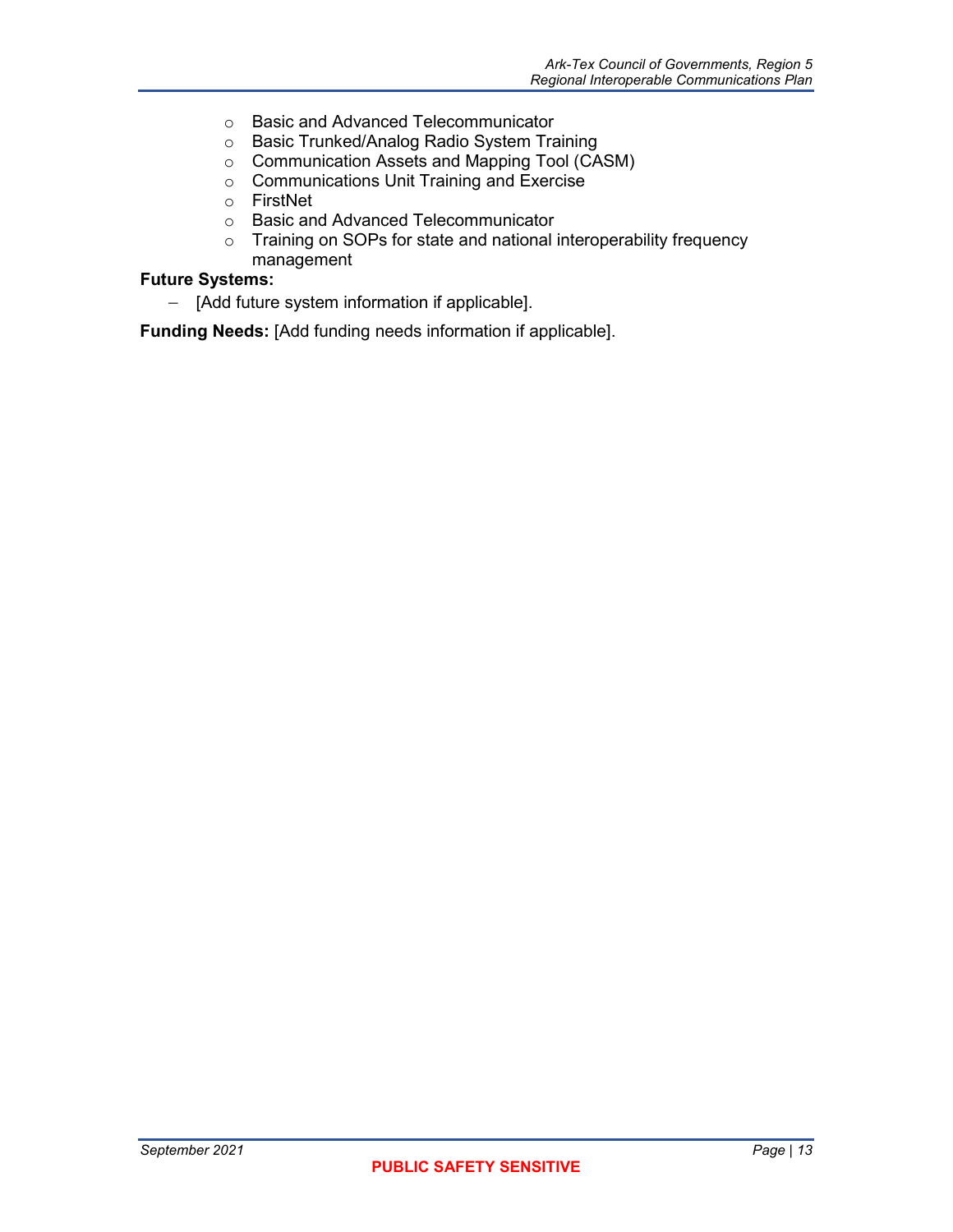- Basic and Advanced Telecommunicator
- Basic Trunked/Analog Radio System Training
- Communication Assets and Mapping Tool (CASM)
- Communications Unit Training and Exercise
- FirstNet
- Basic and Advanced Telecommunicator
- Training on SOPs for state and national interoperability frequency management

**Future Systems:**

- [Add future system information if applicable].

**Funding Needs:** [Add funding needs information if applicable].

**PUBLIC SAFETY SENSITIVE**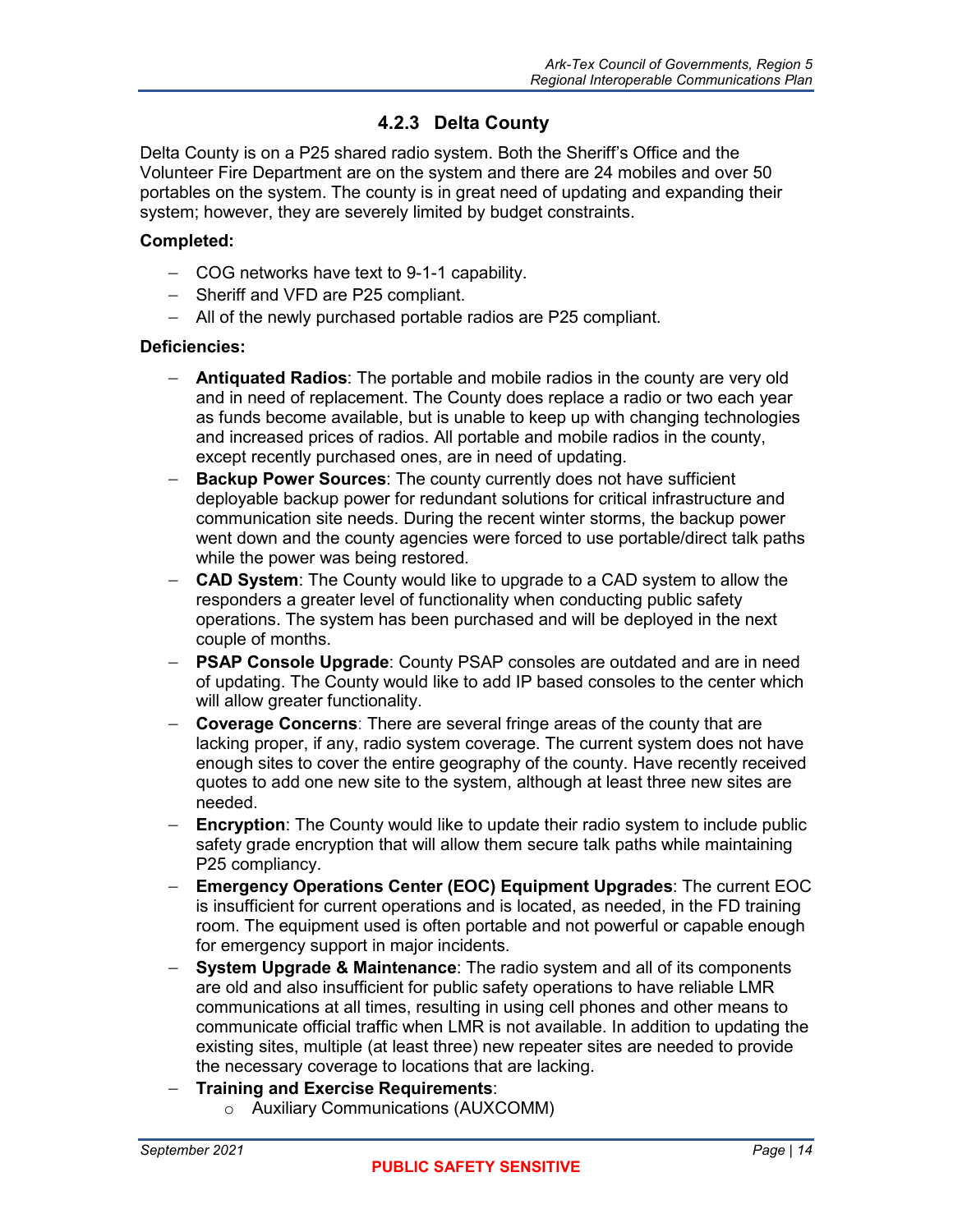### 4.2.3 Delta County

Delta County is on a P25 shared radio system. Both the Sheriff's Office and the Volunteer Fire Department are on the system and there are 24 mobiles and over 50 portables on the system. The county is in great need of updating and expanding their system; however, they are severely limited by budget constraints.

**Completed:**

- COG networks have text to 9-1-1 capability.
- Sheriff and VFD are P25 compliant.
- All of the newly purchased portable radios are P25 compliant.

**Deficiencies:**

- **Antiquated Radios**: The portable and mobile radios in the county are very old and in need of replacement. The County does replace a radio or two each year as funds become available, but is unable to keep up with changing technologies and increased prices of radios. All portable and mobile radios in the county, except recently purchased ones, are in need of updating.
- **Backup Power Sources**: The county currently does not have sufficient deployable backup power for redundant solutions for critical infrastructure and communication site needs. During the recent winter storms, the backup power went down and the county agencies were forced to use portable/direct talk paths while the power was being restored.
- **CAD System**: The County would like to upgrade to a CAD system to allow the responders a greater level of functionality when conducting public safety operations. The system has been purchased and will be deployed in the next couple of months.
- **PSAP Console Upgrade**: County PSAP consoles are outdated and are in need of updating. The County would like to add IP based consoles to the center which will allow greater functionality.
- **Coverage Concerns**: There are several fringe areas of the county that are lacking proper, if any, radio system coverage. The current system does not have enough sites to cover the entire geography of the county. Have recently received quotes to add one new site to the system, although at least three new sites are needed.
- **Encryption**: The County would like to update their radio system to include public safety grade encryption that will allow them secure talk paths while maintaining P25 compliancy.
- **Emergency Operations Center (EOC) Equipment Upgrades**: The current EOC is insufficient for current operations and is located, as needed, in the FD training room. The equipment used is often portable and not powerful or capable enough for emergency support in major incidents.
- **System Upgrade & Maintenance**: The radio system and all of its components are old and also insufficient for public safety operations to have reliable LMR communications at all times, resulting in using cell phones and other means to communicate official traffic when LMR is not available. In addition to updating the existing sites, multiple (at least three) new repeater sites are needed to provide the necessary coverage to locations that are lacking.
- **Training and Exercise Requirements**:
  - Auxiliary Communications (AUXCOMM)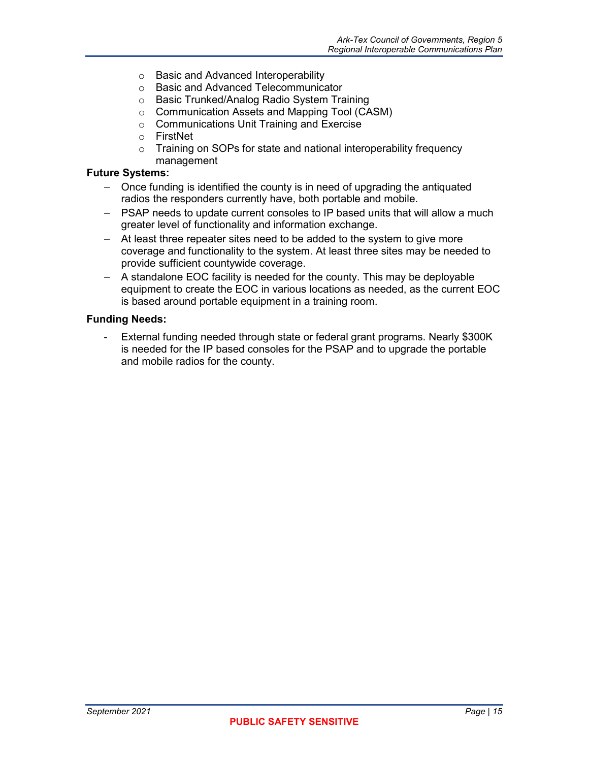- Basic and Advanced Interoperability
- Basic and Advanced Telecommunicator
- Basic Trunked/Analog Radio System Training
- Communication Assets and Mapping Tool (CASM)
- Communications Unit Training and Exercise
- FirstNet
- Training on SOPs for state and national interoperability frequency management

**Future Systems:**

- Once funding is identified the county is in need of upgrading the antiquated radios the responders currently have, both portable and mobile.
- PSAP needs to update current consoles to IP based units that will allow a much greater level of functionality and information exchange.
- At least three repeater sites need to be added to the system to give more coverage and functionality to the system. At least three sites may be needed to provide sufficient countywide coverage.
- A standalone EOC facility is needed for the county. This may be deployable equipment to create the EOC in various locations as needed, as the current EOC is based around portable equipment in a training room.

**Funding Needs:**

- External funding needed through state or federal grant programs. Nearly $300K is needed for the IP based consoles for the PSAP and to upgrade the portable and mobile radios for the county.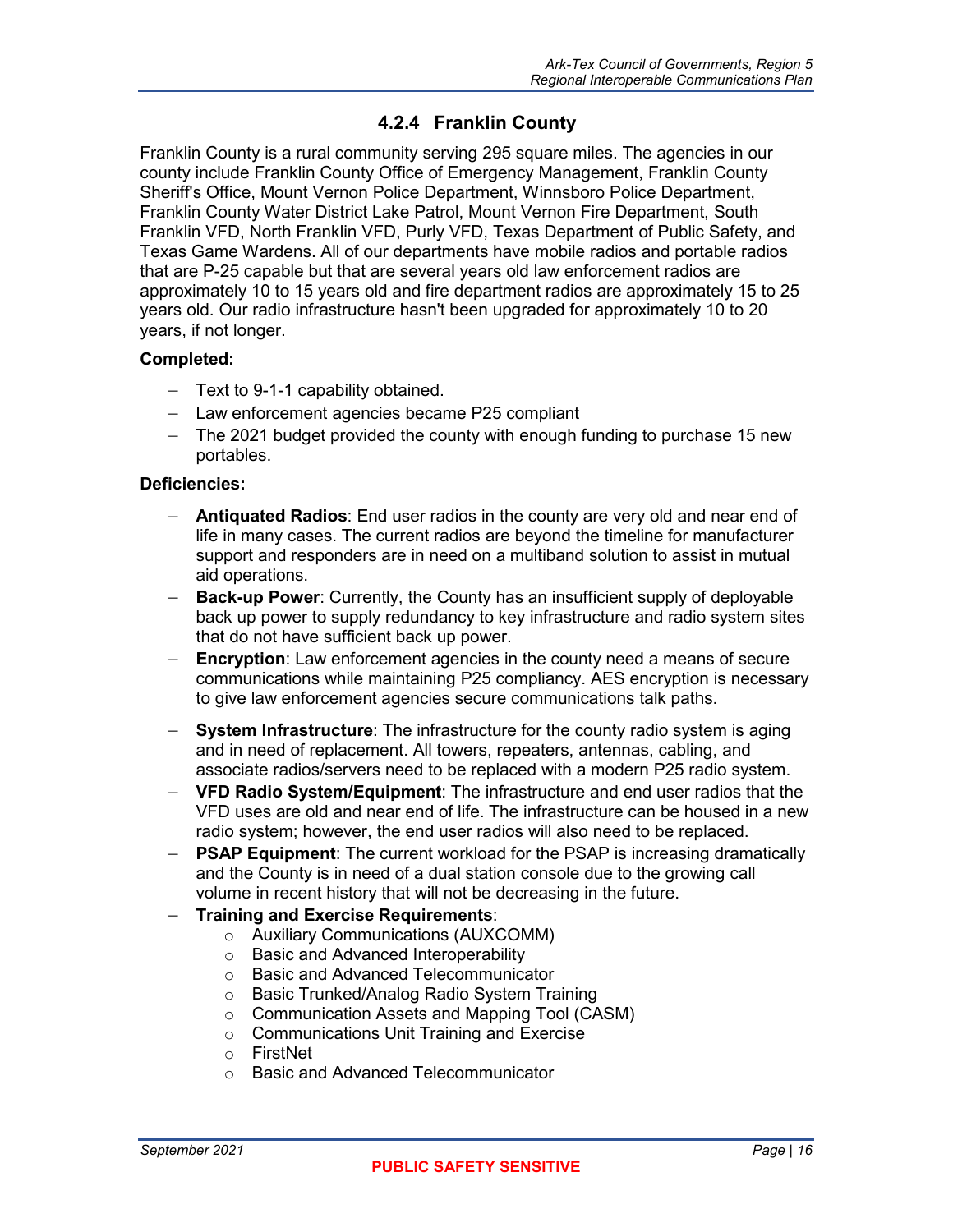### 4.2.4 Franklin County

Franklin County is a rural community serving 295 square miles. The agencies in our county include Franklin County Office of Emergency Management, Franklin County Sheriff's Office, Mount Vernon Police Department, Winnsboro Police Department, Franklin County Water District Lake Patrol, Mount Vernon Fire Department, South Franklin VFD, North Franklin VFD, Purly VFD, Texas Department of Public Safety, and Texas Game Wardens. All of our departments have mobile radios and portable radios that are P-25 capable but that are several years old law enforcement radios are approximately 10 to 15 years old and fire department radios are approximately 15 to 25 years old. Our radio infrastructure hasn't been upgraded for approximately 10 to 20 years, if not longer.

**Completed:**

- Text to 9-1-1 capability obtained.
- Law enforcement agencies became P25 compliant
- The 2021 budget provided the county with enough funding to purchase 15 new portables.

**Deficiencies:**

- **Antiquated Radios**: End user radios in the county are very old and near end of life in many cases. The current radios are beyond the timeline for manufacturer support and responders are in need on a multiband solution to assist in mutual aid operations.
- **Back-up Power**: Currently, the County has an insufficient supply of deployable back up power to supply redundancy to key infrastructure and radio system sites that do not have sufficient back up power.
- **Encryption**: Law enforcement agencies in the county need a means of secure communications while maintaining P25 compliancy. AES encryption is necessary to give law enforcement agencies secure communications talk paths.
- **System Infrastructure**: The infrastructure for the county radio system is aging and in need of replacement. All towers, repeaters, antennas, cabling, and associate radios/servers need to be replaced with a modern P25 radio system.
- **VFD Radio System/Equipment**: The infrastructure and end user radios that the VFD uses are old and near end of life. The infrastructure can be housed in a new radio system; however, the end user radios will also need to be replaced.
- **PSAP Equipment**: The current workload for the PSAP is increasing dramatically and the County is in need of a dual station console due to the growing call volume in recent history that will not be decreasing in the future.
- **Training and Exercise Requirements**:
  - Auxiliary Communications (AUXCOMM)
  - Basic and Advanced Interoperability
  - Basic and Advanced Telecommunicator
  - Basic Trunked/Analog Radio System Training
  - Communication Assets and Mapping Tool (CASM)
  - Communications Unit Training and Exercise
  - FirstNet
  - Basic and Advanced Telecommunicator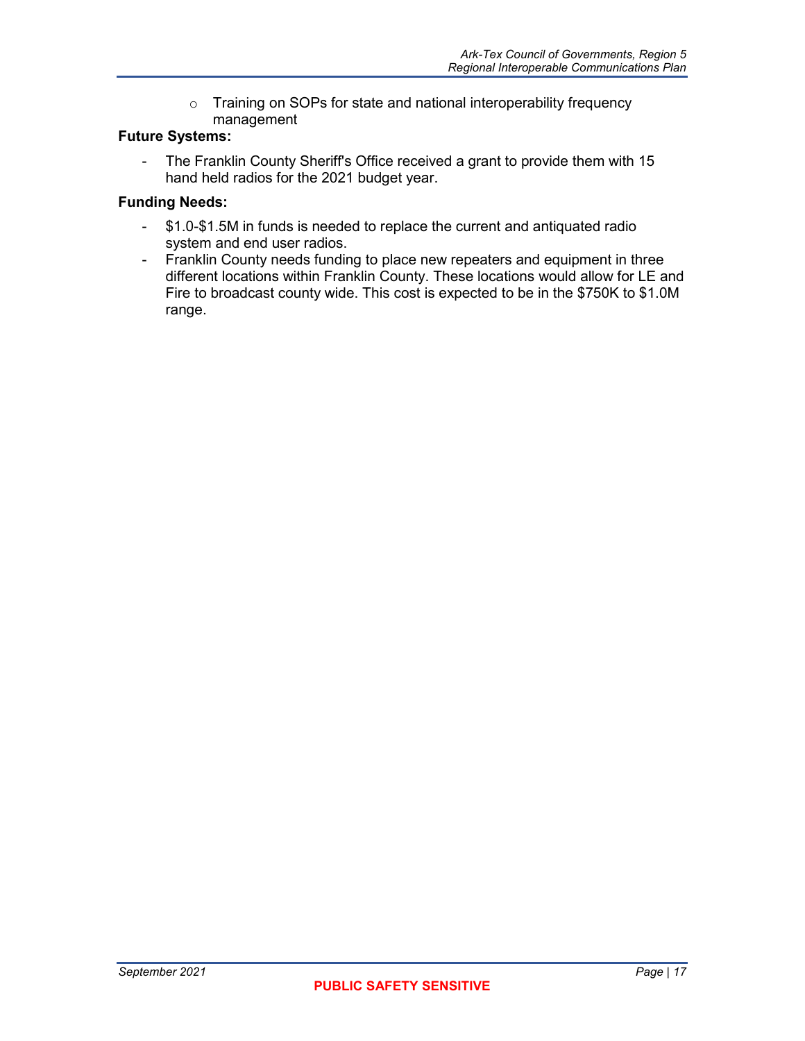- Training on SOPs for state and national interoperability frequency management

**Future Systems:**

- The Franklin County Sheriff's Office received a grant to provide them with 15 hand held radios for the 2021 budget year.

**Funding Needs:**

- $1.0-$1.5M in funds is needed to replace the current and antiquated radio system and end user radios.
- Franklin County needs funding to place new repeaters and equipment in three different locations within Franklin County. These locations would allow for LE and Fire to broadcast county wide. This cost is expected to be in the $750K to $1.0M range.

**PUBLIC SAFETY SENSITIVE**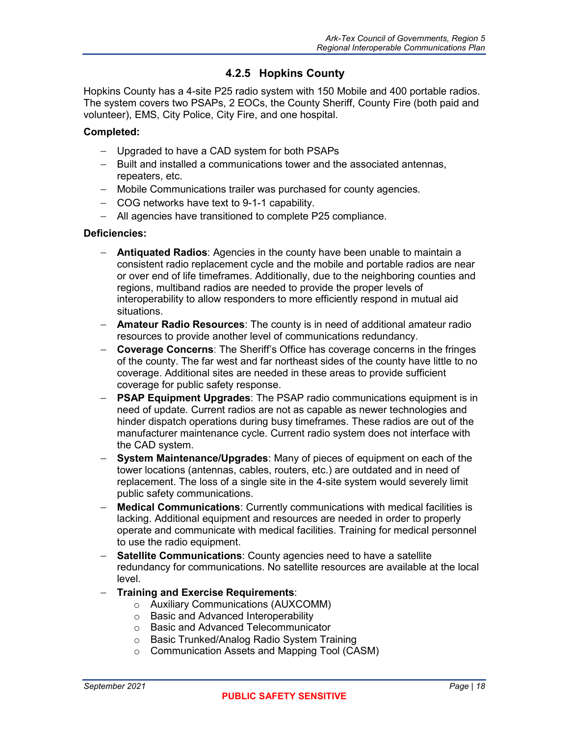#### 4.2.5 Hopkins County

Hopkins County has a 4-site P25 radio system with 150 Mobile and 400 portable radios. The system covers two PSAPs, 2 EOCs, the County Sheriff, County Fire (both paid and volunteer), EMS, City Police, City Fire, and one hospital.

**Completed:**

- Upgraded to have a CAD system for both PSAPs
- Built and installed a communications tower and the associated antennas, repeaters, etc.
- Mobile Communications trailer was purchased for county agencies.
- COG networks have text to 9-1-1 capability.
- All agencies have transitioned to complete P25 compliance.

**Deficiencies:**

- **Antiquated Radios**: Agencies in the county have been unable to maintain a consistent radio replacement cycle and the mobile and portable radios are near or over end of life timeframes. Additionally, due to the neighboring counties and regions, multiband radios are needed to provide the proper levels of interoperability to allow responders to more efficiently respond in mutual aid situations.
- **Amateur Radio Resources**: The county is in need of additional amateur radio resources to provide another level of communications redundancy.
- **Coverage Concerns**: The Sheriff's Office has coverage concerns in the fringes of the county. The far west and far northeast sides of the county have little to no coverage. Additional sites are needed in these areas to provide sufficient coverage for public safety response.
- **PSAP Equipment Upgrades**: The PSAP radio communications equipment is in need of update. Current radios are not as capable as newer technologies and hinder dispatch operations during busy timeframes. These radios are out of the manufacturer maintenance cycle. Current radio system does not interface with the CAD system.
- **System Maintenance/Upgrades**: Many of pieces of equipment on each of the tower locations (antennas, cables, routers, etc.) are outdated and in need of replacement. The loss of a single site in the 4-site system would severely limit public safety communications.
- **Medical Communications**: Currently communications with medical facilities is lacking. Additional equipment and resources are needed in order to properly operate and communicate with medical facilities. Training for medical personnel to use the radio equipment.
- **Satellite Communications**: County agencies need to have a satellite redundancy for communications. No satellite resources are available at the local level.
- **Training and Exercise Requirements**:
  - Auxiliary Communications (AUXCOMM)
  - Basic and Advanced Interoperability
  - Basic and Advanced Telecommunicator
  - Basic Trunked/Analog Radio System Training
  - Communication Assets and Mapping Tool (CASM)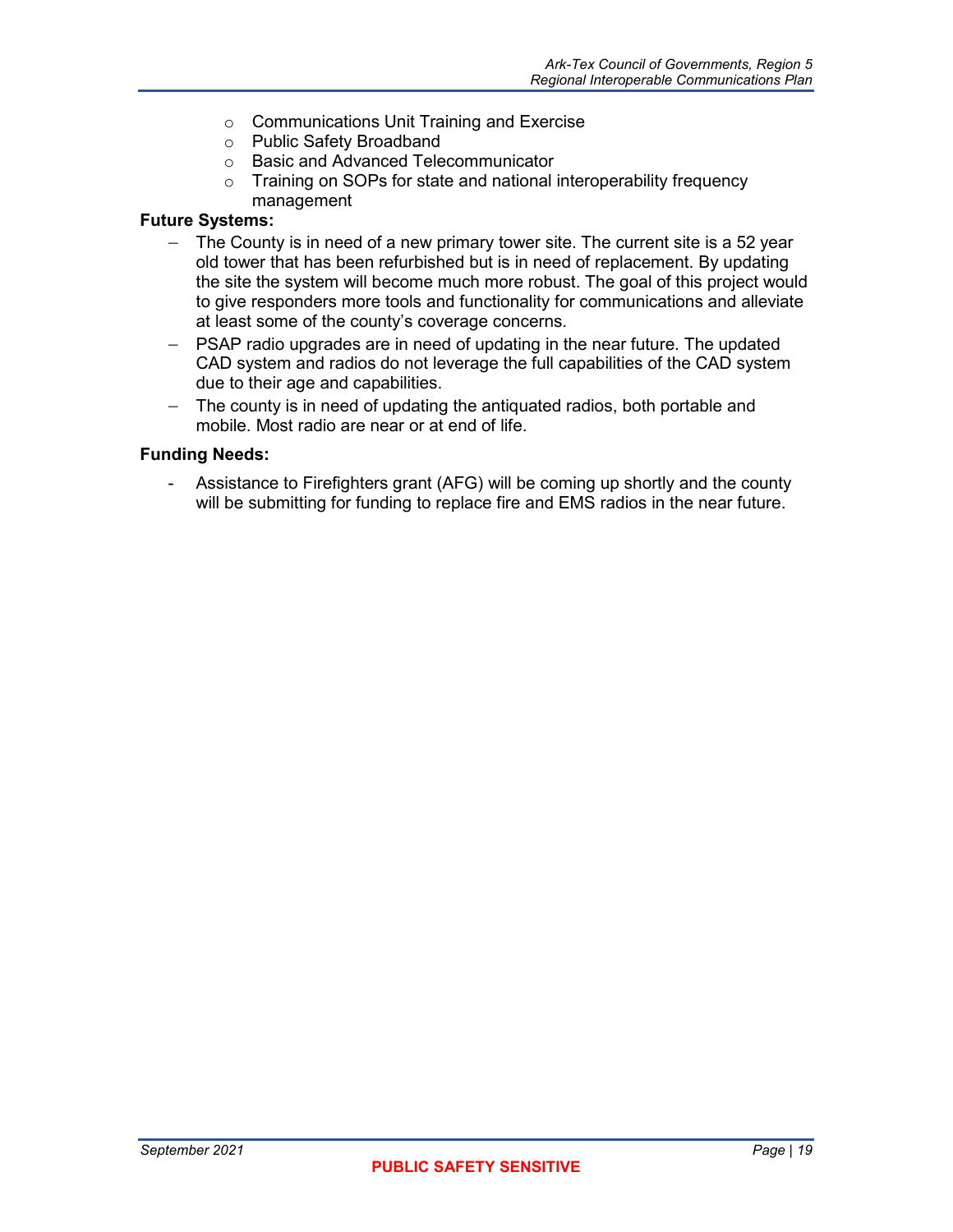- Communications Unit Training and Exercise
   - Public Safety Broadband
   - Basic and Advanced Telecommunicator
   - Training on SOPs for state and national interoperability frequency management

**Future Systems:**

- The County is in need of a new primary tower site. The current site is a 52 year old tower that has been refurbished but is in need of replacement. By updating the site the system will become much more robust. The goal of this project would to give responders more tools and functionality for communications and alleviate at least some of the county's coverage concerns.
- PSAP radio upgrades are in need of updating in the near future. The updated CAD system and radios do not leverage the full capabilities of the CAD system due to their age and capabilities.
- The county is in need of updating the antiquated radios, both portable and mobile. Most radio are near or at end of life.

**Funding Needs:**

- Assistance to Firefighters grant (AFG) will be coming up shortly and the county will be submitting for funding to replace fire and EMS radios in the near future.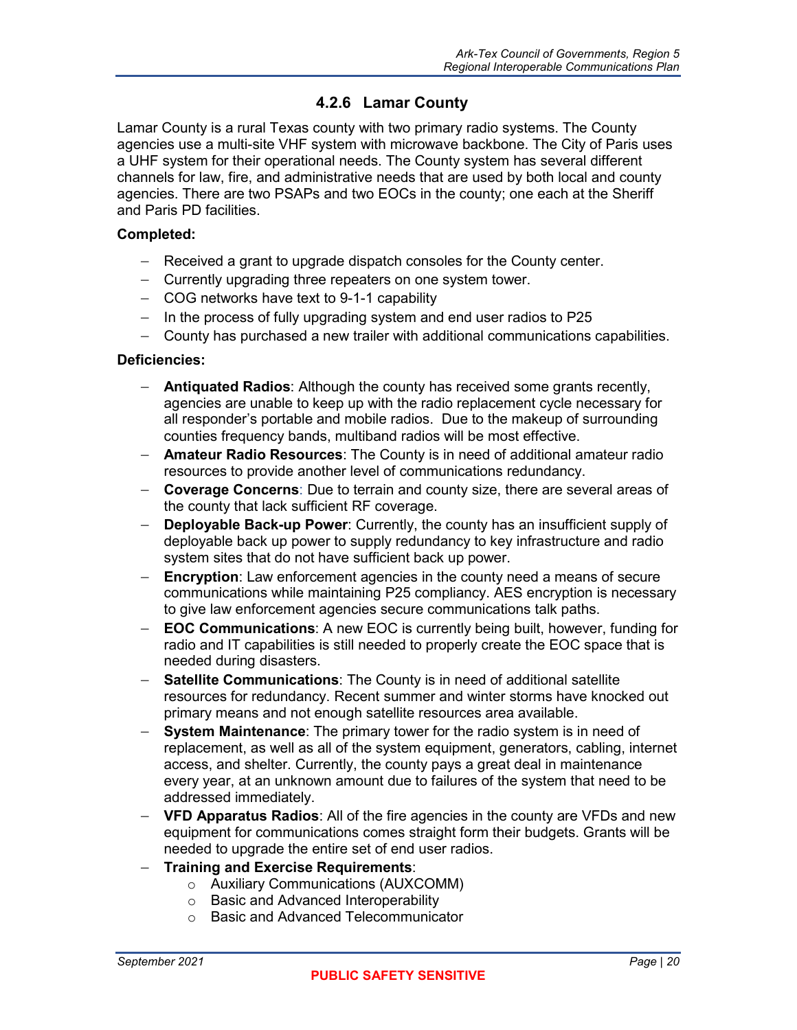### 4.2.6 Lamar County

Lamar County is a rural Texas county with two primary radio systems. The County agencies use a multi-site VHF system with microwave backbone. The City of Paris uses a UHF system for their operational needs. The County system has several different channels for law, fire, and administrative needs that are used by both local and county agencies. There are two PSAPs and two EOCs in the county; one each at the Sheriff and Paris PD facilities.

**Completed:**

- Received a grant to upgrade dispatch consoles for the County center.
- Currently upgrading three repeaters on one system tower.
- COG networks have text to 9-1-1 capability
- In the process of fully upgrading system and end user radios to P25
- County has purchased a new trailer with additional communications capabilities.

**Deficiencies:**

- **Antiquated Radios**: Although the county has received some grants recently, agencies are unable to keep up with the radio replacement cycle necessary for all responder's portable and mobile radios. Due to the makeup of surrounding counties frequency bands, multiband radios will be most effective.
- **Amateur Radio Resources**: The County is in need of additional amateur radio resources to provide another level of communications redundancy.
- **Coverage Concerns**: Due to terrain and county size, there are several areas of the county that lack sufficient RF coverage.
- **Deployable Back-up Power**: Currently, the county has an insufficient supply of deployable back up power to supply redundancy to key infrastructure and radio system sites that do not have sufficient back up power.
- **Encryption**: Law enforcement agencies in the county need a means of secure communications while maintaining P25 compliancy. AES encryption is necessary to give law enforcement agencies secure communications talk paths.
- **EOC Communications**: A new EOC is currently being built, however, funding for radio and IT capabilities is still needed to properly create the EOC space that is needed during disasters.
- **Satellite Communications**: The County is in need of additional satellite resources for redundancy. Recent summer and winter storms have knocked out primary means and not enough satellite resources area available.
- **System Maintenance**: The primary tower for the radio system is in need of replacement, as well as all of the system equipment, generators, cabling, internet access, and shelter. Currently, the county pays a great deal in maintenance every year, at an unknown amount due to failures of the system that need to be addressed immediately.
- **VFD Apparatus Radios**: All of the fire agencies in the county are VFDs and new equipment for communications comes straight form their budgets. Grants will be needed to upgrade the entire set of end user radios.
- **Training and Exercise Requirements**:
  - Auxiliary Communications (AUXCOMM)
  - Basic and Advanced Interoperability
  - Basic and Advanced Telecommunicator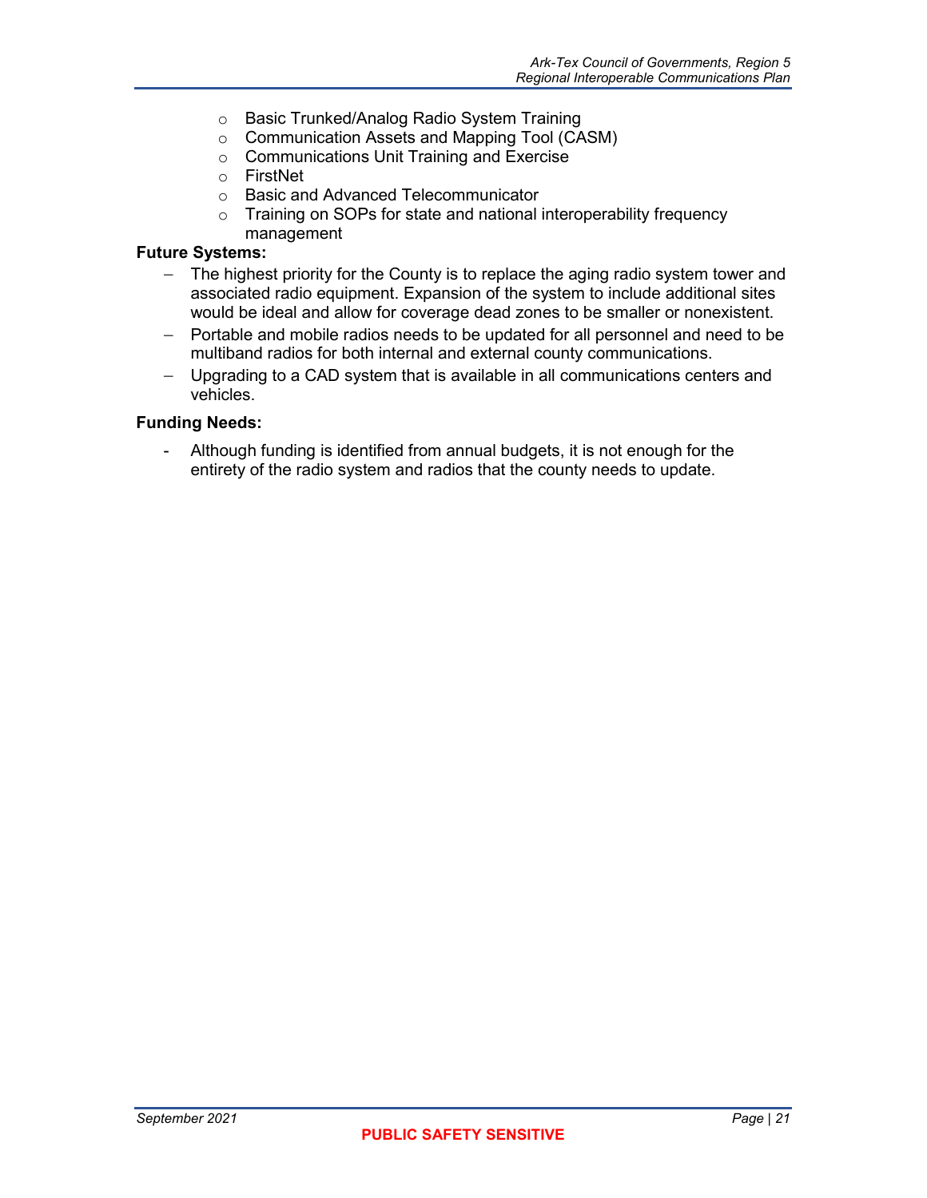- Basic Trunked/Analog Radio System Training
- Communication Assets and Mapping Tool (CASM)
- Communications Unit Training and Exercise
- FirstNet
- Basic and Advanced Telecommunicator
- Training on SOPs for state and national interoperability frequency management

**Future Systems:**

- The highest priority for the County is to replace the aging radio system tower and associated radio equipment. Expansion of the system to include additional sites would be ideal and allow for coverage dead zones to be smaller or nonexistent.
- Portable and mobile radios needs to be updated for all personnel and need to be multiband radios for both internal and external county communications.
- Upgrading to a CAD system that is available in all communications centers and vehicles.

**Funding Needs:**

- Although funding is identified from annual budgets, it is not enough for the entirety of the radio system and radios that the county needs to update.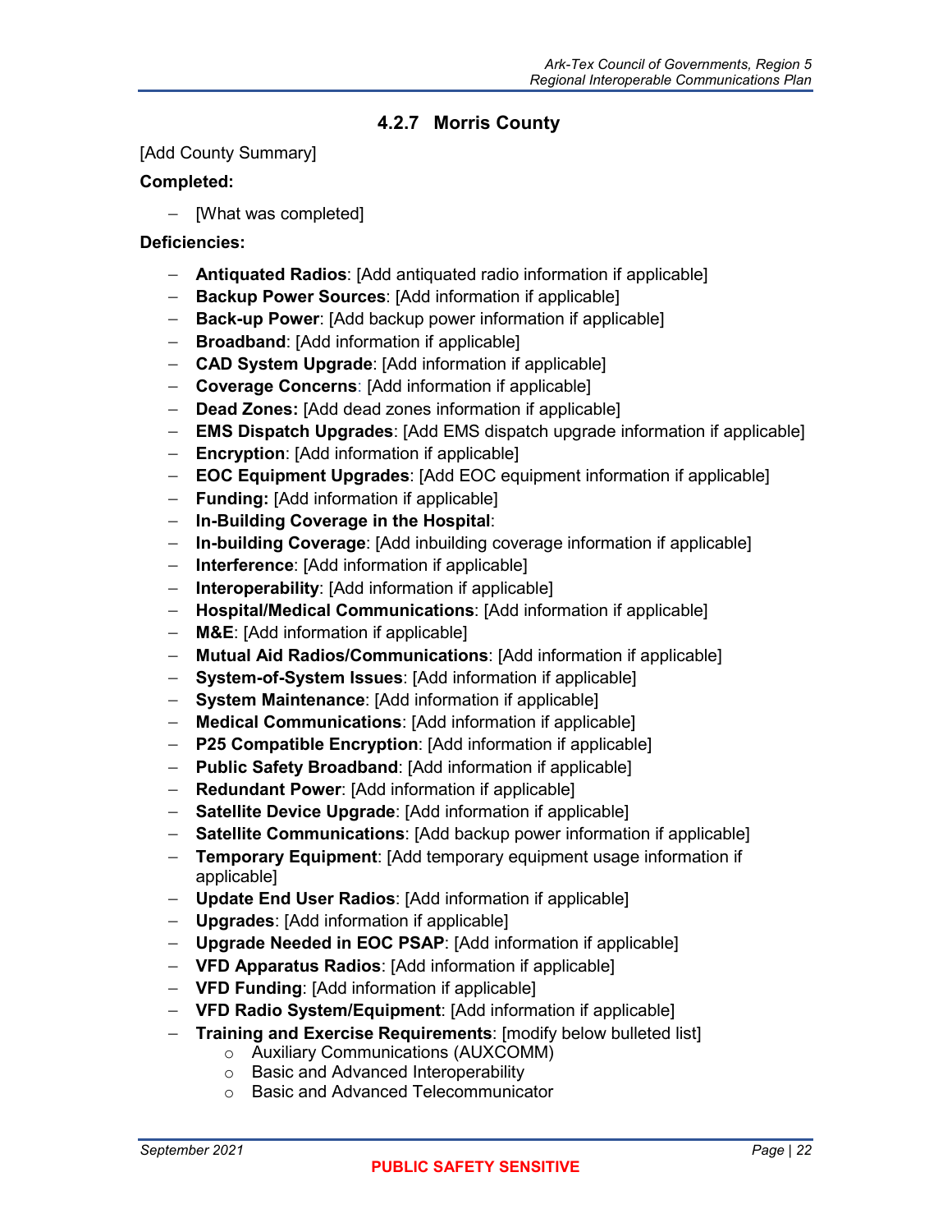#### 4.2.7 Morris County

[Add County Summary]

**Completed:**

- [What was completed]

**Deficiencies:**

- **Antiquated Radios**: [Add antiquated radio information if applicable]
- **Backup Power Sources**: [Add information if applicable]
- **Back-up Power**: [Add backup power information if applicable]
- **Broadband**: [Add information if applicable]
- **CAD System Upgrade**: [Add information if applicable]
- **Coverage Concerns**: [Add information if applicable]
- **Dead Zones:** [Add dead zones information if applicable]
- **EMS Dispatch Upgrades**: [Add EMS dispatch upgrade information if applicable]
- **Encryption**: [Add information if applicable]
- **EOC Equipment Upgrades**: [Add EOC equipment information if applicable]
- **Funding:** [Add information if applicable]
- **In-Building Coverage in the Hospital**:
- **In-building Coverage**: [Add inbuilding coverage information if applicable]
- **Interference**: [Add information if applicable]
- **Interoperability**: [Add information if applicable]
- **Hospital/Medical Communications**: [Add information if applicable]
- **M&E**: [Add information if applicable]
- **Mutual Aid Radios/Communications**: [Add information if applicable]
- **System-of-System Issues**: [Add information if applicable]
- **System Maintenance**: [Add information if applicable]
- **Medical Communications**: [Add information if applicable]
- **P25 Compatible Encryption**: [Add information if applicable]
- **Public Safety Broadband**: [Add information if applicable]
- **Redundant Power**: [Add information if applicable]
- **Satellite Device Upgrade**: [Add information if applicable]
- **Satellite Communications**: [Add backup power information if applicable]
- **Temporary Equipment**: [Add temporary equipment usage information if applicable]
- **Update End User Radios**: [Add information if applicable]
- **Upgrades**: [Add information if applicable]
- **Upgrade Needed in EOC PSAP**: [Add information if applicable]
- **VFD Apparatus Radios**: [Add information if applicable]
- **VFD Funding**: [Add information if applicable]
- **VFD Radio System/Equipment**: [Add information if applicable]
- **Training and Exercise Requirements**: [modify below bulleted list]
  - Auxiliary Communications (AUXCOMM)
  - Basic and Advanced Interoperability
  - Basic and Advanced Telecommunicator

PUBLIC SAFETY SENSITIVE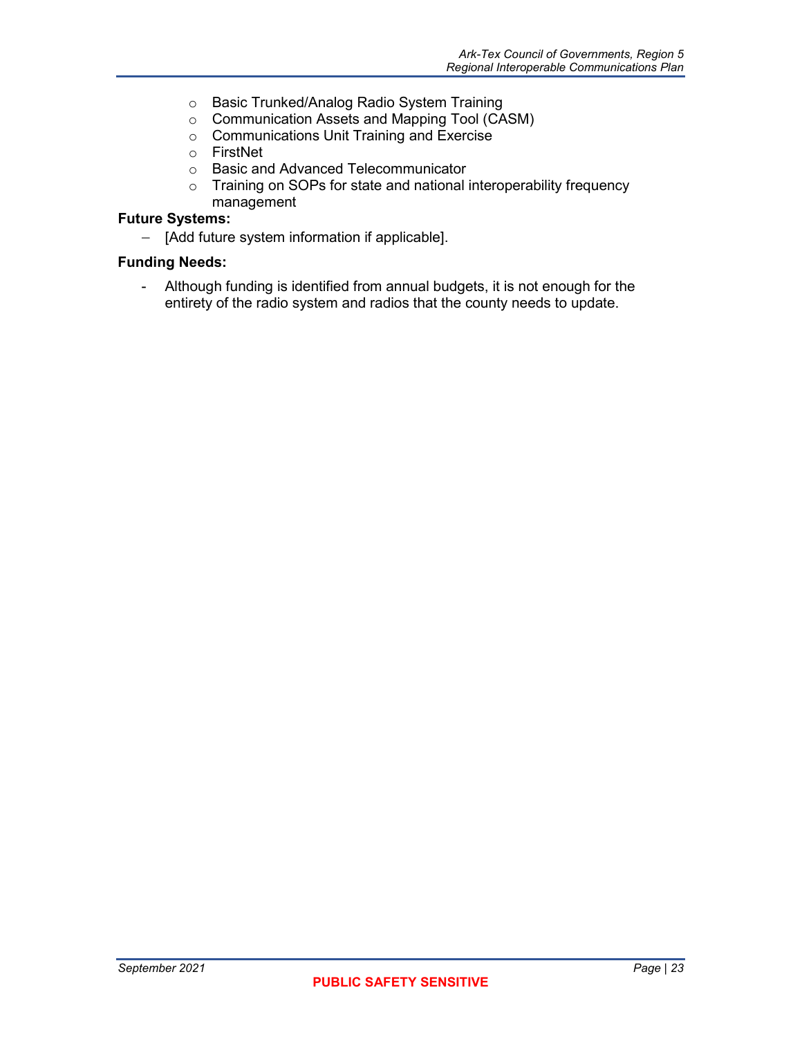- Basic Trunked/Analog Radio System Training
  - Communication Assets and Mapping Tool (CASM)
  - Communications Unit Training and Exercise
  - FirstNet
  - Basic and Advanced Telecommunicator
  - Training on SOPs for state and national interoperability frequency management

**Future Systems:**

- [Add future system information if applicable].

**Funding Needs:**

- Although funding is identified from annual budgets, it is not enough for the entirety of the radio system and radios that the county needs to update.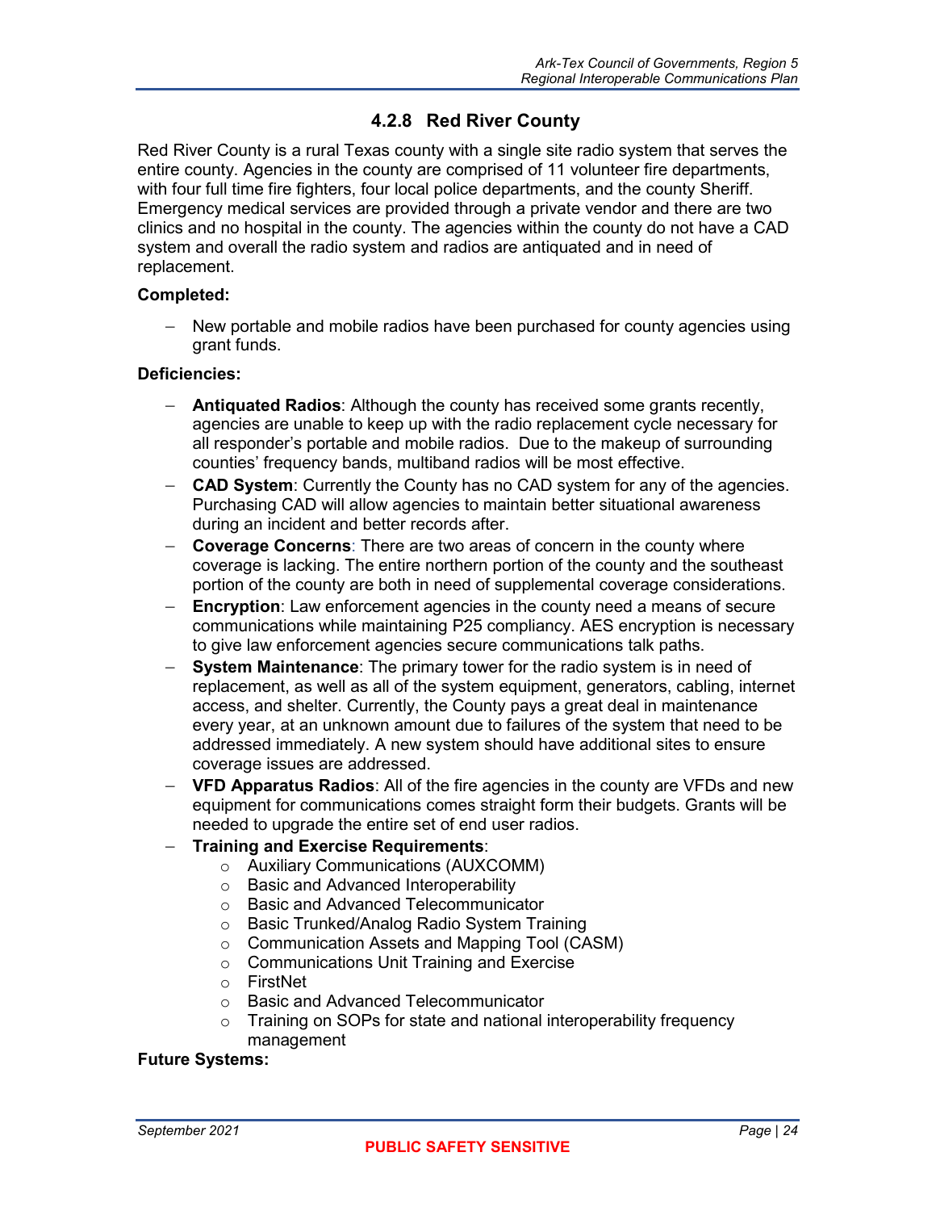### 4.2.8 Red River County

Red River County is a rural Texas county with a single site radio system that serves the entire county. Agencies in the county are comprised of 11 volunteer fire departments, with four full time fire fighters, four local police departments, and the county Sheriff. Emergency medical services are provided through a private vendor and there are two clinics and no hospital in the county. The agencies within the county do not have a CAD system and overall the radio system and radios are antiquated and in need of replacement.

**Completed:**

- New portable and mobile radios have been purchased for county agencies using grant funds.

**Deficiencies:**

- **Antiquated Radios**: Although the county has received some grants recently, agencies are unable to keep up with the radio replacement cycle necessary for all responder's portable and mobile radios. Due to the makeup of surrounding counties' frequency bands, multiband radios will be most effective.
- **CAD System**: Currently the County has no CAD system for any of the agencies. Purchasing CAD will allow agencies to maintain better situational awareness during an incident and better records after.
- **Coverage Concerns**: There are two areas of concern in the county where coverage is lacking. The entire northern portion of the county and the southeast portion of the county are both in need of supplemental coverage considerations.
- **Encryption**: Law enforcement agencies in the county need a means of secure communications while maintaining P25 compliancy. AES encryption is necessary to give law enforcement agencies secure communications talk paths.
- **System Maintenance**: The primary tower for the radio system is in need of replacement, as well as all of the system equipment, generators, cabling, internet access, and shelter. Currently, the County pays a great deal in maintenance every year, at an unknown amount due to failures of the system that need to be addressed immediately. A new system should have additional sites to ensure coverage issues are addressed.
- **VFD Apparatus Radios**: All of the fire agencies in the county are VFDs and new equipment for communications comes straight form their budgets. Grants will be needed to upgrade the entire set of end user radios.
- **Training and Exercise Requirements**:
  - Auxiliary Communications (AUXCOMM)
  - Basic and Advanced Interoperability
  - Basic and Advanced Telecommunicator
  - Basic Trunked/Analog Radio System Training
  - Communication Assets and Mapping Tool (CASM)
  - Communications Unit Training and Exercise
  - FirstNet
  - Basic and Advanced Telecommunicator
  - Training on SOPs for state and national interoperability frequency management

**Future Systems:**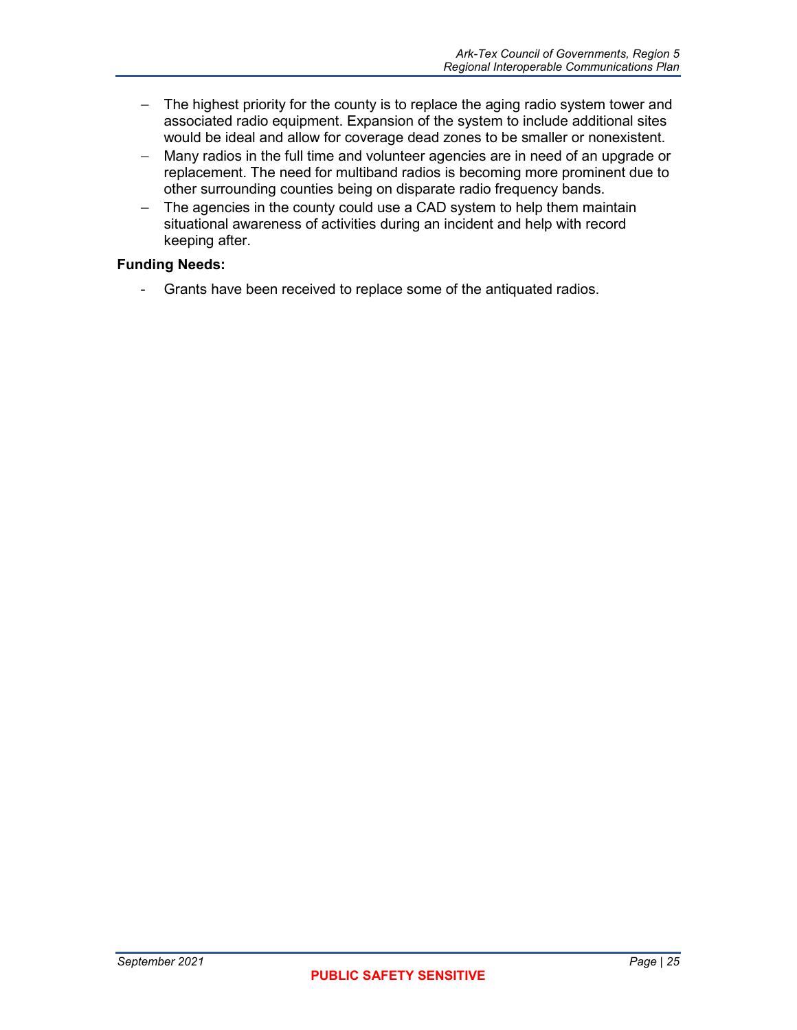- The highest priority for the county is to replace the aging radio system tower and associated radio equipment. Expansion of the system to include additional sites would be ideal and allow for coverage dead zones to be smaller or nonexistent.
- Many radios in the full time and volunteer agencies are in need of an upgrade or replacement. The need for multiband radios is becoming more prominent due to other surrounding counties being on disparate radio frequency bands.
- The agencies in the county could use a CAD system to help them maintain situational awareness of activities during an incident and help with record keeping after.

**Funding Needs:**

- Grants have been received to replace some of the antiquated radios.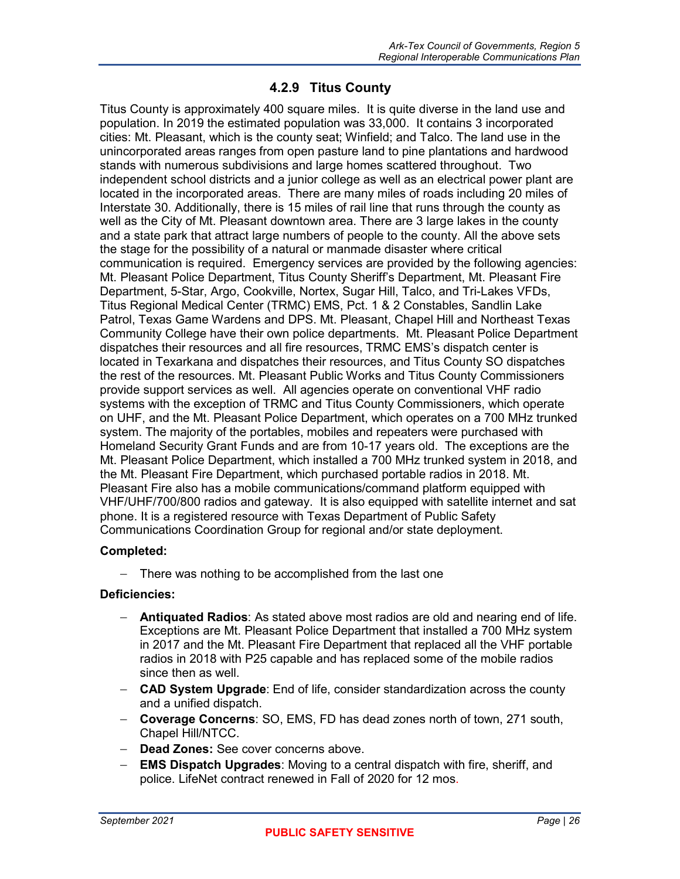### 4.2.9 Titus County

Titus County is approximately 400 square miles. It is quite diverse in the land use and population. In 2019 the estimated population was 33,000. It contains 3 incorporated cities: Mt. Pleasant, which is the county seat; Winfield; and Talco. The land use in the unincorporated areas ranges from open pasture land to pine plantations and hardwood stands with numerous subdivisions and large homes scattered throughout. Two independent school districts and a junior college as well as an electrical power plant are located in the incorporated areas. There are many miles of roads including 20 miles of Interstate 30. Additionally, there is 15 miles of rail line that runs through the county as well as the City of Mt. Pleasant downtown area. There are 3 large lakes in the county and a state park that attract large numbers of people to the county. All the above sets the stage for the possibility of a natural or manmade disaster where critical communication is required. Emergency services are provided by the following agencies: Mt. Pleasant Police Department, Titus County Sheriff's Department, Mt. Pleasant Fire Department, 5-Star, Argo, Cookville, Nortex, Sugar Hill, Talco, and Tri-Lakes VFDs, Titus Regional Medical Center (TRMC) EMS, Pct. 1 & 2 Constables, Sandlin Lake Patrol, Texas Game Wardens and DPS. Mt. Pleasant, Chapel Hill and Northeast Texas Community College have their own police departments. Mt. Pleasant Police Department dispatches their resources and all fire resources, TRMC EMS's dispatch center is located in Texarkana and dispatches their resources, and Titus County SO dispatches the rest of the resources. Mt. Pleasant Public Works and Titus County Commissioners provide support services as well. All agencies operate on conventional VHF radio systems with the exception of TRMC and Titus County Commissioners, which operate on UHF, and the Mt. Pleasant Police Department, which operates on a 700 MHz trunked system. The majority of the portables, mobiles and repeaters were purchased with Homeland Security Grant Funds and are from 10-17 years old. The exceptions are the Mt. Pleasant Police Department, which installed a 700 MHz trunked system in 2018, and the Mt. Pleasant Fire Department, which purchased portable radios in 2018. Mt. Pleasant Fire also has a mobile communications/command platform equipped with VHF/UHF/700/800 radios and gateway. It is also equipped with satellite internet and sat phone. It is a registered resource with Texas Department of Public Safety Communications Coordination Group for regional and/or state deployment.

**Completed:**

- There was nothing to be accomplished from the last one

**Deficiencies:**

- **Antiquated Radios**: As stated above most radios are old and nearing end of life. Exceptions are Mt. Pleasant Police Department that installed a 700 MHz system in 2017 and the Mt. Pleasant Fire Department that replaced all the VHF portable radios in 2018 with P25 capable and has replaced some of the mobile radios since then as well.
- **CAD System Upgrade**: End of life, consider standardization across the county and a unified dispatch.
- **Coverage Concerns**: SO, EMS, FD has dead zones north of town, 271 south, Chapel Hill/NTCC.
- **Dead Zones:** See cover concerns above.
- **EMS Dispatch Upgrades**: Moving to a central dispatch with fire, sheriff, and police. LifeNet contract renewed in Fall of 2020 for 12 mos.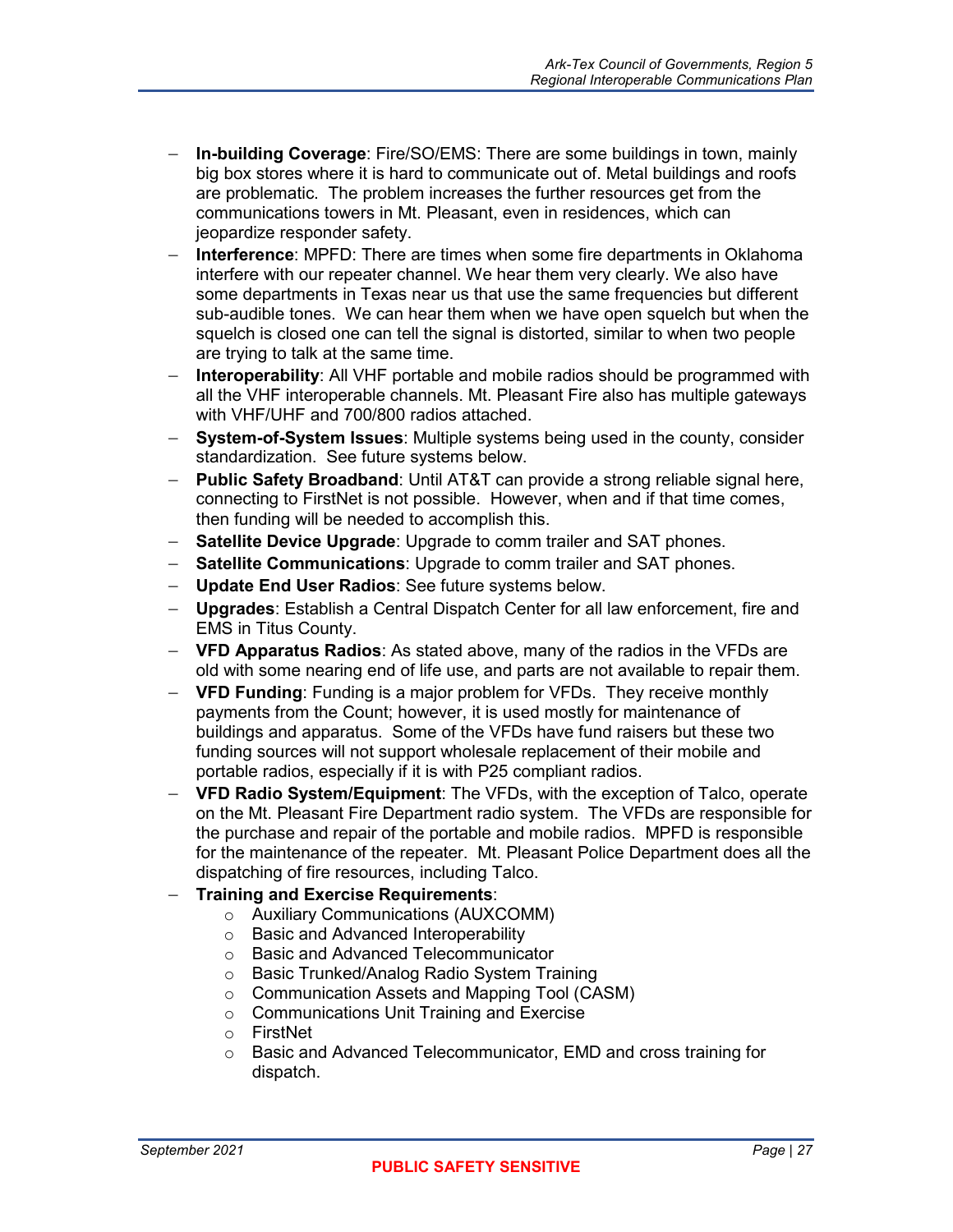- **In-building Coverage**: Fire/SO/EMS: There are some buildings in town, mainly big box stores where it is hard to communicate out of. Metal buildings and roofs are problematic. The problem increases the further resources get from the communications towers in Mt. Pleasant, even in residences, which can jeopardize responder safety.
- **Interference**: MPFD: There are times when some fire departments in Oklahoma interfere with our repeater channel. We hear them very clearly. We also have some departments in Texas near us that use the same frequencies but different sub-audible tones. We can hear them when we have open squelch but when the squelch is closed one can tell the signal is distorted, similar to when two people are trying to talk at the same time.
- **Interoperability**: All VHF portable and mobile radios should be programmed with all the VHF interoperable channels. Mt. Pleasant Fire also has multiple gateways with VHF/UHF and 700/800 radios attached.
- **System-of-System Issues**: Multiple systems being used in the county, consider standardization. See future systems below.
- **Public Safety Broadband**: Until AT&T can provide a strong reliable signal here, connecting to FirstNet is not possible. However, when and if that time comes, then funding will be needed to accomplish this.
- **Satellite Device Upgrade**: Upgrade to comm trailer and SAT phones.
- **Satellite Communications**: Upgrade to comm trailer and SAT phones.
- **Update End User Radios**: See future systems below.
- **Upgrades**: Establish a Central Dispatch Center for all law enforcement, fire and EMS in Titus County.
- **VFD Apparatus Radios**: As stated above, many of the radios in the VFDs are old with some nearing end of life use, and parts are not available to repair them.
- **VFD Funding**: Funding is a major problem for VFDs. They receive monthly payments from the Count; however, it is used mostly for maintenance of buildings and apparatus. Some of the VFDs have fund raisers but these two funding sources will not support wholesale replacement of their mobile and portable radios, especially if it is with P25 compliant radios.
- **VFD Radio System/Equipment**: The VFDs, with the exception of Talco, operate on the Mt. Pleasant Fire Department radio system. The VFDs are responsible for the purchase and repair of the portable and mobile radios. MPFD is responsible for the maintenance of the repeater. Mt. Pleasant Police Department does all the dispatching of fire resources, including Talco.
- **Training and Exercise Requirements**:
  - Auxiliary Communications (AUXCOMM)
  - Basic and Advanced Interoperability
  - Basic and Advanced Telecommunicator
  - Basic Trunked/Analog Radio System Training
  - Communication Assets and Mapping Tool (CASM)
  - Communications Unit Training and Exercise
  - FirstNet
  - Basic and Advanced Telecommunicator, EMD and cross training for dispatch.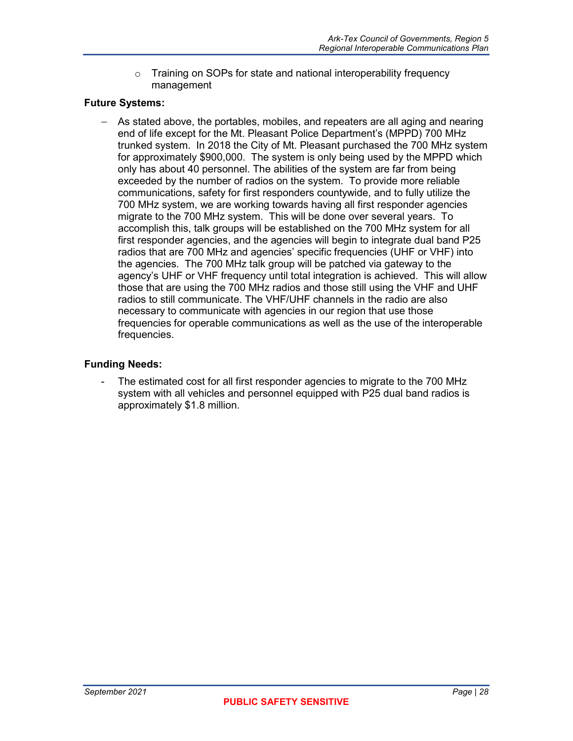- Training on SOPs for state and national interoperability frequency management

**Future Systems:**

- As stated above, the portables, mobiles, and repeaters are all aging and nearing end of life except for the Mt. Pleasant Police Department's (MPPD) 700 MHz trunked system. In 2018 the City of Mt. Pleasant purchased the 700 MHz system for approximately $900,000. The system is only being used by the MPPD which only has about 40 personnel. The abilities of the system are far from being exceeded by the number of radios on the system. To provide more reliable communications, safety for first responders countywide, and to fully utilize the 700 MHz system, we are working towards having all first responder agencies migrate to the 700 MHz system. This will be done over several years. To accomplish this, talk groups will be established on the 700 MHz system for all first responder agencies, and the agencies will begin to integrate dual band P25 radios that are 700 MHz and agencies' specific frequencies (UHF or VHF) into the agencies. The 700 MHz talk group will be patched via gateway to the agency's UHF or VHF frequency until total integration is achieved. This will allow those that are using the 700 MHz radios and those still using the VHF and UHF radios to still communicate. The VHF/UHF channels in the radio are also necessary to communicate with agencies in our region that use those frequencies for operable communications as well as the use of the interoperable frequencies.

**Funding Needs:**

- The estimated cost for all first responder agencies to migrate to the 700 MHz system with all vehicles and personnel equipped with P25 dual band radios is approximately $1.8 million.

PUBLIC SAFETY SENSITIVE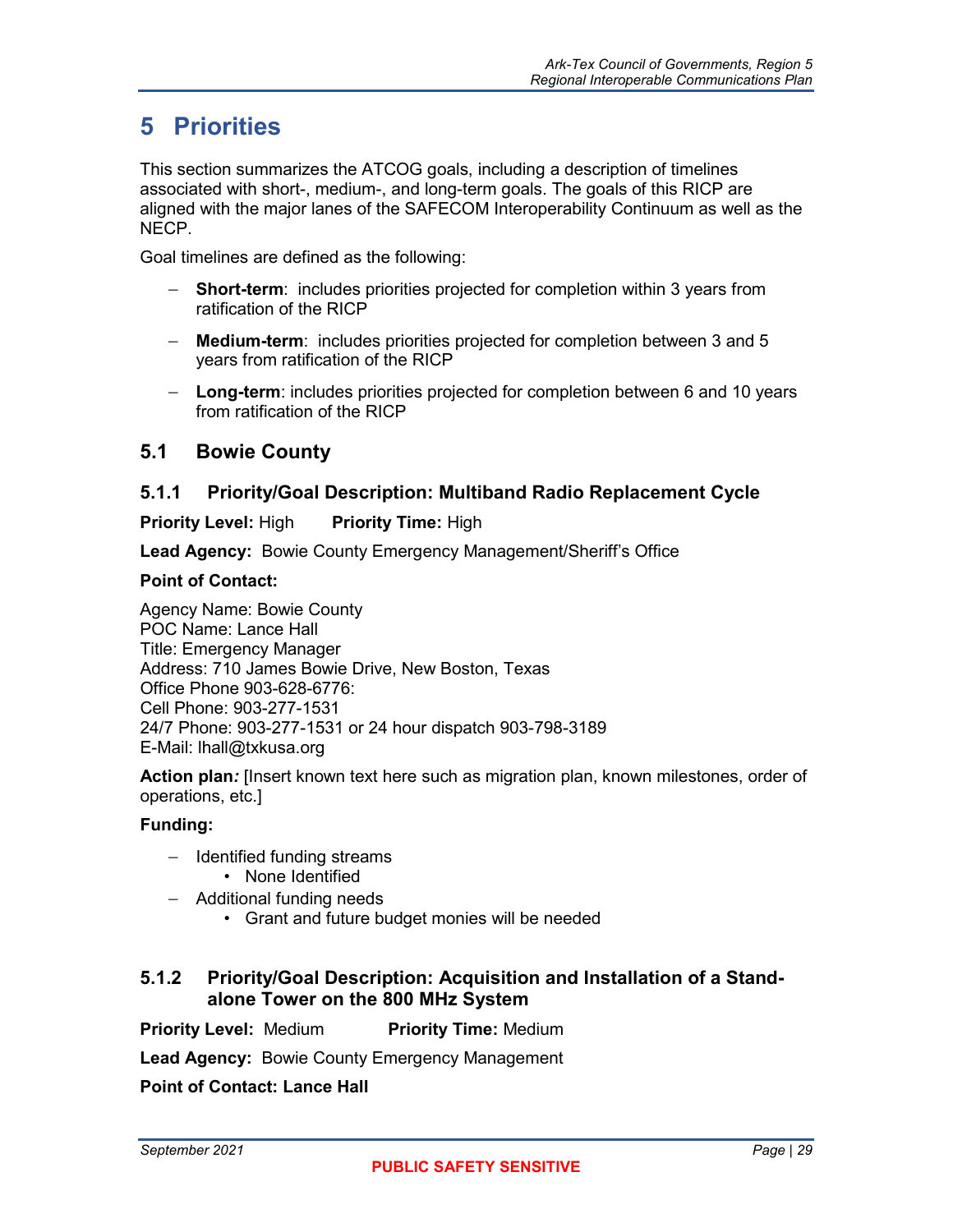# 5 Priorities

This section summarizes the ATCOG goals, including a description of timelines associated with short-, medium-, and long-term goals. The goals of this RICP are aligned with the major lanes of the SAFECOM Interoperability Continuum as well as the NECP.

Goal timelines are defined as the following:

- **Short-term**: includes priorities projected for completion within 3 years from ratification of the RICP
- **Medium-term**: includes priorities projected for completion between 3 and 5 years from ratification of the RICP
- **Long-term**: includes priorities projected for completion between 6 and 10 years from ratification of the RICP

## 5.1 Bowie County

### 5.1.1 Priority/Goal Description: Multiband Radio Replacement Cycle

**Priority Level:** High **Priority Time:** High

**Lead Agency:** Bowie County Emergency Management/Sheriff's Office

**Point of Contact:**

Agency Name: Bowie County
POC Name: Lance Hall
Title: Emergency Manager
Address: 710 James Bowie Drive, New Boston, Texas
Office Phone 903-628-6776:
Cell Phone: 903-277-1531
24/7 Phone: 903-277-1531 or 24 hour dispatch 903-798-3189
E-Mail: lhall@txkusa.org

**Action plan*:*** [Insert known text here such as migration plan, known milestones, order of operations, etc.]

**Funding:**

- Identified funding streams
  - None Identified
- Additional funding needs
  - Grant and future budget monies will be needed

### 5.1.2 Priority/Goal Description: Acquisition and Installation of a Stand-alone Tower on the 800 MHz System

**Priority Level:** Medium **Priority Time:** Medium

**Lead Agency:** Bowie County Emergency Management

**Point of Contact: Lance Hall**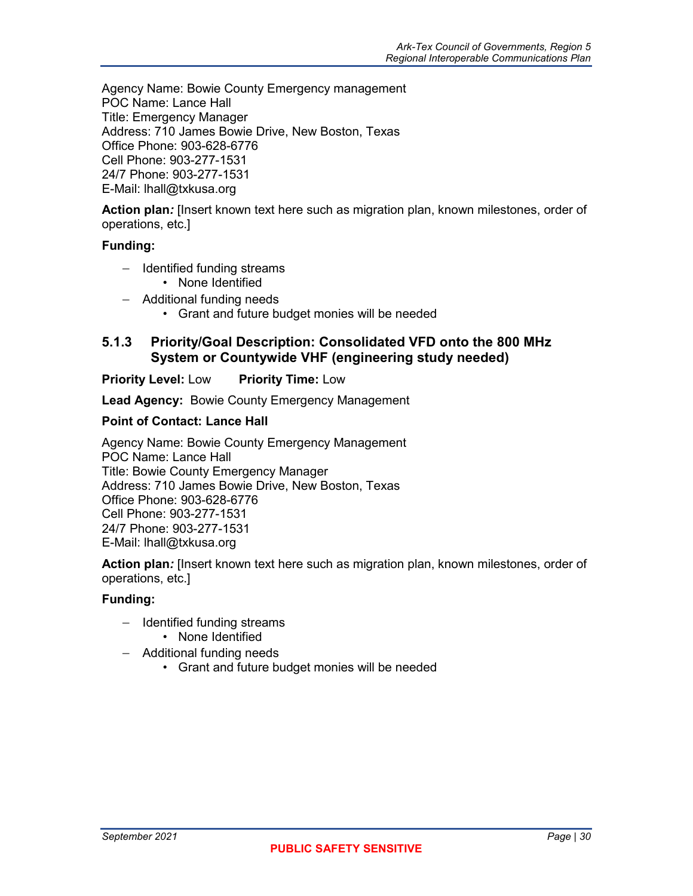Agency Name: Bowie County Emergency management
POC Name: Lance Hall
Title: Emergency Manager
Address: 710 James Bowie Drive, New Boston, Texas
Office Phone: 903-628-6776
Cell Phone: 903-277-1531
24/7 Phone: 903-277-1531
E-Mail: lhall@txkusa.org

**Action plan***:* [Insert known text here such as migration plan, known milestones, order of operations, etc.]

**Funding:**

- Identified funding streams
    - None Identified
- Additional funding needs
    - Grant and future budget monies will be needed

### 5.1.3 Priority/Goal Description: Consolidated VFD onto the 800 MHz System or Countywide VHF (engineering study needed)

**Priority Level:** Low **Priority Time:** Low

**Lead Agency:** Bowie County Emergency Management

**Point of Contact: Lance Hall**

Agency Name: Bowie County Emergency Management
POC Name: Lance Hall
Title: Bowie County Emergency Manager
Address: 710 James Bowie Drive, New Boston, Texas
Office Phone: 903-628-6776
Cell Phone: 903-277-1531
24/7 Phone: 903-277-1531
E-Mail: lhall@txkusa.org

**Action plan***:* [Insert known text here such as migration plan, known milestones, order of operations, etc.]

**Funding:**

- Identified funding streams
    - None Identified
- Additional funding needs
    - Grant and future budget monies will be needed

PUBLIC SAFETY SENSITIVE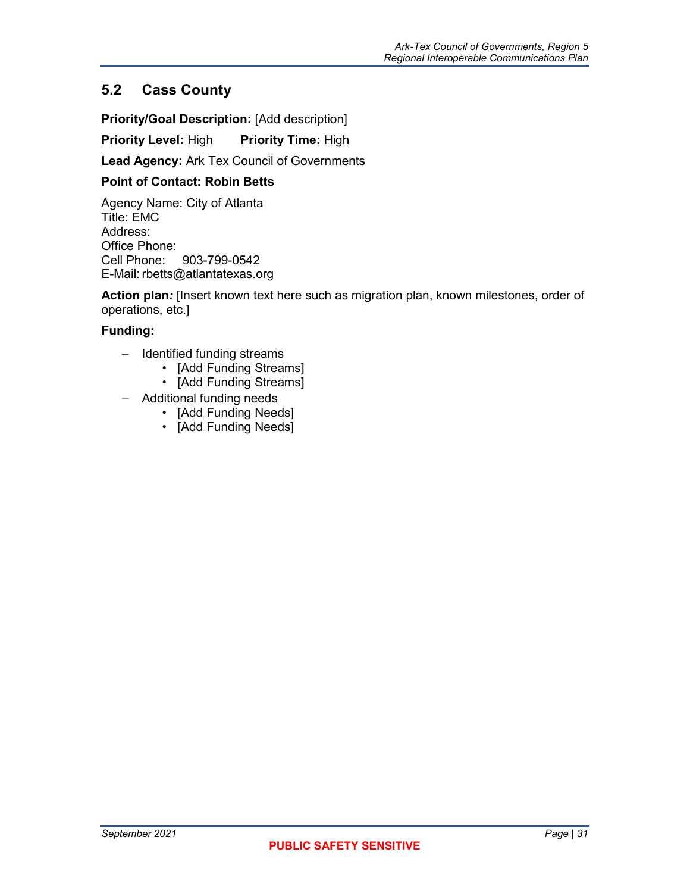## 5.2 Cass County

**Priority/Goal Description:** [Add description]

**Priority Level:** High **Priority Time:** High

**Lead Agency:** Ark Tex Council of Governments

**Point of Contact: Robin Betts**

Agency Name: City of Atlanta
Title: EMC
Address:
Office Phone:
Cell Phone: 903-799-0542
E-Mail: rbetts@atlantatexas.org

**Action plan*:*** [Insert known text here such as migration plan, known milestones, order of operations, etc.]

**Funding:**

- Identified funding streams
  - [Add Funding Streams]
  - [Add Funding Streams]
- Additional funding needs
  - [Add Funding Needs]
  - [Add Funding Needs]

PUBLIC SAFETY SENSITIVE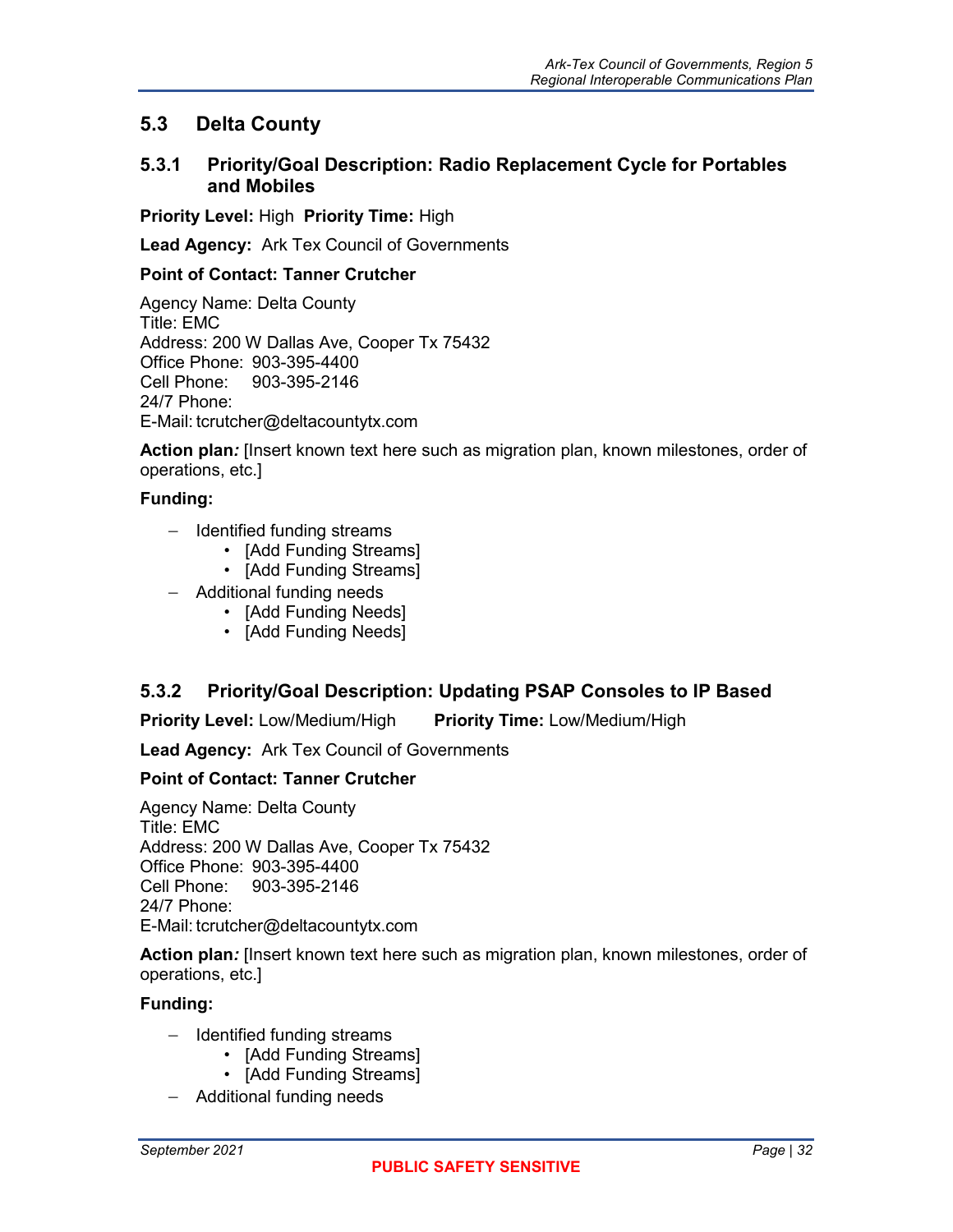## 5.3 Delta County

### 5.3.1 Priority/Goal Description: Radio Replacement Cycle for Portables and Mobiles

**Priority Level:** High **Priority Time:** High

**Lead Agency:** Ark Tex Council of Governments

**Point of Contact: Tanner Crutcher**

Agency Name: Delta County
Title: EMC
Address: 200 W Dallas Ave, Cooper Tx 75432
Office Phone: 903-395-4400
Cell Phone: 903-395-2146
24/7 Phone:
E-Mail: tcrutcher@deltacountytx.com

**Action plan***:* [Insert known text here such as migration plan, known milestones, order of operations, etc.]

**Funding:**

- Identified funding streams
  - [Add Funding Streams]
  - [Add Funding Streams]
- Additional funding needs
  - [Add Funding Needs]
  - [Add Funding Needs]

### 5.3.2 Priority/Goal Description: Updating PSAP Consoles to IP Based

**Priority Level:** Low/Medium/High **Priority Time:** Low/Medium/High

**Lead Agency:** Ark Tex Council of Governments

**Point of Contact: Tanner Crutcher**

Agency Name: Delta County
Title: EMC
Address: 200 W Dallas Ave, Cooper Tx 75432
Office Phone: 903-395-4400
Cell Phone: 903-395-2146
24/7 Phone:
E-Mail: tcrutcher@deltacountytx.com

**Action plan***:* [Insert known text here such as migration plan, known milestones, order of operations, etc.]

**Funding:**

- Identified funding streams
  - [Add Funding Streams]
  - [Add Funding Streams]
- Additional funding needs

PUBLIC SAFETY SENSITIVE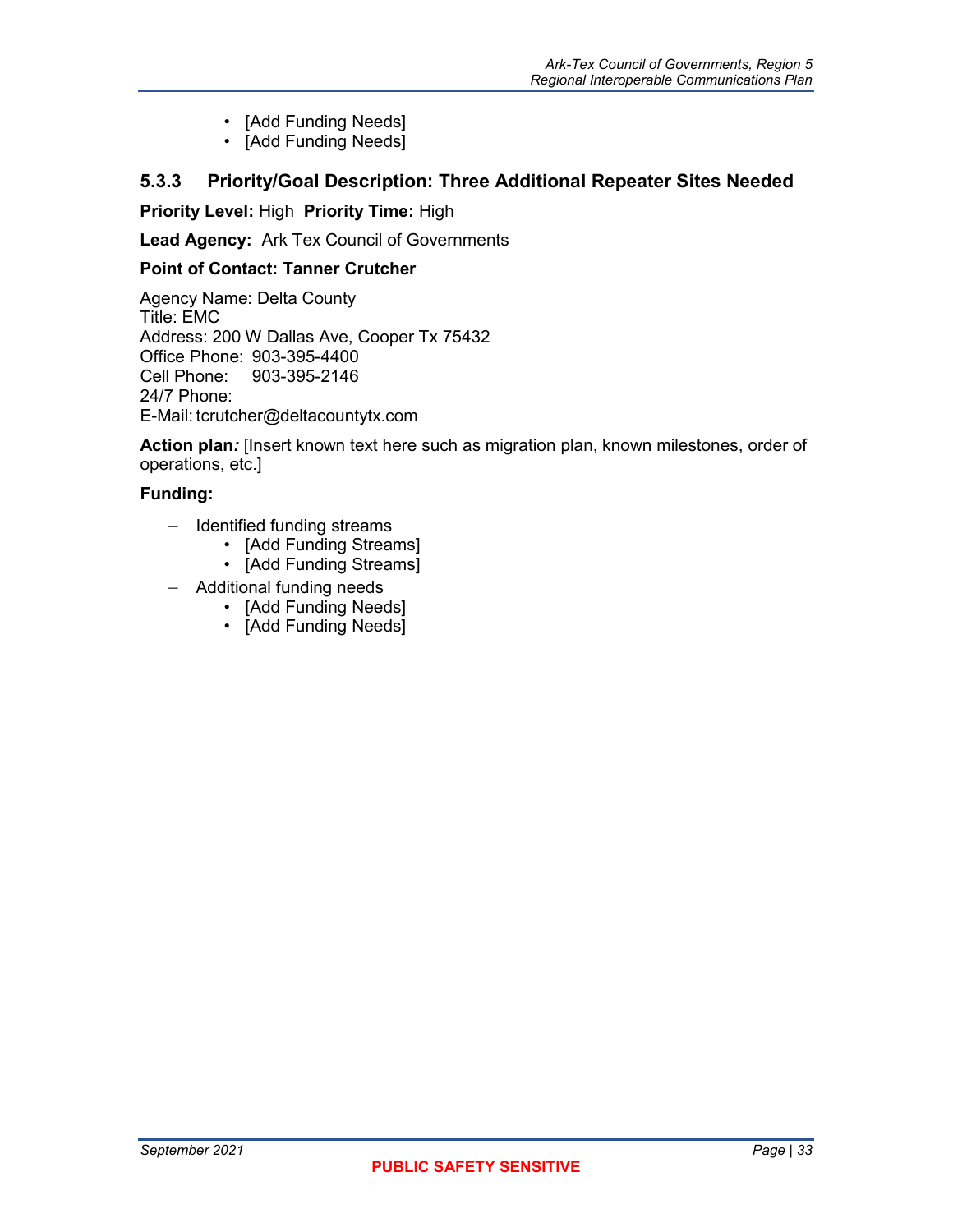- [Add Funding Needs]
- [Add Funding Needs]

### 5.3.3 Priority/Goal Description: Three Additional Repeater Sites Needed

**Priority Level:** High **Priority Time:** High

**Lead Agency:** Ark Tex Council of Governments

**Point of Contact: Tanner Crutcher**

Agency Name: Delta County
Title: EMC
Address: 200 W Dallas Ave, Cooper Tx 75432
Office Phone: 903-395-4400
Cell Phone: 903-395-2146
24/7 Phone:
E-Mail: tcrutcher@deltacountytx.com

**Action plan*:*** [Insert known text here such as migration plan, known milestones, order of operations, etc.]

**Funding:**

- Identified funding streams
  - [Add Funding Streams]
  - [Add Funding Streams]
- Additional funding needs
  - [Add Funding Needs]
  - [Add Funding Needs]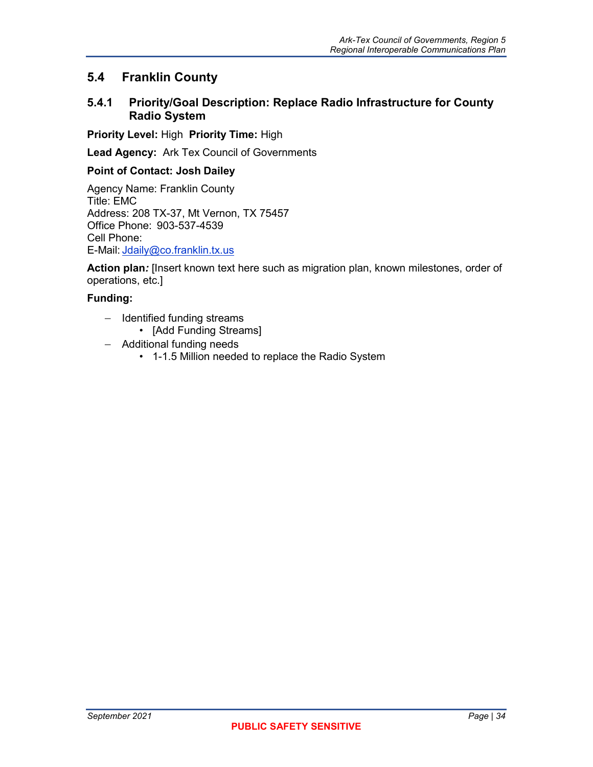## 5.4 Franklin County

### 5.4.1 Priority/Goal Description: Replace Radio Infrastructure for County Radio System

**Priority Level:** High **Priority Time:** High

**Lead Agency:** Ark Tex Council of Governments

**Point of Contact: Josh Dailey**

Agency Name: Franklin County
Title: EMC
Address: 208 TX-37, Mt Vernon, TX 75457
Office Phone: 903-537-4539
Cell Phone:
E-Mail: Jdaily@co.franklin.tx.us

**Action plan***:* [Insert known text here such as migration plan, known milestones, order of operations, etc.]

**Funding:**

- Identified funding streams
  - [Add Funding Streams]
- Additional funding needs
  - 1-1.5 Million needed to replace the Radio System

PUBLIC SAFETY SENSITIVE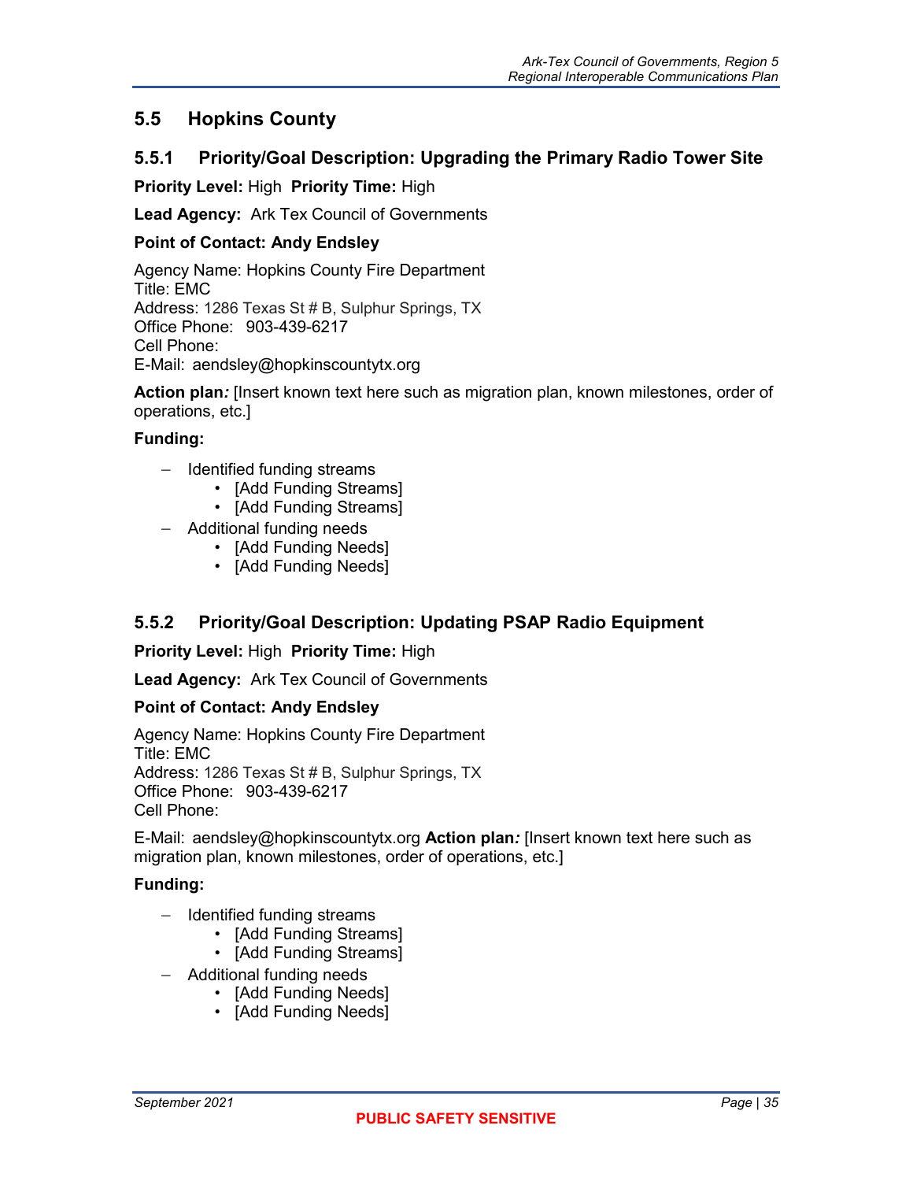## 5.5 Hopkins County

### 5.5.1 Priority/Goal Description: Upgrading the Primary Radio Tower Site

**Priority Level:** High **Priority Time:** High

**Lead Agency:** Ark Tex Council of Governments

**Point of Contact: Andy Endsley**

Agency Name: Hopkins County Fire Department
Title: EMC
Address: 1286 Texas St # B, Sulphur Springs, TX
Office Phone: 903-439-6217
Cell Phone:
E-Mail: aendsley@hopkinscountytx.org

**Action plan*:*** [Insert known text here such as migration plan, known milestones, order of operations, etc.]

**Funding:**

- Identified funding streams
  - [Add Funding Streams]
  - [Add Funding Streams]
- Additional funding needs
  - [Add Funding Needs]
  - [Add Funding Needs]

### 5.5.2 Priority/Goal Description: Updating PSAP Radio Equipment

**Priority Level:** High **Priority Time:** High

**Lead Agency:** Ark Tex Council of Governments

**Point of Contact: Andy Endsley**

Agency Name: Hopkins County Fire Department
Title: EMC
Address: 1286 Texas St # B, Sulphur Springs, TX
Office Phone: 903-439-6217
Cell Phone:

E-Mail: aendsley@hopkinscountytx.org **Action plan*:*** [Insert known text here such as migration plan, known milestones, order of operations, etc.]

**Funding:**

- Identified funding streams
  - [Add Funding Streams]
  - [Add Funding Streams]
- Additional funding needs
  - [Add Funding Needs]
  - [Add Funding Needs]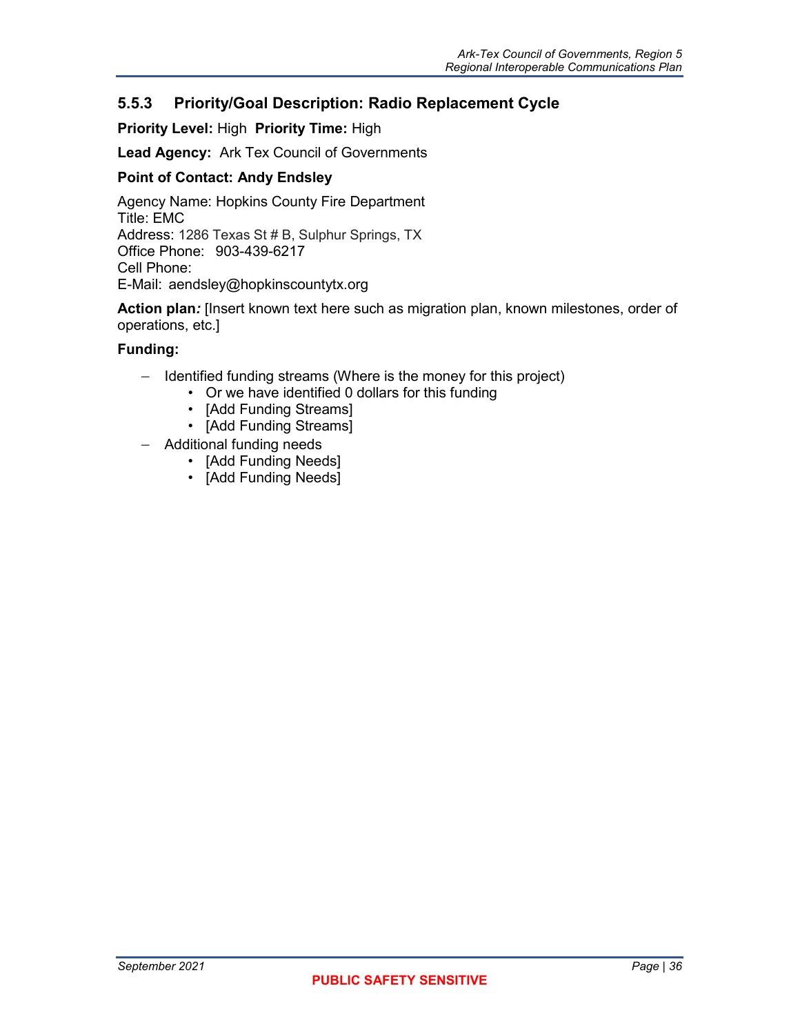### 5.5.3 Priority/Goal Description: Radio Replacement Cycle

**Priority Level:** High **Priority Time:** High

**Lead Agency:** Ark Tex Council of Governments

**Point of Contact: Andy Endsley**

Agency Name: Hopkins County Fire Department
Title: EMC
Address: 1286 Texas St # B, Sulphur Springs, TX
Office Phone: 903-439-6217
Cell Phone:
E-Mail: aendsley@hopkinscountytx.org

**Action plan*:*** [Insert known text here such as migration plan, known milestones, order of operations, etc.]

**Funding:**

- Identified funding streams (Where is the money for this project)
  - Or we have identified 0 dollars for this funding
  - [Add Funding Streams]
  - [Add Funding Streams]
- Additional funding needs
  - [Add Funding Needs]
  - [Add Funding Needs]

PUBLIC SAFETY SENSITIVE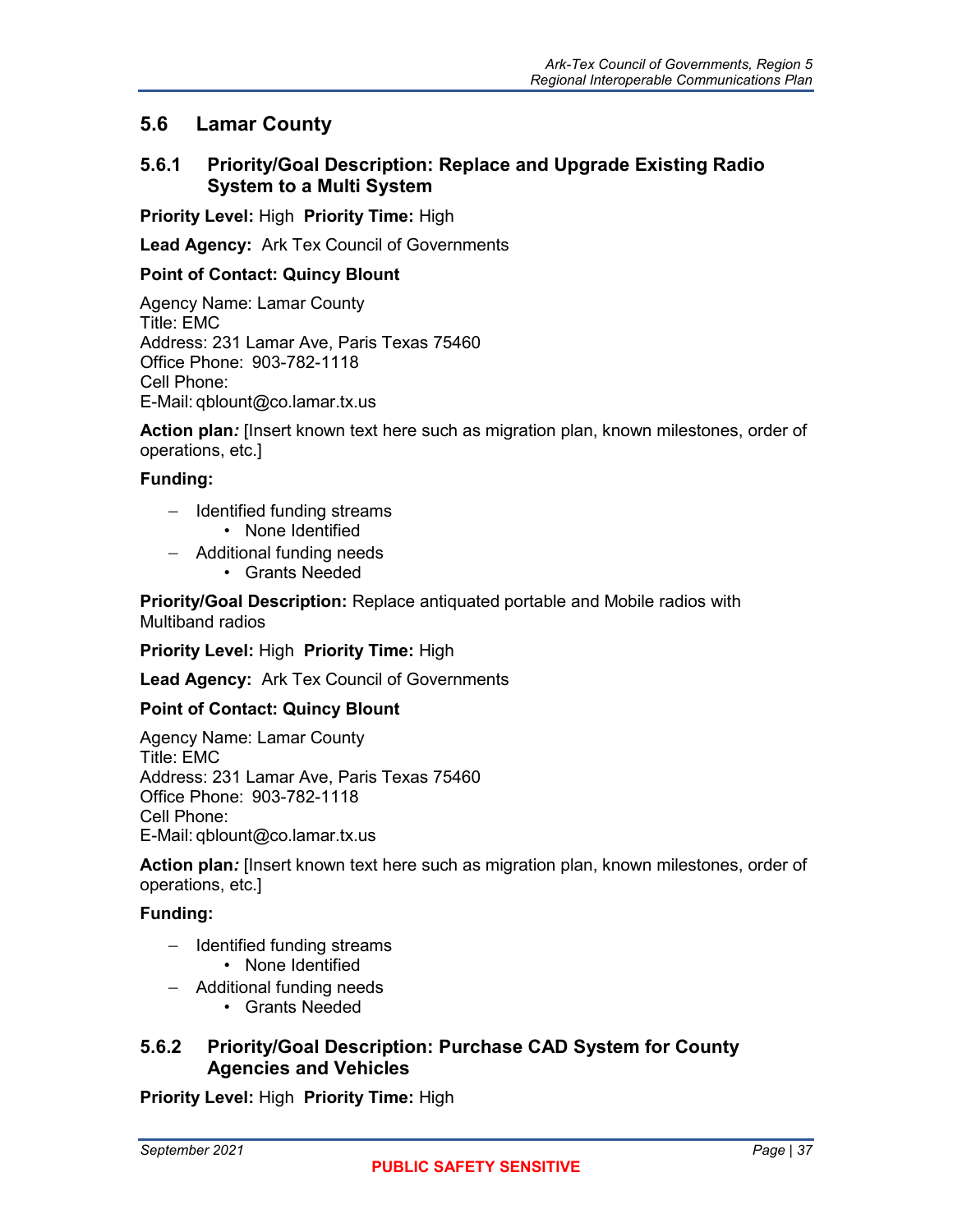## 5.6 Lamar County

### 5.6.1 Priority/Goal Description: Replace and Upgrade Existing Radio System to a Multi System

**Priority Level:** High **Priority Time:** High

**Lead Agency:** Ark Tex Council of Governments

**Point of Contact: Quincy Blount**

Agency Name: Lamar County
Title: EMC
Address: 231 Lamar Ave, Paris Texas 75460
Office Phone: 903-782-1118
Cell Phone:
E-Mail: qblount@co.lamar.tx.us

**Action plan***:* [Insert known text here such as migration plan, known milestones, order of operations, etc.]

**Funding:**

- Identified funding streams
  - None Identified
- Additional funding needs
  - Grants Needed

**Priority/Goal Description:** Replace antiquated portable and Mobile radios with Multiband radios

**Priority Level:** High **Priority Time:** High

**Lead Agency:** Ark Tex Council of Governments

**Point of Contact: Quincy Blount**

Agency Name: Lamar County
Title: EMC
Address: 231 Lamar Ave, Paris Texas 75460
Office Phone: 903-782-1118
Cell Phone:
E-Mail: qblount@co.lamar.tx.us

**Action plan***:* [Insert known text here such as migration plan, known milestones, order of operations, etc.]

**Funding:**

- Identified funding streams
  - None Identified
- Additional funding needs
  - Grants Needed

### 5.6.2 Priority/Goal Description: Purchase CAD System for County Agencies and Vehicles

**Priority Level:** High **Priority Time:** High

PUBLIC SAFETY SENSITIVE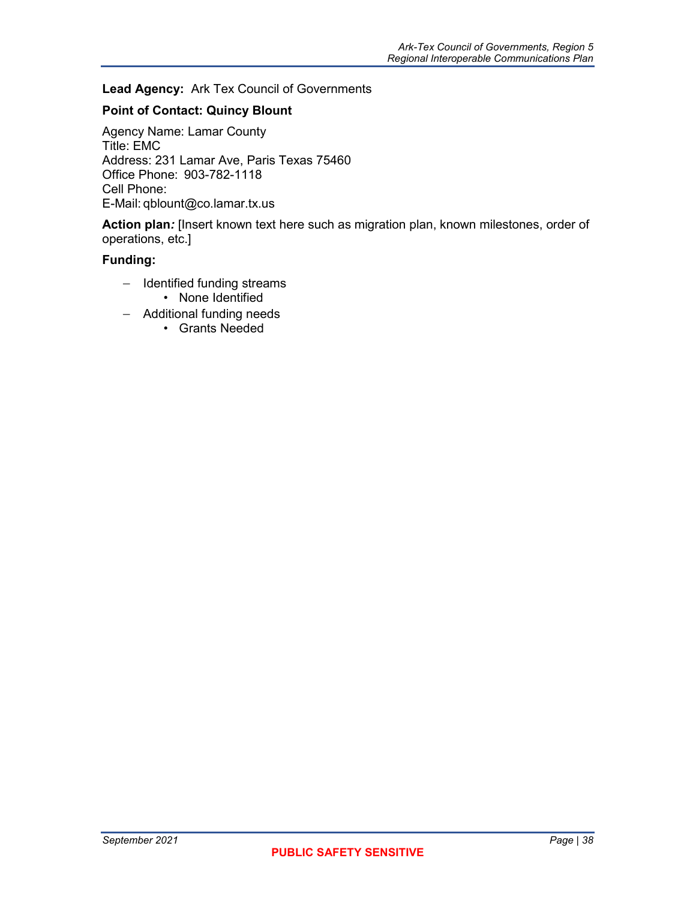**Lead Agency:** Ark Tex Council of Governments

**Point of Contact: Quincy Blount**

Agency Name: Lamar County
Title: EMC
Address: 231 Lamar Ave, Paris Texas 75460
Office Phone: 903-782-1118
Cell Phone:
E-Mail: qblount@co.lamar.tx.us

**Action plan*:*** [Insert known text here such as migration plan, known milestones, order of operations, etc.]

**Funding:**

- Identified funding streams
    - None Identified
- Additional funding needs
    - Grants Needed

PUBLIC SAFETY SENSITIVE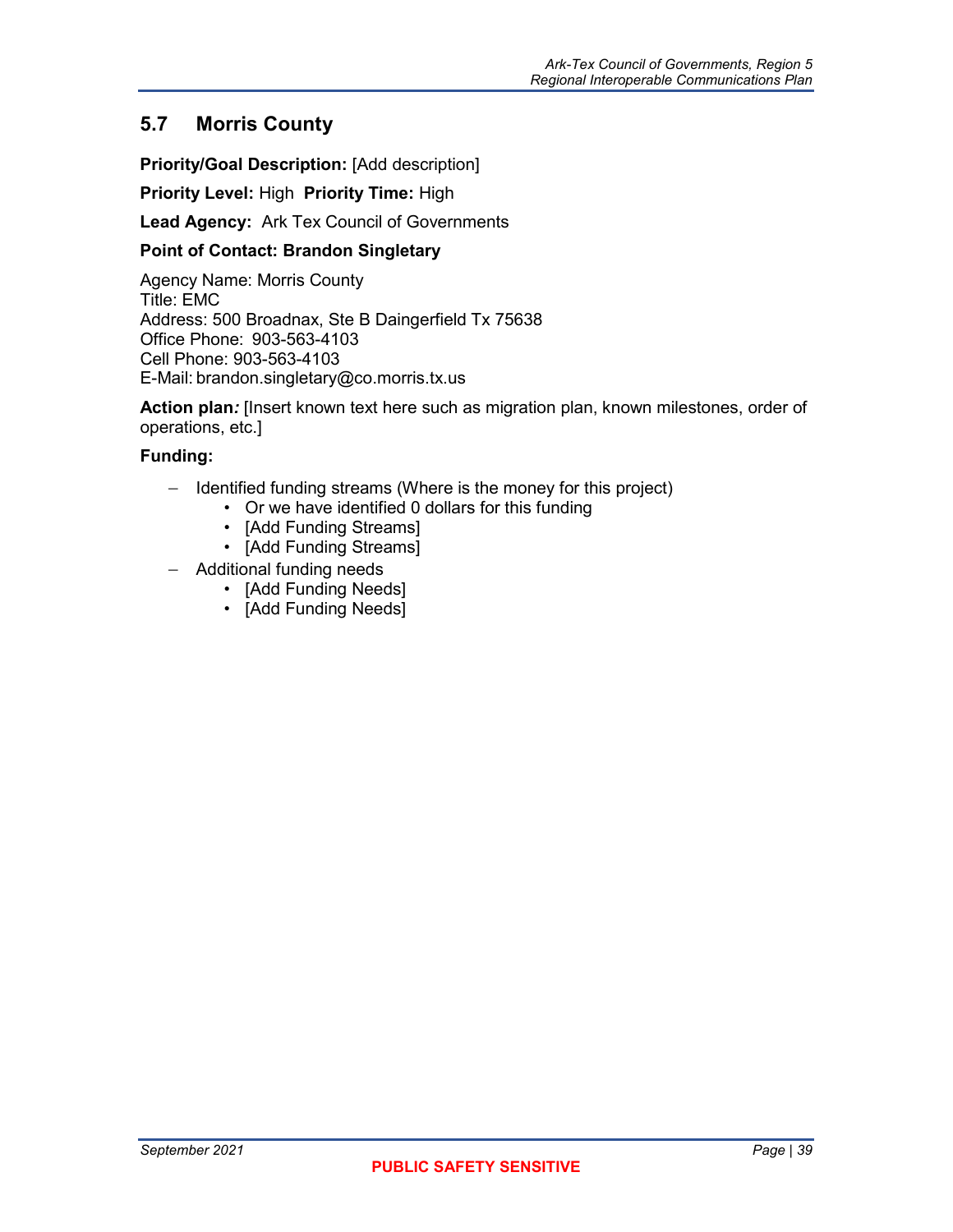## 5.7 Morris County

**Priority/Goal Description:** [Add description]

**Priority Level:** High **Priority Time:** High

**Lead Agency:** Ark Tex Council of Governments

**Point of Contact: Brandon Singletary**

Agency Name: Morris County
Title: EMC
Address: 500 Broadnax, Ste B Daingerfield Tx 75638
Office Phone: 903-563-4103
Cell Phone: 903-563-4103
E-Mail: brandon.singletary@co.morris.tx.us

**Action plan*:*** [Insert known text here such as migration plan, known milestones, order of operations, etc.]

**Funding:**

- Identified funding streams (Where is the money for this project)
  - Or we have identified 0 dollars for this funding
  - [Add Funding Streams]
  - [Add Funding Streams]
- Additional funding needs
  - [Add Funding Needs]
  - [Add Funding Needs]

PUBLIC SAFETY SENSITIVE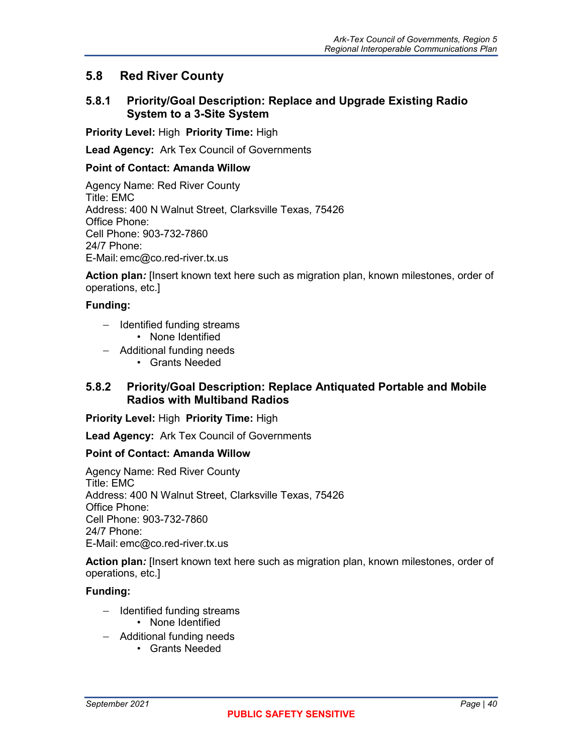## 5.8 Red River County

### 5.8.1 Priority/Goal Description: Replace and Upgrade Existing Radio System to a 3-Site System

**Priority Level:** High **Priority Time:** High

**Lead Agency:** Ark Tex Council of Governments

**Point of Contact: Amanda Willow**

Agency Name: Red River County
Title: EMC
Address: 400 N Walnut Street, Clarksville Texas, 75426
Office Phone:
Cell Phone: 903-732-7860
24/7 Phone:
E-Mail: emc@co.red-river.tx.us

**Action plan*:*** [Insert known text here such as migration plan, known milestones, order of operations, etc.]

**Funding:**

- Identified funding streams
  - None Identified
- Additional funding needs
  - Grants Needed

### 5.8.2 Priority/Goal Description: Replace Antiquated Portable and Mobile Radios with Multiband Radios

**Priority Level:** High **Priority Time:** High

**Lead Agency:** Ark Tex Council of Governments

**Point of Contact: Amanda Willow**

Agency Name: Red River County
Title: EMC
Address: 400 N Walnut Street, Clarksville Texas, 75426
Office Phone:
Cell Phone: 903-732-7860
24/7 Phone:
E-Mail: emc@co.red-river.tx.us

**Action plan*:*** [Insert known text here such as migration plan, known milestones, order of operations, etc.]

**Funding:**

- Identified funding streams
  - None Identified
- Additional funding needs
  - Grants Needed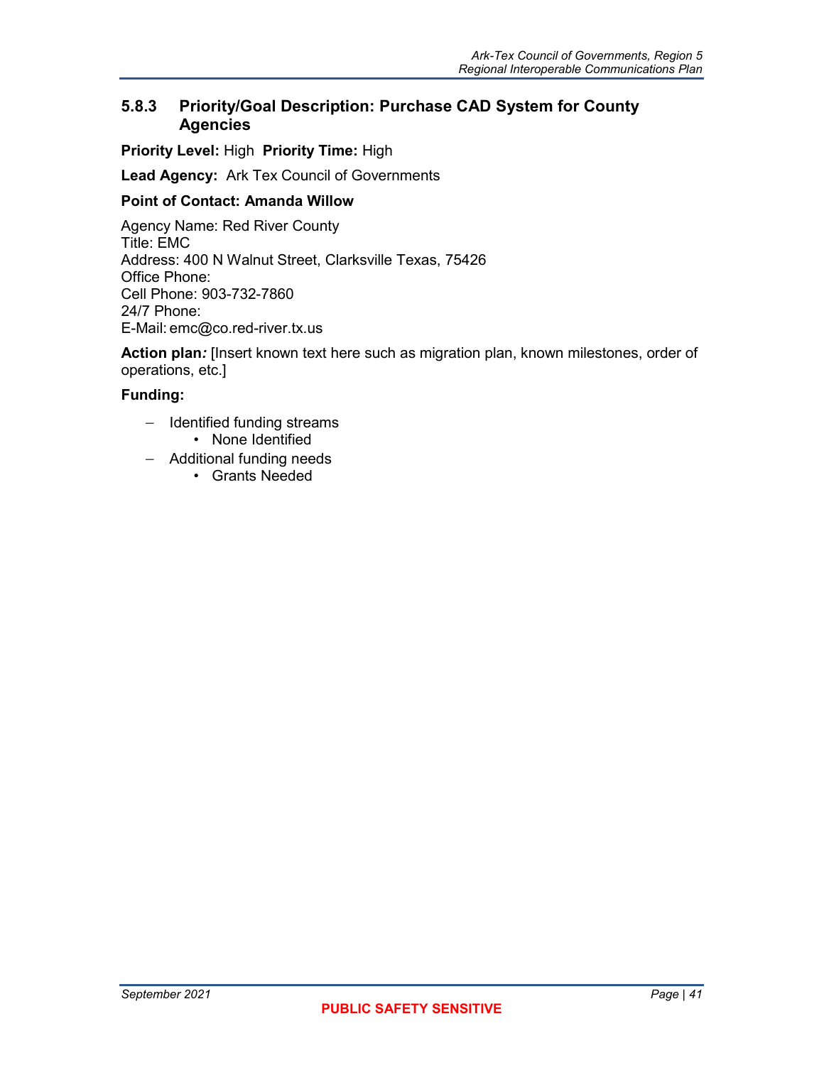### 5.8.3 Priority/Goal Description: Purchase CAD System for County Agencies

**Priority Level:** High **Priority Time:** High

**Lead Agency:** Ark Tex Council of Governments

**Point of Contact: Amanda Willow**

Agency Name: Red River County
Title: EMC
Address: 400 N Walnut Street, Clarksville Texas, 75426
Office Phone:
Cell Phone: 903-732-7860
24/7 Phone:
E-Mail: emc@co.red-river.tx.us

**Action plan*:*** [Insert known text here such as migration plan, known milestones, order of operations, etc.]

**Funding:**

- Identified funding streams
  - None Identified
- Additional funding needs
  - Grants Needed

PUBLIC SAFETY SENSITIVE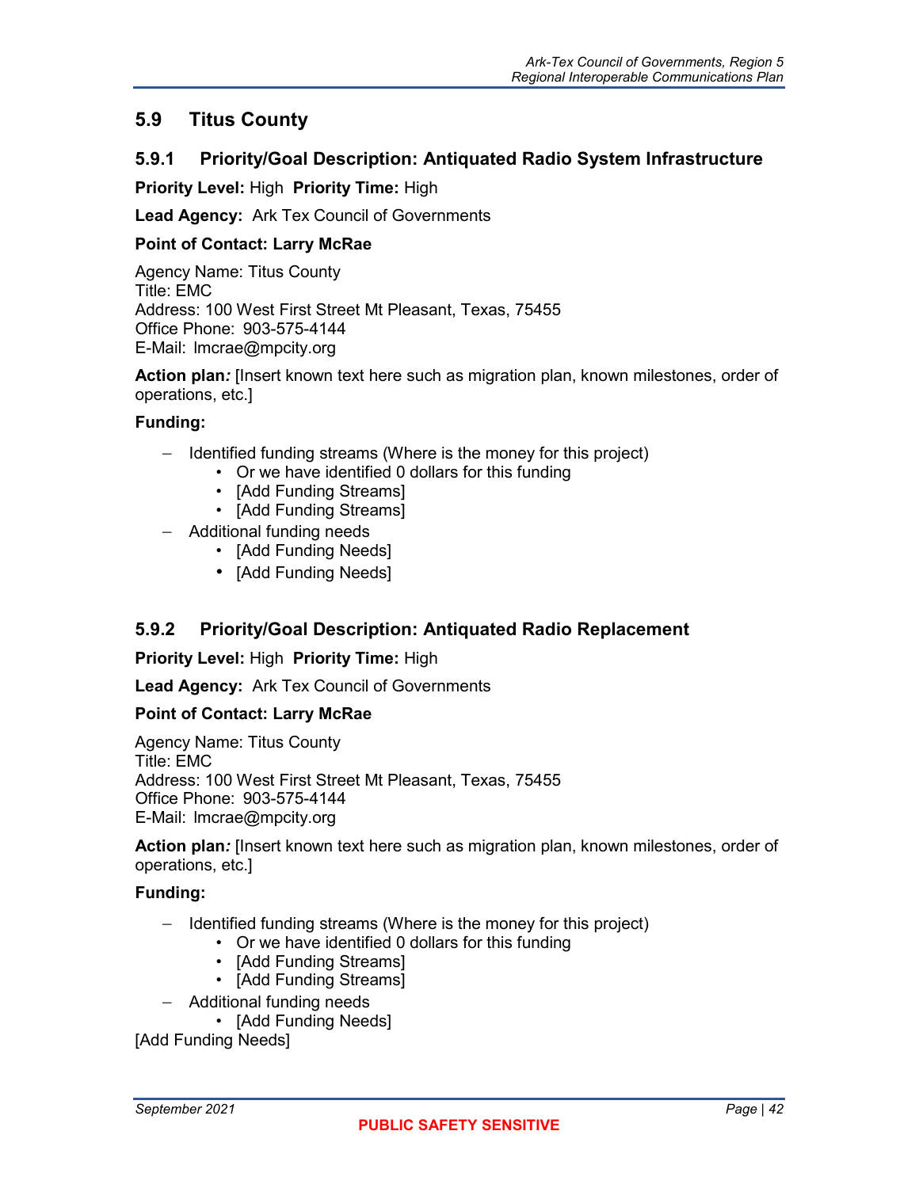## 5.9 Titus County

### 5.9.1 Priority/Goal Description: Antiquated Radio System Infrastructure

**Priority Level:** High **Priority Time:** High

**Lead Agency:** Ark Tex Council of Governments

**Point of Contact: Larry McRae**

Agency Name: Titus County
Title: EMC
Address: 100 West First Street Mt Pleasant, Texas, 75455
Office Phone: 903-575-4144
E-Mail: lmcrae@mpcity.org

**Action plan***:* [Insert known text here such as migration plan, known milestones, order of operations, etc.]

**Funding:**

- Identified funding streams (Where is the money for this project)
  - Or we have identified 0 dollars for this funding
  - [Add Funding Streams]
  - [Add Funding Streams]
- Additional funding needs
  - [Add Funding Needs]
  - [Add Funding Needs]

### 5.9.2 Priority/Goal Description: Antiquated Radio Replacement

**Priority Level:** High **Priority Time:** High

**Lead Agency:** Ark Tex Council of Governments

**Point of Contact: Larry McRae**

Agency Name: Titus County
Title: EMC
Address: 100 West First Street Mt Pleasant, Texas, 75455
Office Phone: 903-575-4144
E-Mail: lmcrae@mpcity.org

**Action plan***:* [Insert known text here such as migration plan, known milestones, order of operations, etc.]

**Funding:**

- Identified funding streams (Where is the money for this project)
  - Or we have identified 0 dollars for this funding
  - [Add Funding Streams]
  - [Add Funding Streams]
- Additional funding needs
  - [Add Funding Needs]

[Add Funding Needs]

PUBLIC SAFETY SENSITIVE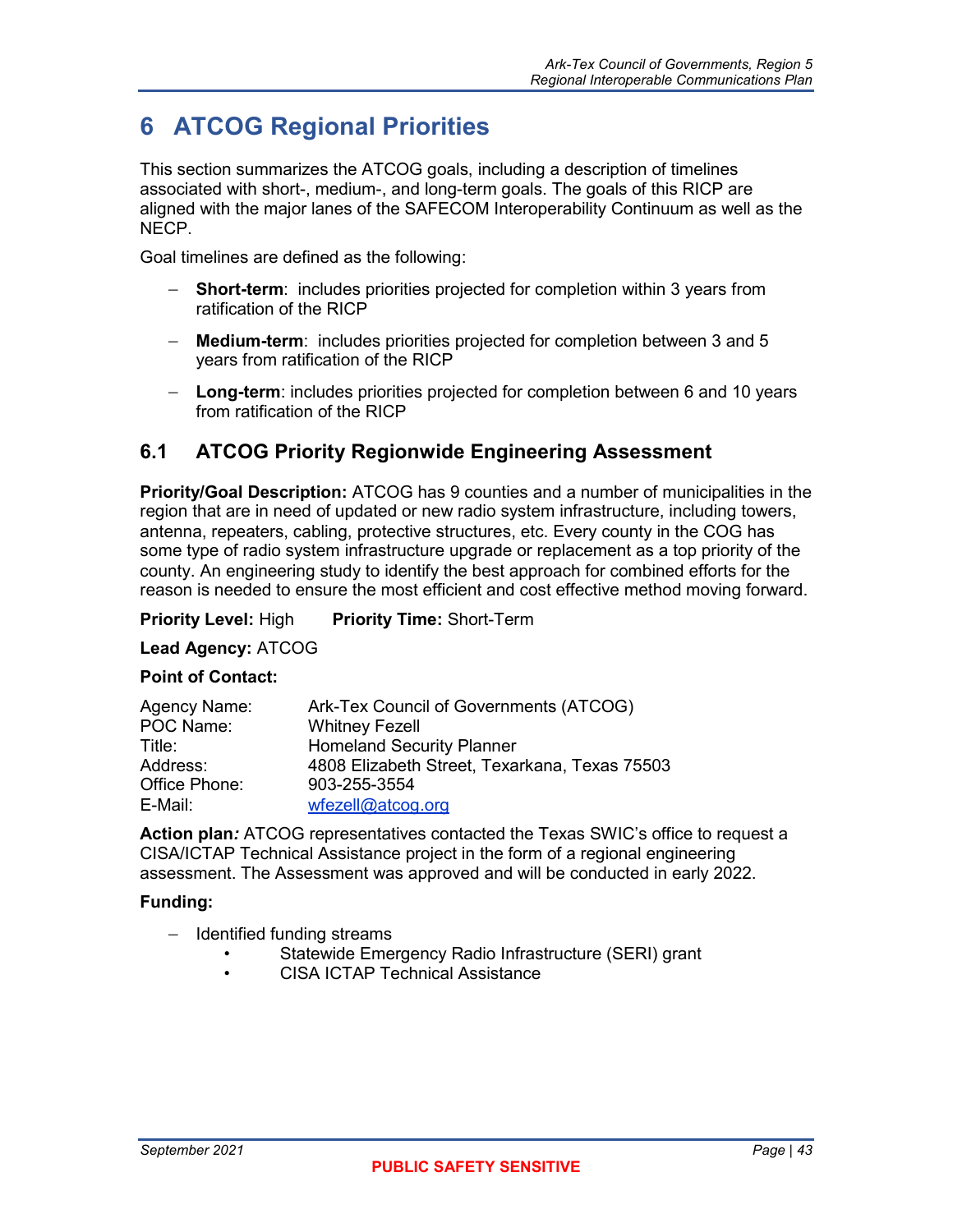# 6 ATCOG Regional Priorities

This section summarizes the ATCOG goals, including a description of timelines associated with short-, medium-, and long-term goals. The goals of this RICP are aligned with the major lanes of the SAFECOM Interoperability Continuum as well as the NECP.

Goal timelines are defined as the following:

- **Short-term**: includes priorities projected for completion within 3 years from ratification of the RICP
- **Medium-term**: includes priorities projected for completion between 3 and 5 years from ratification of the RICP
- **Long-term**: includes priorities projected for completion between 6 and 10 years from ratification of the RICP

## 6.1 ATCOG Priority Regionwide Engineering Assessment

**Priority/Goal Description:** ATCOG has 9 counties and a number of municipalities in the region that are in need of updated or new radio system infrastructure, including towers, antenna, repeaters, cabling, protective structures, etc. Every county in the COG has some type of radio system infrastructure upgrade or replacement as a top priority of the county. An engineering study to identify the best approach for combined efforts for the reason is needed to ensure the most efficient and cost effective method moving forward.

**Priority Level:** High **Priority Time:** Short-Term

**Lead Agency:** ATCOG

**Point of Contact:**

| | |
|---|---|
| Agency Name: | Ark-Tex Council of Governments (ATCOG) |
| POC Name: | Whitney Fezell |
| Title: | Homeland Security Planner |
| Address: | 4808 Elizabeth Street, Texarkana, Texas 75503 |
| Office Phone: | 903-255-3554 |
| E-Mail: | wfezell@atcog.org |

**Action plan*:*** ATCOG representatives contacted the Texas SWIC's office to request a CISA/ICTAP Technical Assistance project in the form of a regional engineering assessment. The Assessment was approved and will be conducted in early 2022.

**Funding:**

- Identified funding streams
  - Statewide Emergency Radio Infrastructure (SERI) grant
  - CISA ICTAP Technical Assistance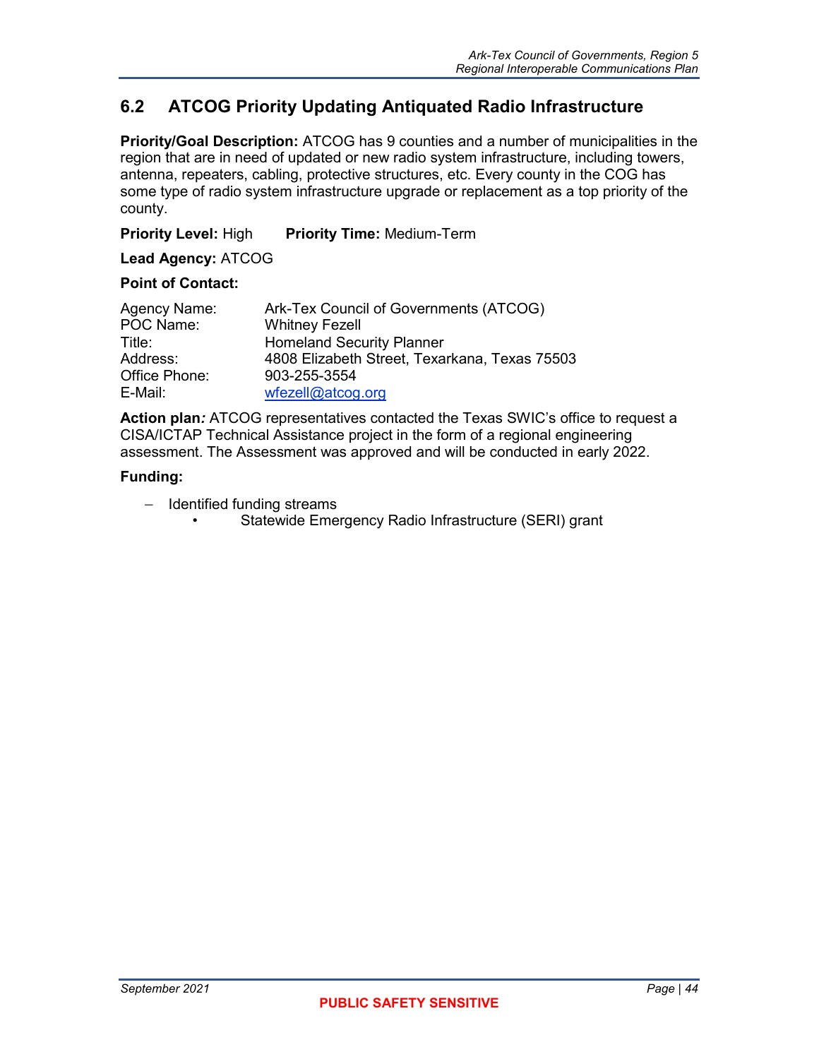## 6.2 ATCOG Priority Updating Antiquated Radio Infrastructure

**Priority/Goal Description:** ATCOG has 9 counties and a number of municipalities in the region that are in need of updated or new radio system infrastructure, including towers, antenna, repeaters, cabling, protective structures, etc. Every county in the COG has some type of radio system infrastructure upgrade or replacement as a top priority of the county.

**Priority Level:** High **Priority Time:** Medium-Term

**Lead Agency:** ATCOG

**Point of Contact:**

| | |
|---|---|
| Agency Name: | Ark-Tex Council of Governments (ATCOG) |
| POC Name: | Whitney Fezell |
| Title: | Homeland Security Planner |
| Address: | 4808 Elizabeth Street, Texarkana, Texas 75503 |
| Office Phone: | 903-255-3554 |
| E-Mail: | wfezell@atcog.org |

**Action plan***:* ATCOG representatives contacted the Texas SWIC's office to request a CISA/ICTAP Technical Assistance project in the form of a regional engineering assessment. The Assessment was approved and will be conducted in early 2022.

**Funding:**

- Identified funding streams
  - Statewide Emergency Radio Infrastructure (SERI) grant

PUBLIC SAFETY SENSITIVE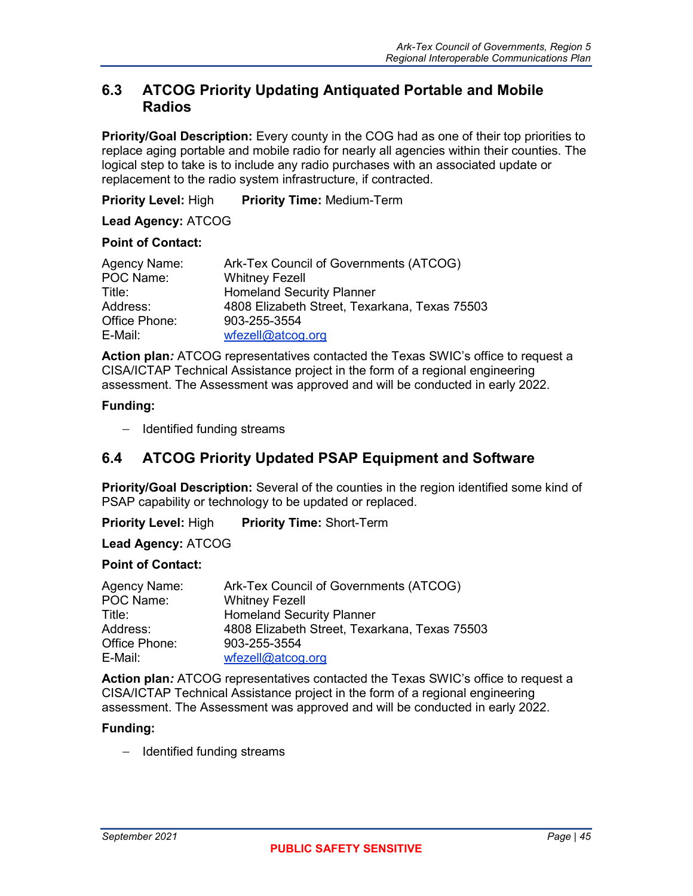## 6.3 ATCOG Priority Updating Antiquated Portable and Mobile Radios

**Priority/Goal Description:** Every county in the COG had as one of their top priorities to replace aging portable and mobile radio for nearly all agencies within their counties. The logical step to take is to include any radio purchases with an associated update or replacement to the radio system infrastructure, if contracted.

**Priority Level:** High **Priority Time:** Medium-Term

**Lead Agency:** ATCOG

**Point of Contact:**

Agency Name: Ark-Tex Council of Governments (ATCOG)
POC Name: Whitney Fezell
Title: Homeland Security Planner
Address: 4808 Elizabeth Street, Texarkana, Texas 75503
Office Phone: 903-255-3554
E-Mail: wfezell@atcog.org

**Action plan*:*** ATCOG representatives contacted the Texas SWIC's office to request a CISA/ICTAP Technical Assistance project in the form of a regional engineering assessment. The Assessment was approved and will be conducted in early 2022.

**Funding:**

- Identified funding streams

## 6.4 ATCOG Priority Updated PSAP Equipment and Software

**Priority/Goal Description:** Several of the counties in the region identified some kind of PSAP capability or technology to be updated or replaced.

**Priority Level:** High **Priority Time:** Short-Term

**Lead Agency:** ATCOG

**Point of Contact:**

Agency Name: Ark-Tex Council of Governments (ATCOG)
POC Name: Whitney Fezell
Title: Homeland Security Planner
Address: 4808 Elizabeth Street, Texarkana, Texas 75503
Office Phone: 903-255-3554
E-Mail: wfezell@atcog.org

**Action plan*:*** ATCOG representatives contacted the Texas SWIC's office to request a CISA/ICTAP Technical Assistance project in the form of a regional engineering assessment. The Assessment was approved and will be conducted in early 2022.

**Funding:**

- Identified funding streams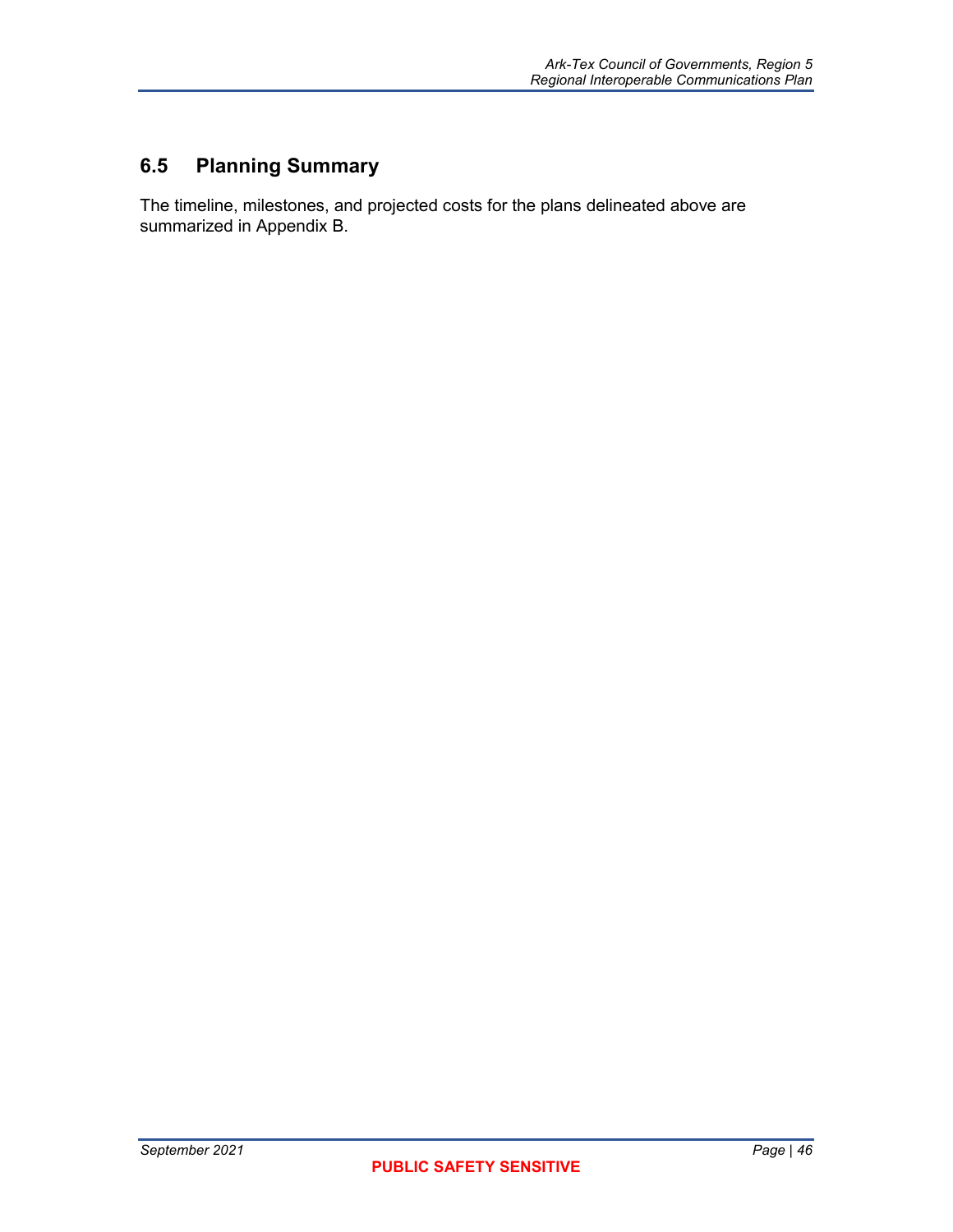## 6.5 Planning Summary

The timeline, milestones, and projected costs for the plans delineated above are summarized in Appendix B.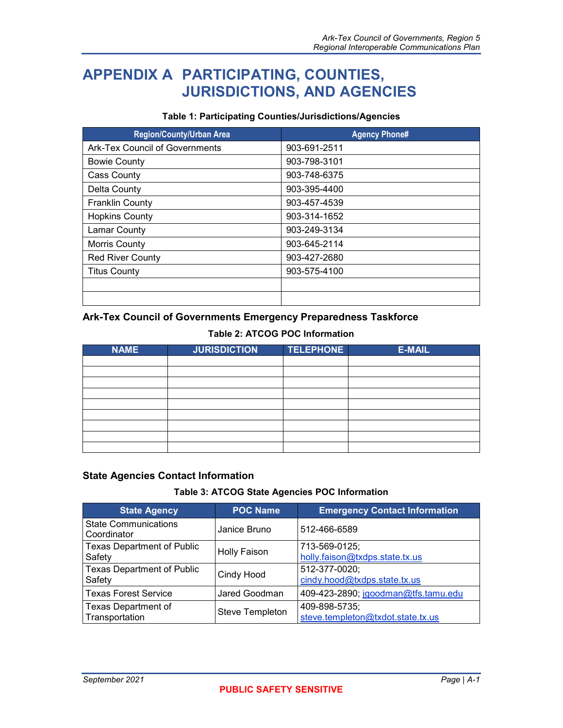# APPENDIX A PARTICIPATING, COUNTIES, JURISDICTIONS, AND AGENCIES

**Table 1: Participating Counties/Jurisdictions/Agencies**

| Region/County/Urban Area | Agency Phone# |
|---|---|
| Ark-Tex Council of Governments | 903-691-2511 |
| Bowie County | 903-798-3101 |
| Cass County | 903-748-6375 |
| Delta County | 903-395-4400 |
| Franklin County | 903-457-4539 |
| Hopkins County | 903-314-1652 |
| Lamar County | 903-249-3134 |
| Morris County | 903-645-2114 |
| Red River County | 903-427-2680 |
| Titus County | 903-575-4100 |
| | |
| | |

### Ark-Tex Council of Governments Emergency Preparedness Taskforce

**Table 2: ATCOG POC Information**

| NAME | JURISDICTION | TELEPHONE | E-MAIL |
|---|---|---|---|
| | | | |
| | | | |
| | | | |
| | | | |
| | | | |
| | | | |
| | | | |
| | | | |
| | | | |

### State Agencies Contact Information

**Table 3: ATCOG State Agencies POC Information**

| State Agency | POC Name | Emergency Contact Information |
|---|---|---|
| State Communications Coordinator | Janice Bruno | 512-466-6589 |
| Texas Department of Public Safety | Holly Faison | 713-569-0125; holly.faison@txdps.state.tx.us |
| Texas Department of Public Safety | Cindy Hood | 512-377-0020; cindy.hood@txdps.state.tx.us |
| Texas Forest Service | Jared Goodman | 409-423-2890; jgoodman@tfs.tamu.edu |
| Texas Department of Transportation | Steve Templeton | 409-898-5735; steve.templeton@txdot.state.tx.us |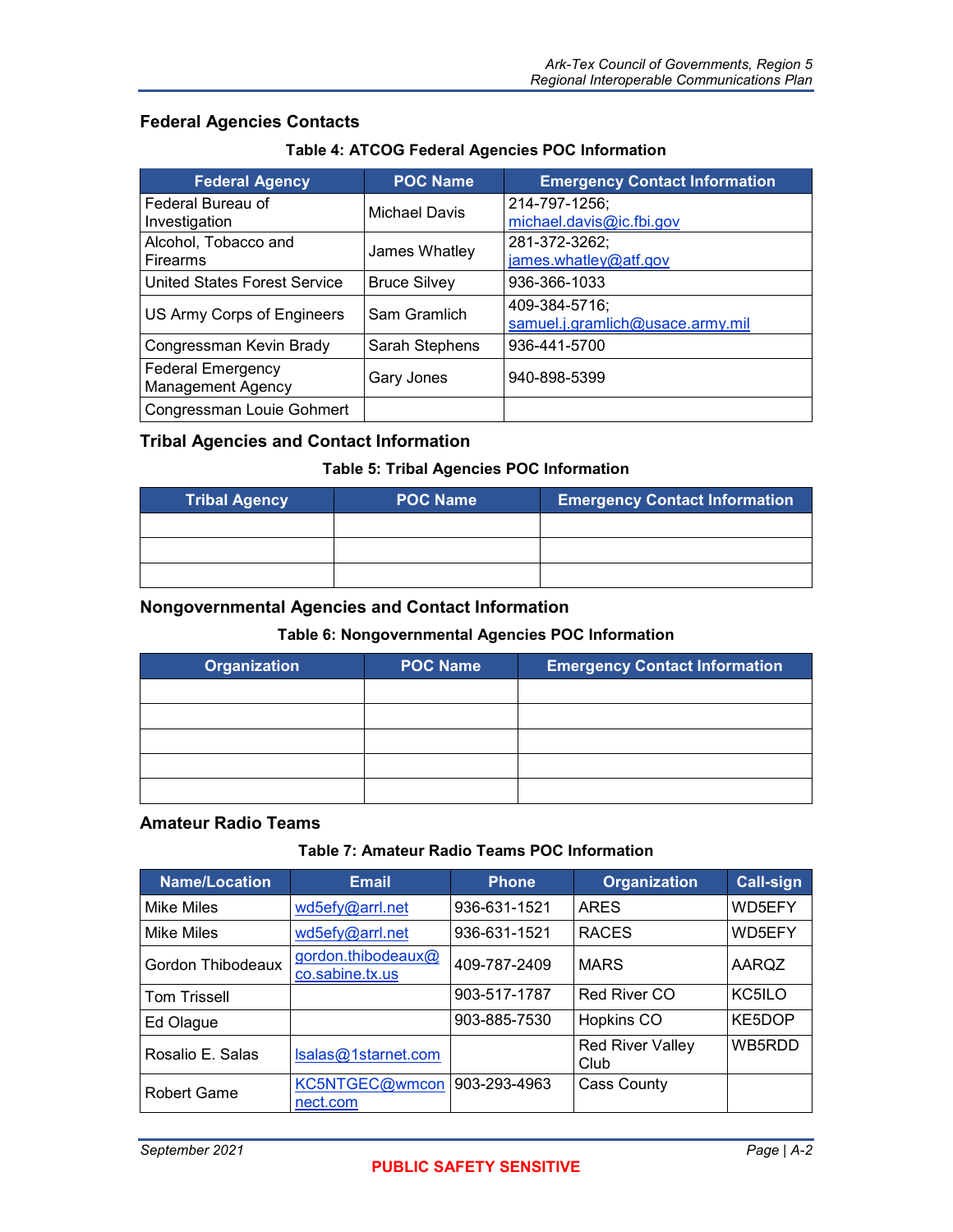## Federal Agencies Contacts

**Table 4: ATCOG Federal Agencies POC Information**

| Federal Agency | POC Name | Emergency Contact Information |
|---|---|---|
| Federal Bureau of Investigation | Michael Davis | 214-797-1256; michael.davis@ic.fbi.gov |
| Alcohol, Tobacco and Firearms | James Whatley | 281-372-3262; james.whatley@atf.gov |
| United States Forest Service | Bruce Silvey | 936-366-1033 |
| US Army Corps of Engineers | Sam Gramlich | 409-384-5716; samuel.j.gramlich@usace.army.mil |
| Congressman Kevin Brady | Sarah Stephens | 936-441-5700 |
| Federal Emergency Management Agency | Gary Jones | 940-898-5399 |
| Congressman Louie Gohmert | | |

## Tribal Agencies and Contact Information

**Table 5: Tribal Agencies POC Information**

| Tribal Agency | POC Name | Emergency Contact Information |
|---|---|---|
| | | |
| | | |
| | | |

## Nongovernmental Agencies and Contact Information

**Table 6: Nongovernmental Agencies POC Information**

| Organization | POC Name | Emergency Contact Information |
|---|---|---|
| | | |
| | | |
| | | |
| | | |
| | | |

## Amateur Radio Teams

**Table 7: Amateur Radio Teams POC Information**

| Name/Location | Email | Phone | Organization | Call-sign |
|---|---|---|---|---|
| Mike Miles | wd5efy@arrl.net | 936-631-1521 | ARES | WD5EFY |
| Mike Miles | wd5efy@arrl.net | 936-631-1521 | RACES | WD5EFY |
| Gordon Thibodeaux | gordon.thibodeaux@co.sabine.tx.us | 409-787-2409 | MARS | AARQZ |
| Tom Trissell | | 903-517-1787 | Red River CO | KC5ILO |
| Ed Olague | | 903-885-7530 | Hopkins CO | KE5DOP |
| Rosalio E. Salas | lsalas@1starnet.com | | Red River Valley Club | WB5RDD |
| Robert Game | KC5NTGEC@wmconnect.com | 903-293-4963 | Cass County | |

**PUBLIC SAFETY SENSITIVE**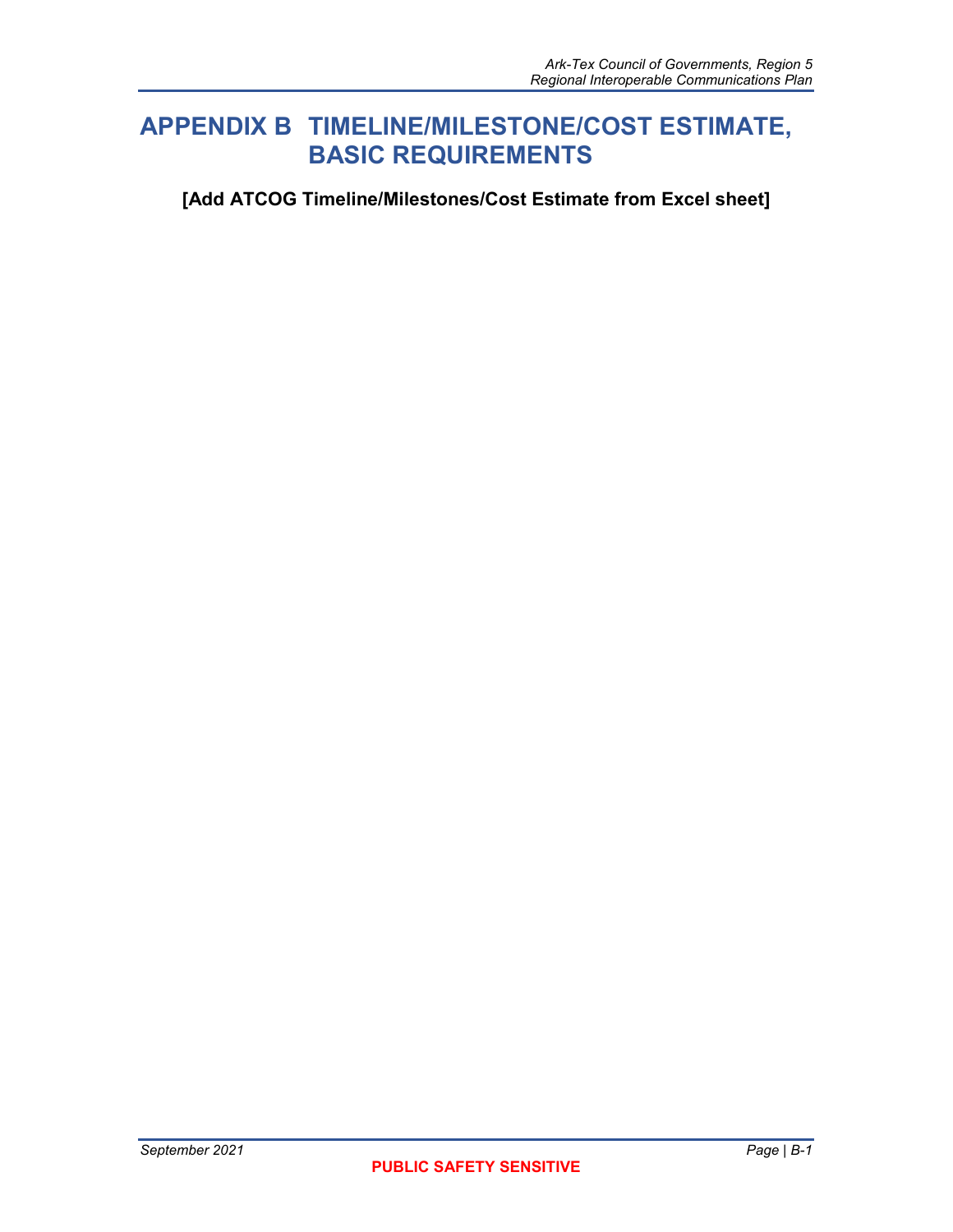# APPENDIX B TIMELINE/MILESTONE/COST ESTIMATE, BASIC REQUIREMENTS

**[Add ATCOG Timeline/Milestones/Cost Estimate from Excel sheet]**

**PUBLIC SAFETY SENSITIVE**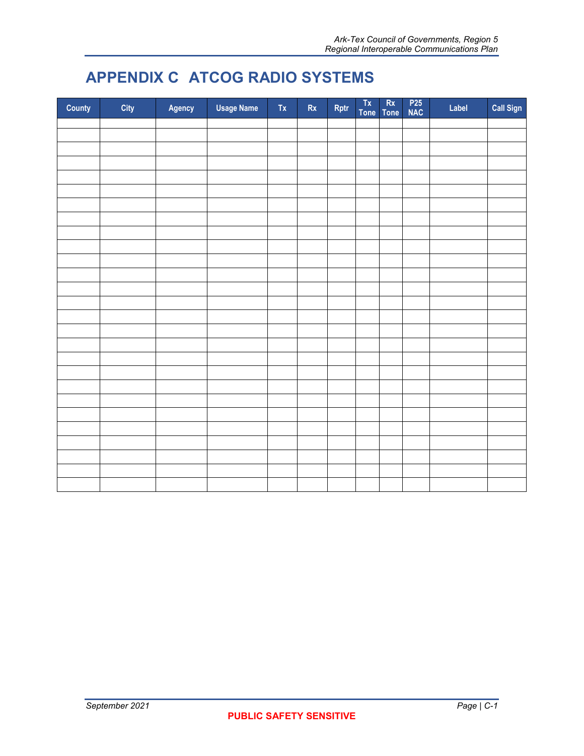# APPENDIX C ATCOG RADIO SYSTEMS

| County | City | Agency | Usage Name | Tx | Rx | Rptr | Tx Tone | Rx Tone | P25 NAC | Label | Call Sign |
|---|---|---|---|---|---|---|---|---|---|---|---|
| | | | | | | | | | | | |
| | | | | | | | | | | | |
| | | | | | | | | | | | |
| | | | | | | | | | | | |
| | | | | | | | | | | | |
| | | | | | | | | | | | |
| | | | | | | | | | | | |
| | | | | | | | | | | | |
| | | | | | | | | | | | |
| | | | | | | | | | | | |
| | | | | | | | | | | | |
| | | | | | | | | | | | |
| | | | | | | | | | | | |
| | | | | | | | | | | | |
| | | | | | | | | | | | |
| | | | | | | | | | | | |
| | | | | | | | | | | | |
| | | | | | | | | | | | |
| | | | | | | | | | | | |
| | | | | | | | | | | | |
| | | | | | | | | | | | |
| | | | | | | | | | | | |
| | | | | | | | | | | | |
| | | | | | | | | | | | |
| | | | | | | | | | | | |
| | | | | | | | | | | | |
| | | | | | | | | | | | |

PUBLIC SAFETY SENSITIVE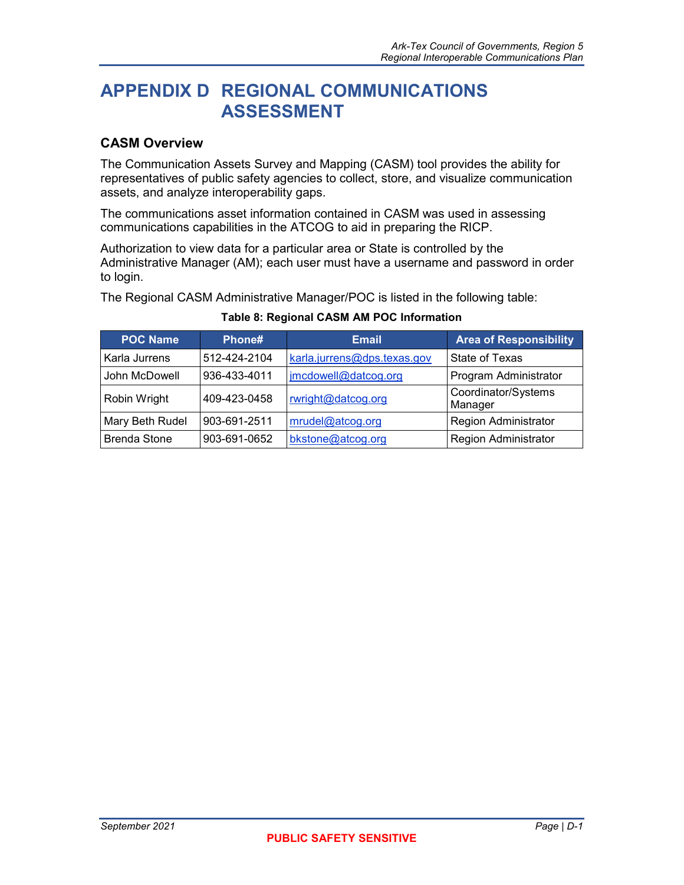# APPENDIX D REGIONAL COMMUNICATIONS ASSESSMENT

## CASM Overview

The Communication Assets Survey and Mapping (CASM) tool provides the ability for representatives of public safety agencies to collect, store, and visualize communication assets, and analyze interoperability gaps.

The communications asset information contained in CASM was used in assessing communications capabilities in the ATCOG to aid in preparing the RICP.

Authorization to view data for a particular area or State is controlled by the Administrative Manager (AM); each user must have a username and password in order to login.

The Regional CASM Administrative Manager/POC is listed in the following table:

**Table 8: Regional CASM AM POC Information**

| POC Name | Phone# | Email | Area of Responsibility |
|---|---|---|---|
| Karla Jurrens | 512-424-2104 | karla.jurrens@dps.texas.gov | State of Texas |
| John McDowell | 936-433-4011 | jmcdowell@datcog.org | Program Administrator |
| Robin Wright | 409-423-0458 | rwright@datcog.org | Coordinator/Systems Manager |
| Mary Beth Rudel | 903-691-2511 | mrudel@atcog.org | Region Administrator |
| Brenda Stone | 903-691-0652 | bkstone@atcog.org | Region Administrator |

**PUBLIC SAFETY SENSITIVE**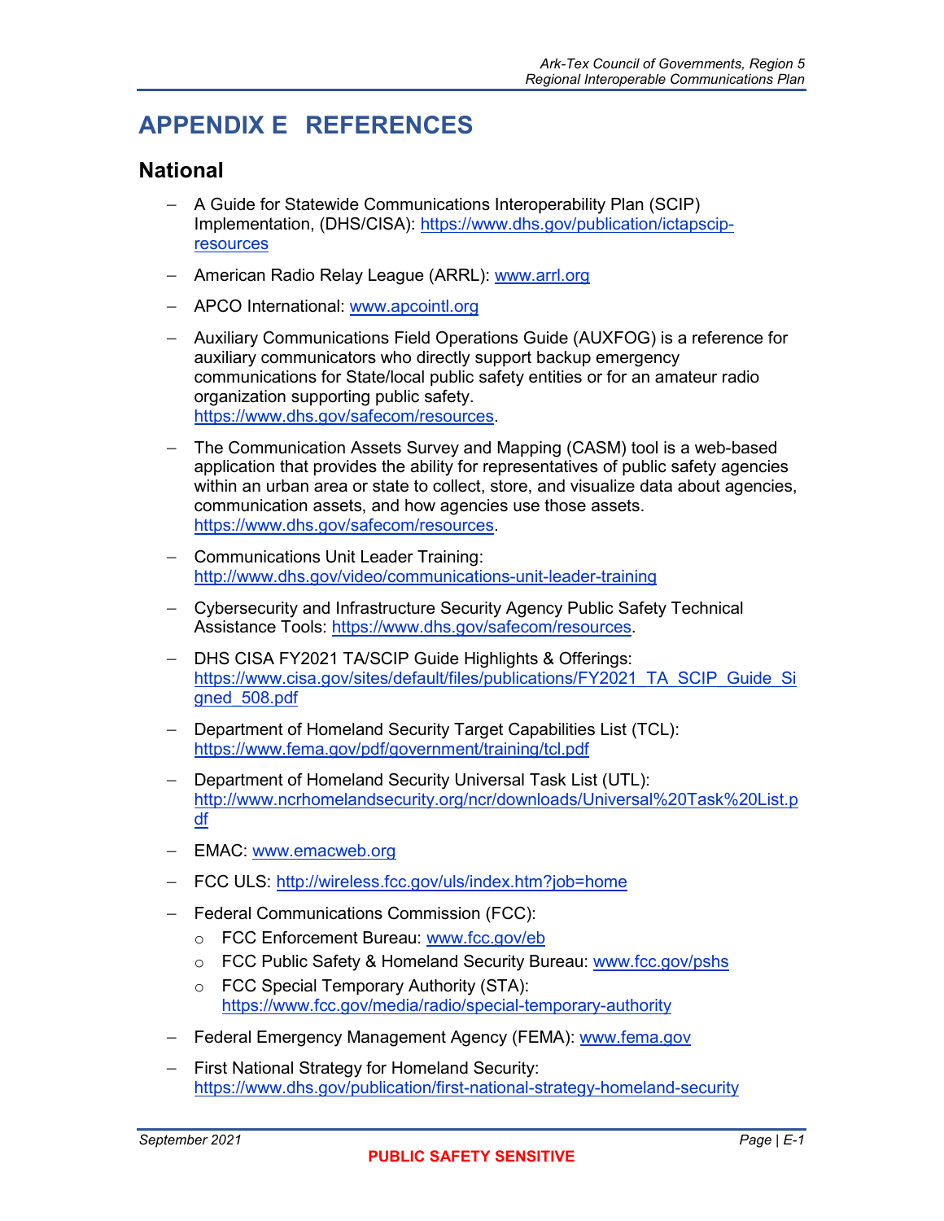# APPENDIX E REFERENCES

## National

- A Guide for Statewide Communications Interoperability Plan (SCIP) Implementation, (DHS/CISA): https://www.dhs.gov/publication/ictapscip-resources
- American Radio Relay League (ARRL): www.arrl.org
- APCO International: www.apcointl.org
- Auxiliary Communications Field Operations Guide (AUXFOG) is a reference for auxiliary communicators who directly support backup emergency communications for State/local public safety entities or for an amateur radio organization supporting public safety. https://www.dhs.gov/safecom/resources.
- The Communication Assets Survey and Mapping (CASM) tool is a web-based application that provides the ability for representatives of public safety agencies within an urban area or state to collect, store, and visualize data about agencies, communication assets, and how agencies use those assets. https://www.dhs.gov/safecom/resources.
- Communications Unit Leader Training: http://www.dhs.gov/video/communications-unit-leader-training
- Cybersecurity and Infrastructure Security Agency Public Safety Technical Assistance Tools: https://www.dhs.gov/safecom/resources.
- DHS CISA FY2021 TA/SCIP Guide Highlights & Offerings: https://www.cisa.gov/sites/default/files/publications/FY2021_TA_SCIP_Guide_Signed_508.pdf
- Department of Homeland Security Target Capabilities List (TCL): https://www.fema.gov/pdf/government/training/tcl.pdf
- Department of Homeland Security Universal Task List (UTL): http://www.ncrhomelandsecurity.org/ncr/downloads/Universal%20Task%20List.pdf
- EMAC: www.emacweb.org
- FCC ULS: http://wireless.fcc.gov/uls/index.htm?job=home
- Federal Communications Commission (FCC):
  - FCC Enforcement Bureau: www.fcc.gov/eb
  - FCC Public Safety & Homeland Security Bureau: www.fcc.gov/pshs
  - FCC Special Temporary Authority (STA): https://www.fcc.gov/media/radio/special-temporary-authority
- Federal Emergency Management Agency (FEMA): www.fema.gov
- First National Strategy for Homeland Security: https://www.dhs.gov/publication/first-national-strategy-homeland-security

PUBLIC SAFETY SENSITIVE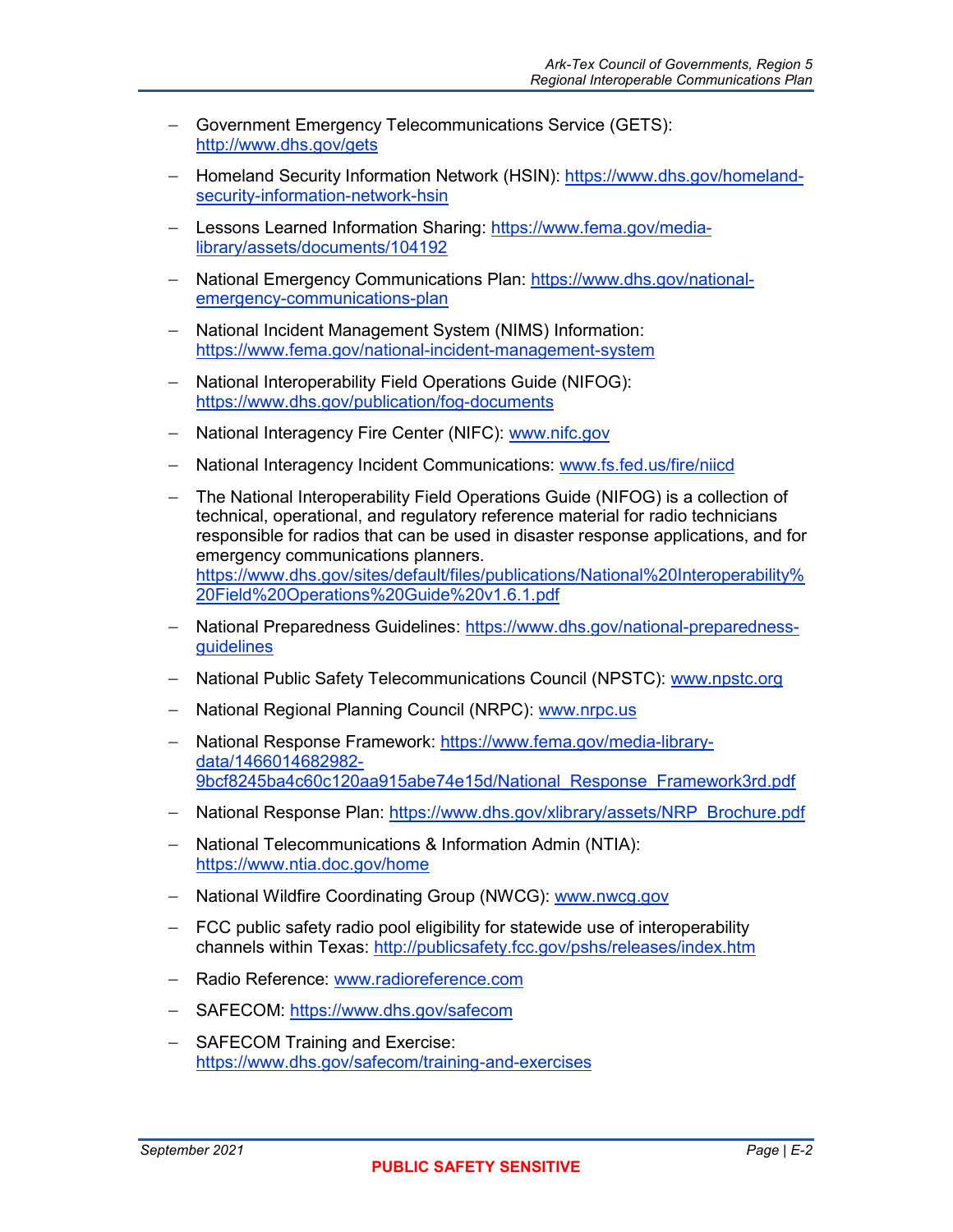- Government Emergency Telecommunications Service (GETS): http://www.dhs.gov/gets
- Homeland Security Information Network (HSIN): https://www.dhs.gov/homeland-security-information-network-hsin
- Lessons Learned Information Sharing: https://www.fema.gov/media-library/assets/documents/104192
- National Emergency Communications Plan: https://www.dhs.gov/national-emergency-communications-plan
- National Incident Management System (NIMS) Information: https://www.fema.gov/national-incident-management-system
- National Interoperability Field Operations Guide (NIFOG): https://www.dhs.gov/publication/fog-documents
- National Interagency Fire Center (NIFC): www.nifc.gov
- National Interagency Incident Communications: www.fs.fed.us/fire/niicd
- The National Interoperability Field Operations Guide (NIFOG) is a collection of technical, operational, and regulatory reference material for radio technicians responsible for radios that can be used in disaster response applications, and for emergency communications planners. https://www.dhs.gov/sites/default/files/publications/National%20Interoperability%20Field%20Operations%20Guide%20v1.6.1.pdf
- National Preparedness Guidelines: https://www.dhs.gov/national-preparedness-guidelines
- National Public Safety Telecommunications Council (NPSTC): www.npstc.org
- National Regional Planning Council (NRPC): www.nrpc.us
- National Response Framework: https://www.fema.gov/media-library-data/1466014682982-9bcf8245ba4c60c120aa915abe74e15d/National_Response_Framework3rd.pdf
- National Response Plan: https://www.dhs.gov/xlibrary/assets/NRP_Brochure.pdf
- National Telecommunications & Information Admin (NTIA): https://www.ntia.doc.gov/home
- National Wildfire Coordinating Group (NWCG): www.nwcg.gov
- FCC public safety radio pool eligibility for statewide use of interoperability channels within Texas: http://publicsafety.fcc.gov/pshs/releases/index.htm
- Radio Reference: www.radioreference.com
- SAFECOM: https://www.dhs.gov/safecom
- SAFECOM Training and Exercise: https://www.dhs.gov/safecom/training-and-exercises

**PUBLIC SAFETY SENSITIVE**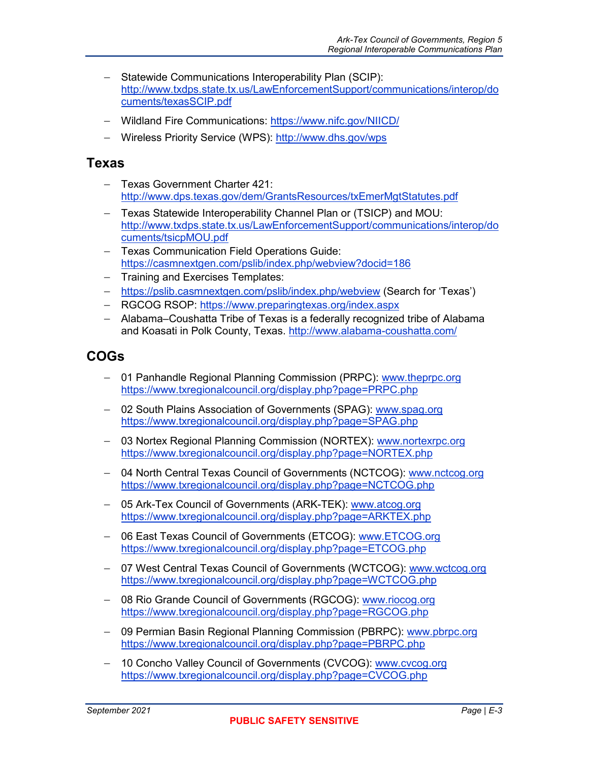- Statewide Communications Interoperability Plan (SCIP): http://www.txdps.state.tx.us/LawEnforcementSupport/communications/interop/documents/texasSCIP.pdf
- Wildland Fire Communications: https://www.nifc.gov/NIICD/
- Wireless Priority Service (WPS): http://www.dhs.gov/wps

## Texas

- Texas Government Charter 421: http://www.dps.texas.gov/dem/GrantsResources/txEmerMgtStatutes.pdf
- Texas Statewide Interoperability Channel Plan or (TSICP) and MOU: http://www.txdps.state.tx.us/LawEnforcementSupport/communications/interop/documents/tsicpMOU.pdf
- Texas Communication Field Operations Guide: https://casmnextgen.com/pslib/index.php/webview?docid=186
- Training and Exercises Templates:
- https://pslib.casmnextgen.com/pslib/index.php/webview (Search for 'Texas')
- RGCOG RSOP: https://www.preparingtexas.org/index.aspx
- Alabama–Coushatta Tribe of Texas is a federally recognized tribe of Alabama and Koasati in Polk County, Texas. http://www.alabama-coushatta.com/

## COGs

- 01 Panhandle Regional Planning Commission (PRPC): www.theprpc.org https://www.txregionalcouncil.org/display.php?page=PRPC.php
- 02 South Plains Association of Governments (SPAG): www.spag.org https://www.txregionalcouncil.org/display.php?page=SPAG.php
- 03 Nortex Regional Planning Commission (NORTEX): www.nortexrpc.org https://www.txregionalcouncil.org/display.php?page=NORTEX.php
- 04 North Central Texas Council of Governments (NCTCOG): www.nctcog.org https://www.txregionalcouncil.org/display.php?page=NCTCOG.php
- 05 Ark-Tex Council of Governments (ARK-TEK): www.atcog.org https://www.txregionalcouncil.org/display.php?page=ARKTEX.php
- 06 East Texas Council of Governments (ETCOG): www.ETCOG.org https://www.txregionalcouncil.org/display.php?page=ETCOG.php
- 07 West Central Texas Council of Governments (WCTCOG): www.wctcog.org https://www.txregionalcouncil.org/display.php?page=WCTCOG.php
- 08 Rio Grande Council of Governments (RGCOG): www.riocog.org https://www.txregionalcouncil.org/display.php?page=RGCOG.php
- 09 Permian Basin Regional Planning Commission (PBRPC): www.pbrpc.org https://www.txregionalcouncil.org/display.php?page=PBRPC.php
- 10 Concho Valley Council of Governments (CVCOG): www.cvcog.org https://www.txregionalcouncil.org/display.php?page=CVCOG.php

PUBLIC SAFETY SENSITIVE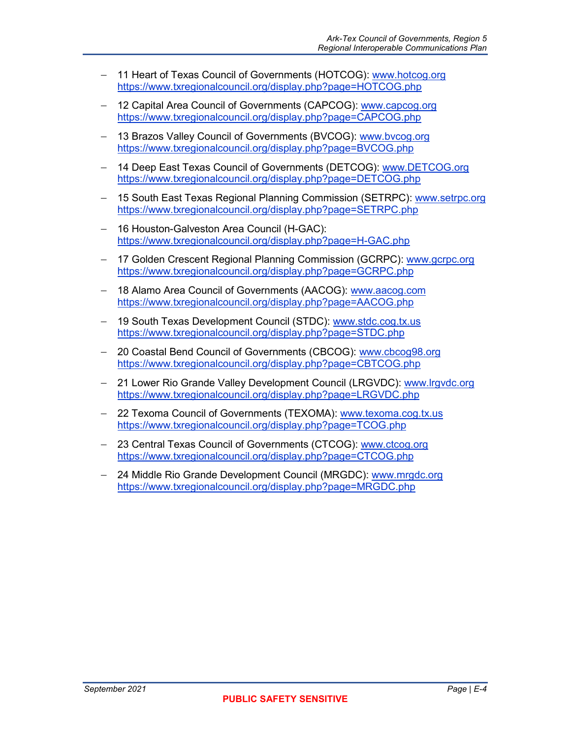- 11 Heart of Texas Council of Governments (HOTCOG): www.hotcog.org https://www.txregionalcouncil.org/display.php?page=HOTCOG.php
- 12 Capital Area Council of Governments (CAPCOG): www.capcog.org https://www.txregionalcouncil.org/display.php?page=CAPCOG.php
- 13 Brazos Valley Council of Governments (BVCOG): www.bvcog.org https://www.txregionalcouncil.org/display.php?page=BVCOG.php
- 14 Deep East Texas Council of Governments (DETCOG): www.DETCOG.org https://www.txregionalcouncil.org/display.php?page=DETCOG.php
- 15 South East Texas Regional Planning Commission (SETRPC): www.setrpc.org https://www.txregionalcouncil.org/display.php?page=SETRPC.php
- 16 Houston-Galveston Area Council (H-GAC): https://www.txregionalcouncil.org/display.php?page=H-GAC.php
- 17 Golden Crescent Regional Planning Commission (GCRPC): www.gcrpc.org https://www.txregionalcouncil.org/display.php?page=GCRPC.php
- 18 Alamo Area Council of Governments (AACOG): www.aacog.com https://www.txregionalcouncil.org/display.php?page=AACOG.php
- 19 South Texas Development Council (STDC): www.stdc.cog.tx.us https://www.txregionalcouncil.org/display.php?page=STDC.php
- 20 Coastal Bend Council of Governments (CBCOG): www.cbcog98.org https://www.txregionalcouncil.org/display.php?page=CBTCOG.php
- 21 Lower Rio Grande Valley Development Council (LRGVDC): www.lrgvdc.org https://www.txregionalcouncil.org/display.php?page=LRGVDC.php
- 22 Texoma Council of Governments (TEXOMA): www.texoma.cog.tx.us https://www.txregionalcouncil.org/display.php?page=TCOG.php
- 23 Central Texas Council of Governments (CTCOG): www.ctcog.org https://www.txregionalcouncil.org/display.php?page=CTCOG.php
- 24 Middle Rio Grande Development Council (MRGDC): www.mrgdc.org https://www.txregionalcouncil.org/display.php?page=MRGDC.php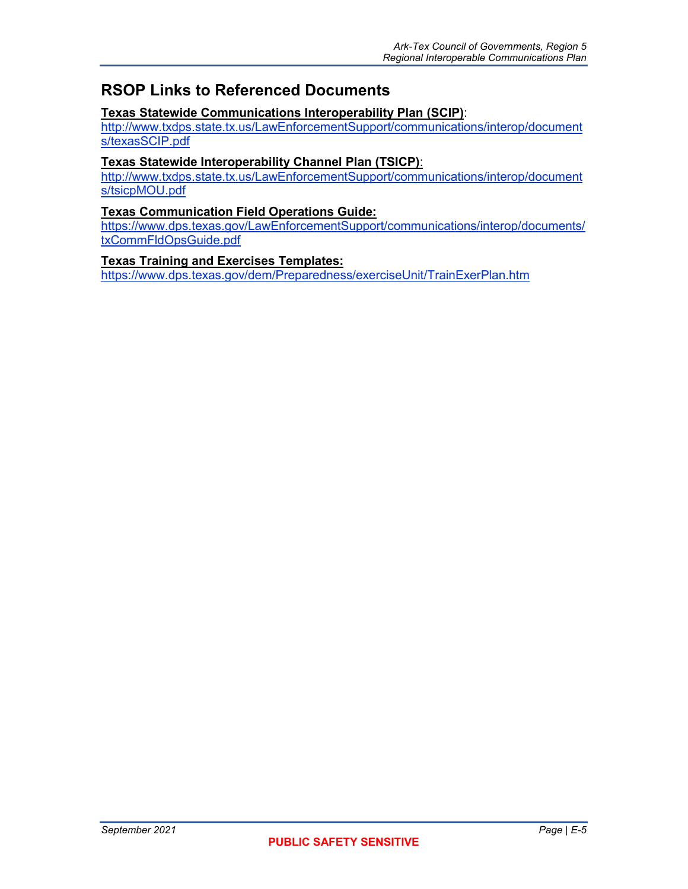## RSOP Links to Referenced Documents

**Texas Statewide Communications Interoperability Plan (SCIP)**:
http://www.txdps.state.tx.us/LawEnforcementSupport/communications/interop/documents/texasSCIP.pdf

**Texas Statewide Interoperability Channel Plan (TSICP)**:
http://www.txdps.state.tx.us/LawEnforcementSupport/communications/interop/documents/tsicpMOU.pdf

**Texas Communication Field Operations Guide:**
https://www.dps.texas.gov/LawEnforcementSupport/communications/interop/documents/txCommFldOpsGuide.pdf

**Texas Training and Exercises Templates:**
https://www.dps.texas.gov/dem/Preparedness/exerciseUnit/TrainExerPlan.htm

PUBLIC SAFETY SENSITIVE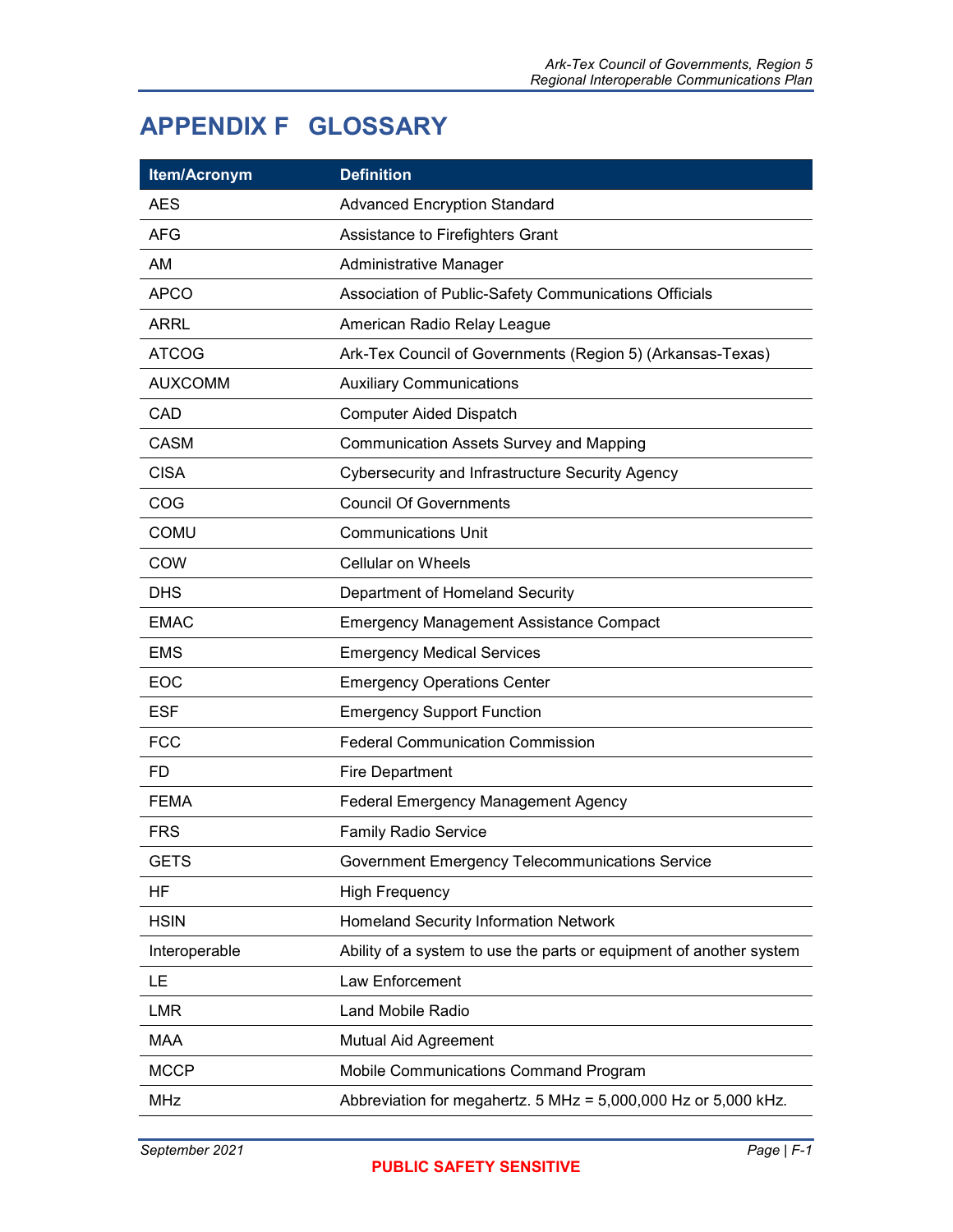# APPENDIX F GLOSSARY

| Item/Acronym | Definition |
|---|---|
| AES | Advanced Encryption Standard |
| AFG | Assistance to Firefighters Grant |
| AM | Administrative Manager |
| APCO | Association of Public-Safety Communications Officials |
| ARRL | American Radio Relay League |
| ATCOG | Ark-Tex Council of Governments (Region 5) (Arkansas-Texas) |
| AUXCOMM | Auxiliary Communications |
| CAD | Computer Aided Dispatch |
| CASM | Communication Assets Survey and Mapping |
| CISA | Cybersecurity and Infrastructure Security Agency |
| COG | Council Of Governments |
| COMU | Communications Unit |
| COW | Cellular on Wheels |
| DHS | Department of Homeland Security |
| EMAC | Emergency Management Assistance Compact |
| EMS | Emergency Medical Services |
| EOC | Emergency Operations Center |
| ESF | Emergency Support Function |
| FCC | Federal Communication Commission |
| FD | Fire Department |
| FEMA | Federal Emergency Management Agency |
| FRS | Family Radio Service |
| GETS | Government Emergency Telecommunications Service |
| HF | High Frequency |
| HSIN | Homeland Security Information Network |
| Interoperable | Ability of a system to use the parts or equipment of another system |
| LE | Law Enforcement |
| LMR | Land Mobile Radio |
| MAA | Mutual Aid Agreement |
| MCCP | Mobile Communications Command Program |
| MHz | Abbreviation for megahertz. 5 MHz = 5,000,000 Hz or 5,000 kHz. |

PUBLIC SAFETY SENSITIVE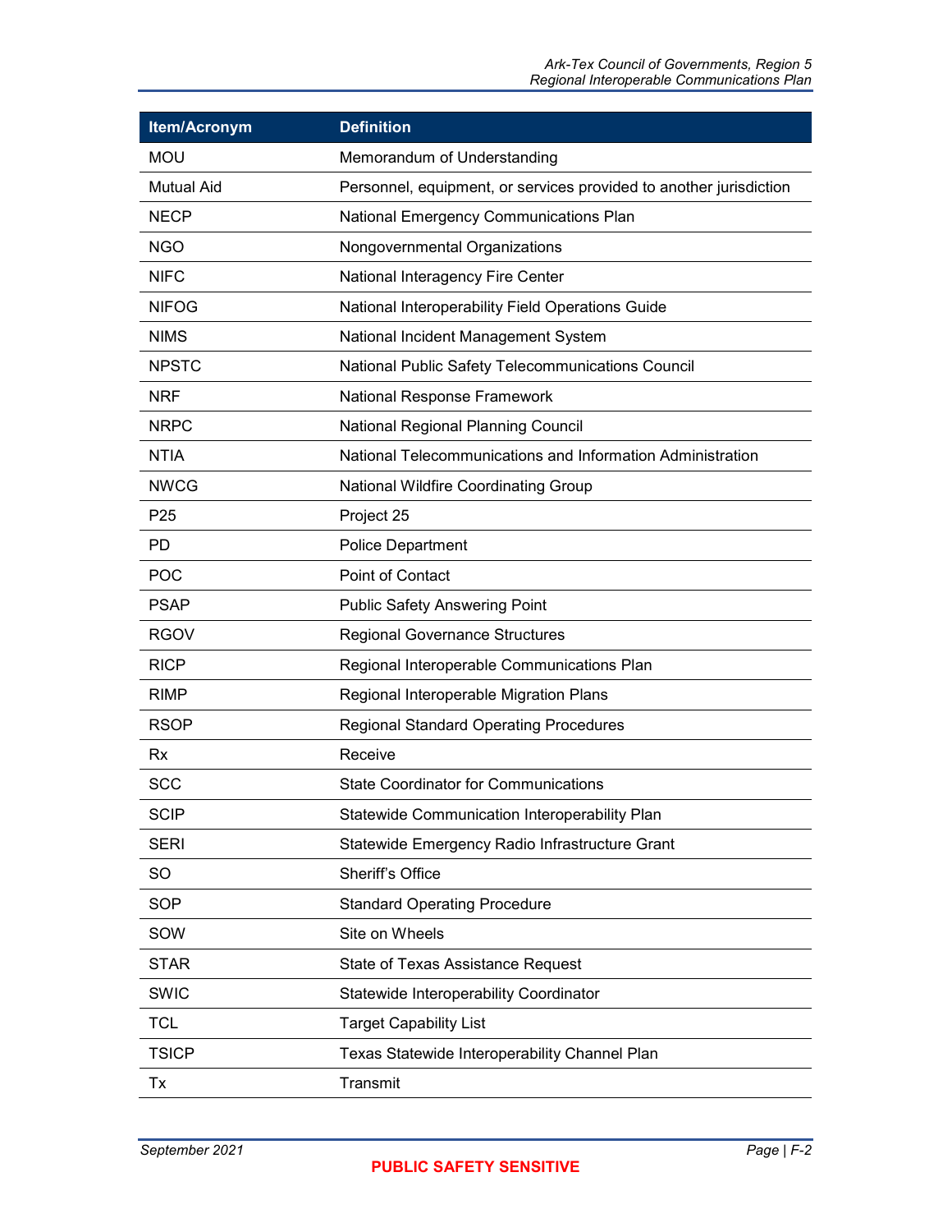| Item/Acronym | Definition |
|---|---|
| MOU | Memorandum of Understanding |
| Mutual Aid | Personnel, equipment, or services provided to another jurisdiction |
| NECP | National Emergency Communications Plan |
| NGO | Nongovernmental Organizations |
| NIFC | National Interagency Fire Center |
| NIFOG | National Interoperability Field Operations Guide |
| NIMS | National Incident Management System |
| NPSTC | National Public Safety Telecommunications Council |
| NRF | National Response Framework |
| NRPC | National Regional Planning Council |
| NTIA | National Telecommunications and Information Administration |
| NWCG | National Wildfire Coordinating Group |
| P25 | Project 25 |
| PD | Police Department |
| POC | Point of Contact |
| PSAP | Public Safety Answering Point |
| RGOV | Regional Governance Structures |
| RICP | Regional Interoperable Communications Plan |
| RIMP | Regional Interoperable Migration Plans |
| RSOP | Regional Standard Operating Procedures |
| Rx | Receive |
| SCC | State Coordinator for Communications |
| SCIP | Statewide Communication Interoperability Plan |
| SERI | Statewide Emergency Radio Infrastructure Grant |
| SO | Sheriff's Office |
| SOP | Standard Operating Procedure |
| SOW | Site on Wheels |
| STAR | State of Texas Assistance Request |
| SWIC | Statewide Interoperability Coordinator |
| TCL | Target Capability List |
| TSICP | Texas Statewide Interoperability Channel Plan |
| Tx | Transmit |

PUBLIC SAFETY SENSITIVE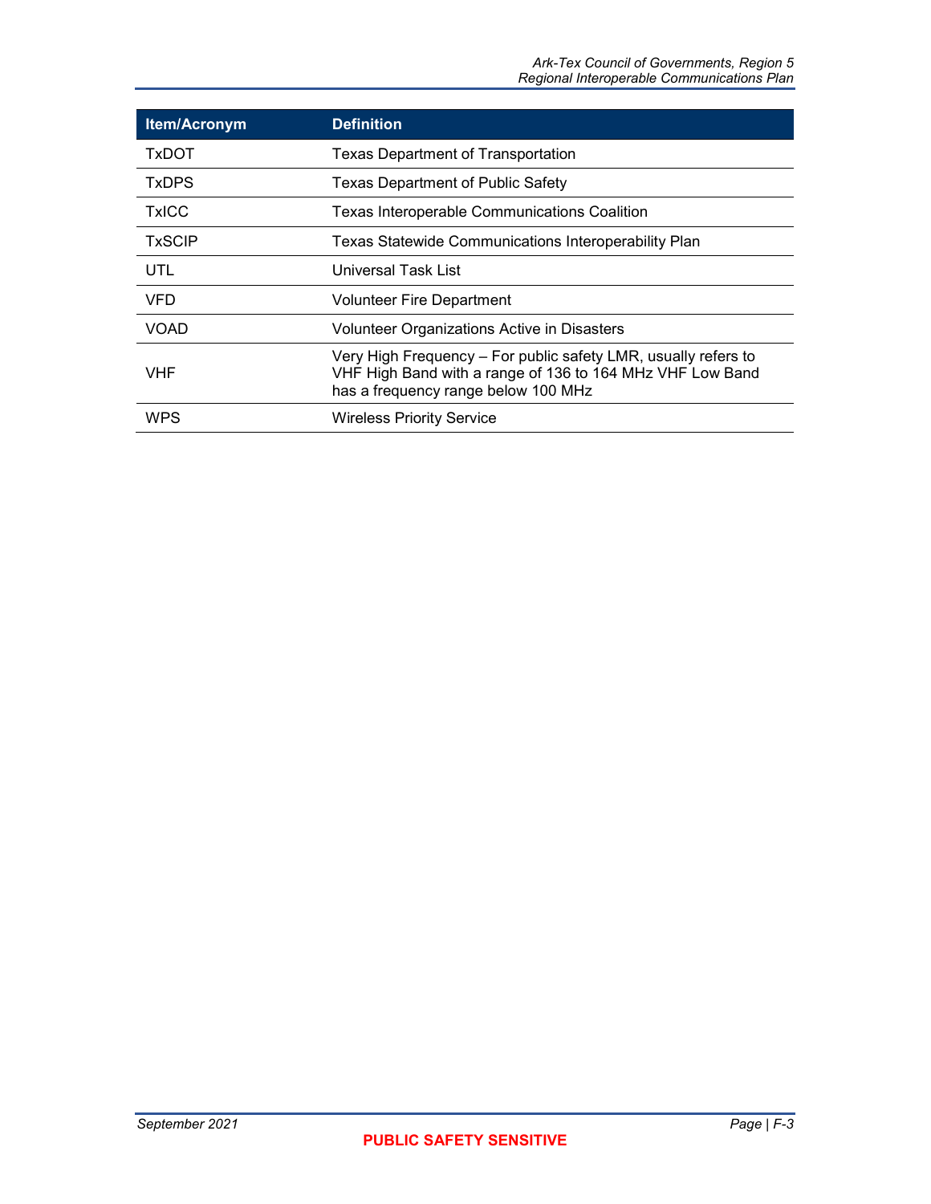| Item/Acronym | Definition |
|---|---|
| TxDOT | Texas Department of Transportation |
| TxDPS | Texas Department of Public Safety |
| TxICC | Texas Interoperable Communications Coalition |
| TxSCIP | Texas Statewide Communications Interoperability Plan |
| UTL | Universal Task List |
| VFD | Volunteer Fire Department |
| VOAD | Volunteer Organizations Active in Disasters |
| VHF | Very High Frequency – For public safety LMR, usually refers to VHF High Band with a range of 136 to 164 MHz VHF Low Band has a frequency range below 100 MHz |
| WPS | Wireless Priority Service |

**PUBLIC SAFETY SENSITIVE**